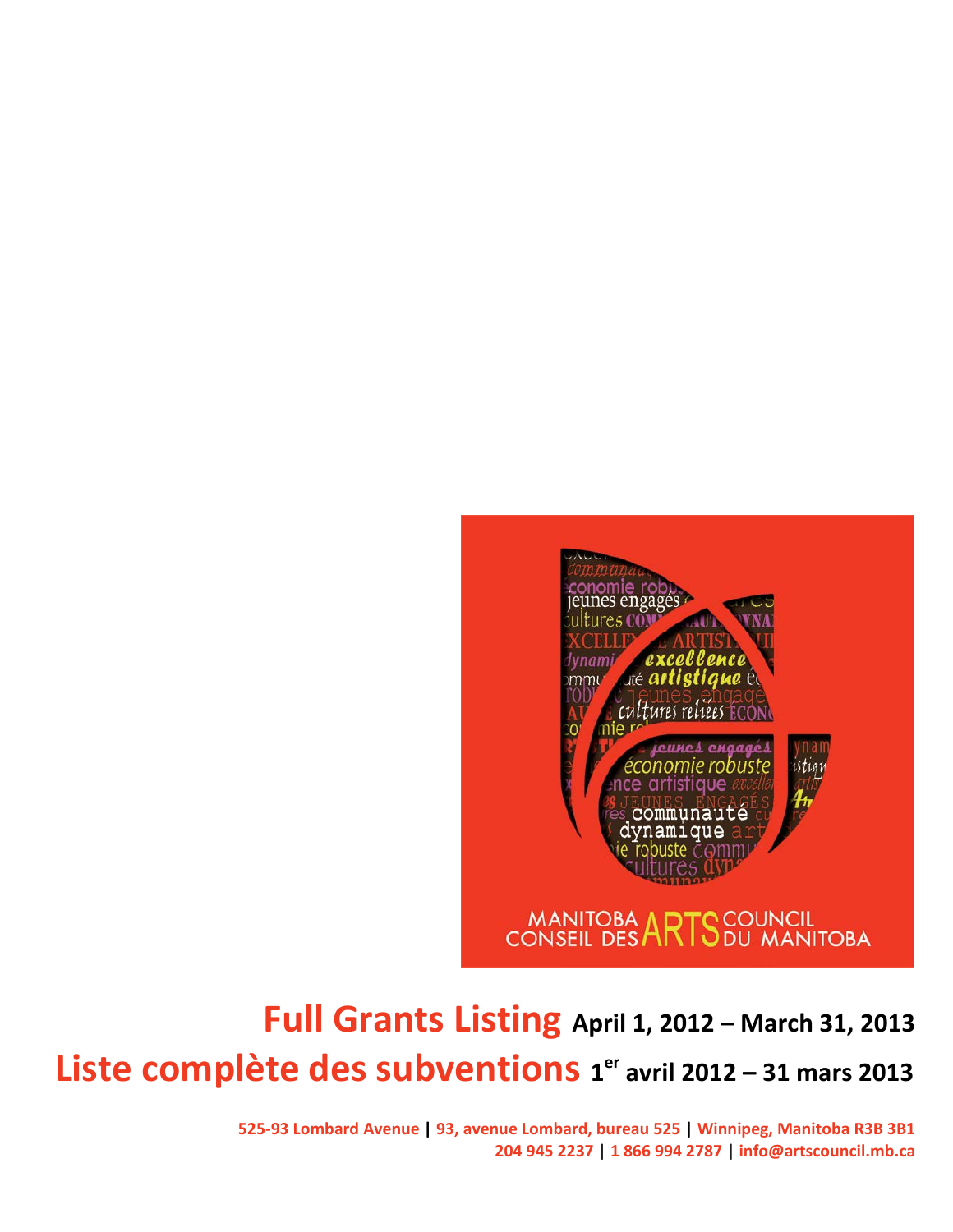MANITOBA ARTS COUNCIL
CONSEIL DES ARTS DU MANITOBA

# Full Grants Listing April 1, 2012 – March 31, 2013

# Liste complète des subventions 1[er] avril 2012 – 31 mars 2013

**525-93 Lombard Avenue | 93, avenue Lombard, bureau 525 | Winnipeg, Manitoba R3B 3B1**
**204 945 2237 | 1 866 994 2787 | info@artscouncil.mb.ca**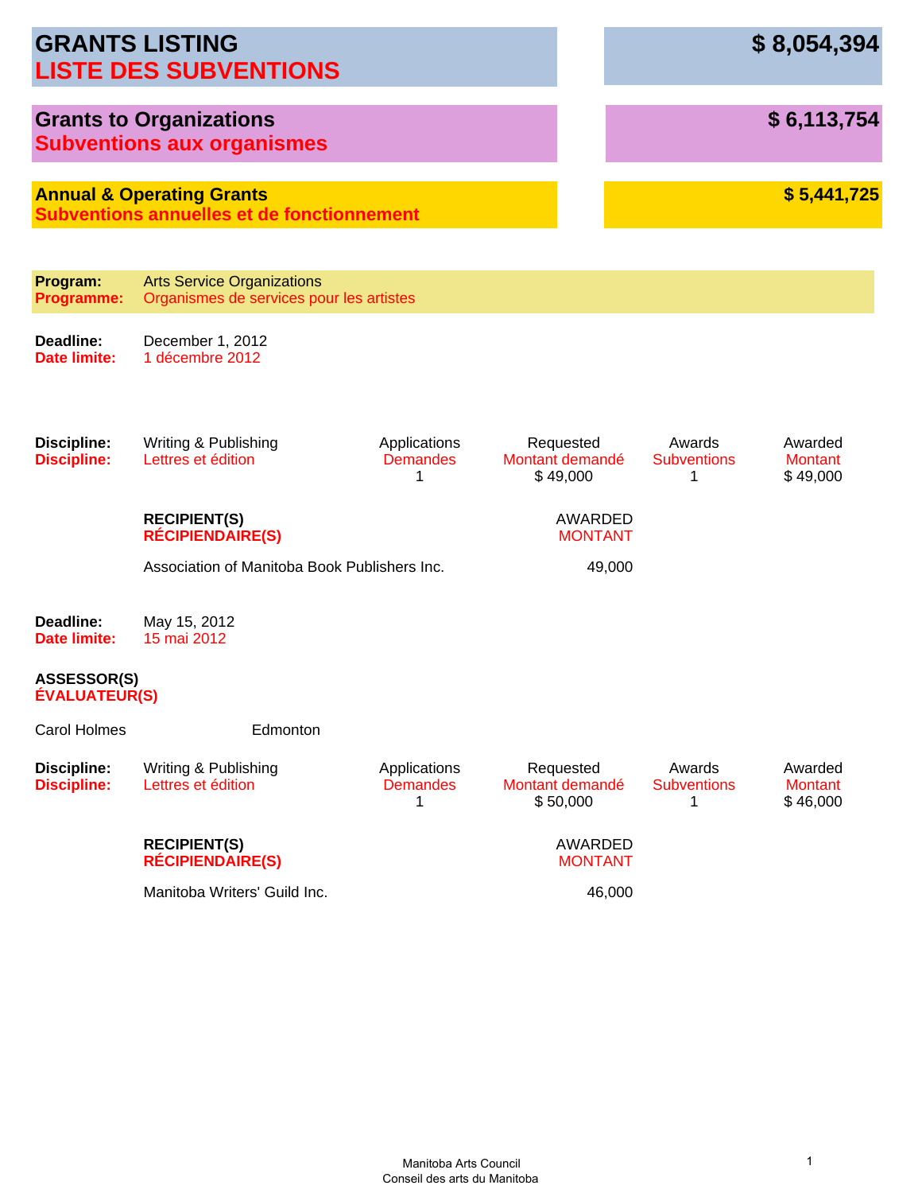# GRANTS LISTING — $ 8,054,394
# LISTE DES SUBVENTIONS

## Grants to Organizations — $ 6,113,754
## Subventions aux organismes

### Annual & Operating Grants — $ 5,441,725
### Subventions annuelles et de fonctionnement

**Program:** Arts Service Organizations
**Programme:** Organismes de services pour les artistes

**Deadline:** December 1, 2012
**Date limite:** 1 décembre 2012

| Discipline: / Discipline: | Applications / Demandes | Requested / Montant demandé | Awards / Subventions | Awarded / Montant |
|---|---|---|---|---|
| Writing & Publishing / Lettres et édition | 1 | $ 49,000 | 1 | $ 49,000 |

| RECIPIENT(S) / RÉCIPIENDAIRE(S) | AWARDED / MONTANT |
|---|---|
| Association of Manitoba Book Publishers Inc. | 49,000 |

**Deadline:** May 15, 2012
**Date limite:** 15 mai 2012

**ASSESSOR(S)**
**ÉVALUATEUR(S)**

Carol Holmes — Edmonton

| Discipline: / Discipline: | Applications / Demandes | Requested / Montant demandé | Awards / Subventions | Awarded / Montant |
|---|---|---|---|---|
| Writing & Publishing / Lettres et édition | 1 | $ 50,000 | 1 | $ 46,000 |

| RECIPIENT(S) / RÉCIPIENDAIRE(S) | AWARDED / MONTANT |
|---|---|
| Manitoba Writers' Guild Inc. | 46,000 |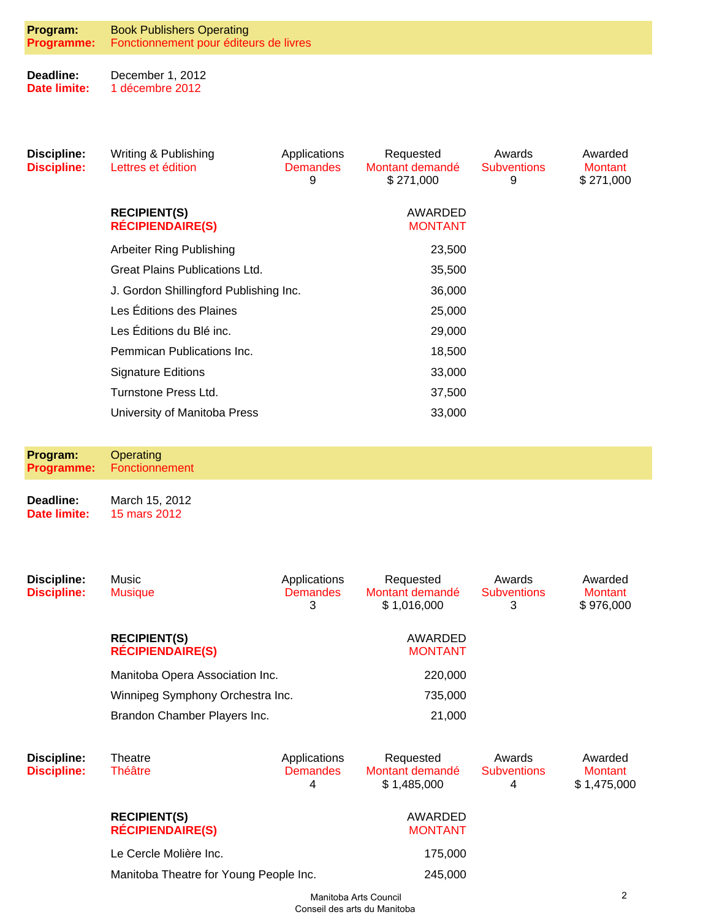**Program:** Book Publishers Operating
**Programme:** Fonctionnement pour éditeurs de livres

**Deadline:** December 1, 2012
**Date limite:** 1 décembre 2012

| Discipline: | Writing & Publishing | Applications | Requested | Awards | Awarded |
|---|---|---|---|---|---|
| Discipline: | Lettres et édition | Demandes | Montant demandé | Subventions | Montant |
| | | 9 | $ 271,000 | 9 | $ 271,000 |

| RECIPIENT(S) / RÉCIPIENDAIRE(S) | AWARDED / MONTANT |
|---|---|
| Arbeiter Ring Publishing | 23,500 |
| Great Plains Publications Ltd. | 35,500 |
| J. Gordon Shillingford Publishing Inc. | 36,000 |
| Les Éditions des Plaines | 25,000 |
| Les Éditions du Blé inc. | 29,000 |
| Pemmican Publications Inc. | 18,500 |
| Signature Editions | 33,000 |
| Turnstone Press Ltd. | 37,500 |
| University of Manitoba Press | 33,000 |

**Program:** Operating
**Programme:** Fonctionnement

**Deadline:** March 15, 2012
**Date limite:** 15 mars 2012

| Discipline: | Music | Applications | Requested | Awards | Awarded |
|---|---|---|---|---|---|
| Discipline: | Musique | Demandes | Montant demandé | Subventions | Montant |
| | | 3 | $ 1,016,000 | 3 | $ 976,000 |

| RECIPIENT(S) / RÉCIPIENDAIRE(S) | AWARDED / MONTANT |
|---|---|
| Manitoba Opera Association Inc. | 220,000 |
| Winnipeg Symphony Orchestra Inc. | 735,000 |
| Brandon Chamber Players Inc. | 21,000 |

| Discipline: | Theatre | Applications | Requested | Awards | Awarded |
|---|---|---|---|---|---|
| Discipline: | Théâtre | Demandes | Montant demandé | Subventions | Montant |
| | | 4 | $ 1,485,000 | 4 | $ 1,475,000 |

| RECIPIENT(S) / RÉCIPIENDAIRE(S) | AWARDED / MONTANT |
|---|---|
| Le Cercle Molière Inc. | 175,000 |
| Manitoba Theatre for Young People Inc. | 245,000 |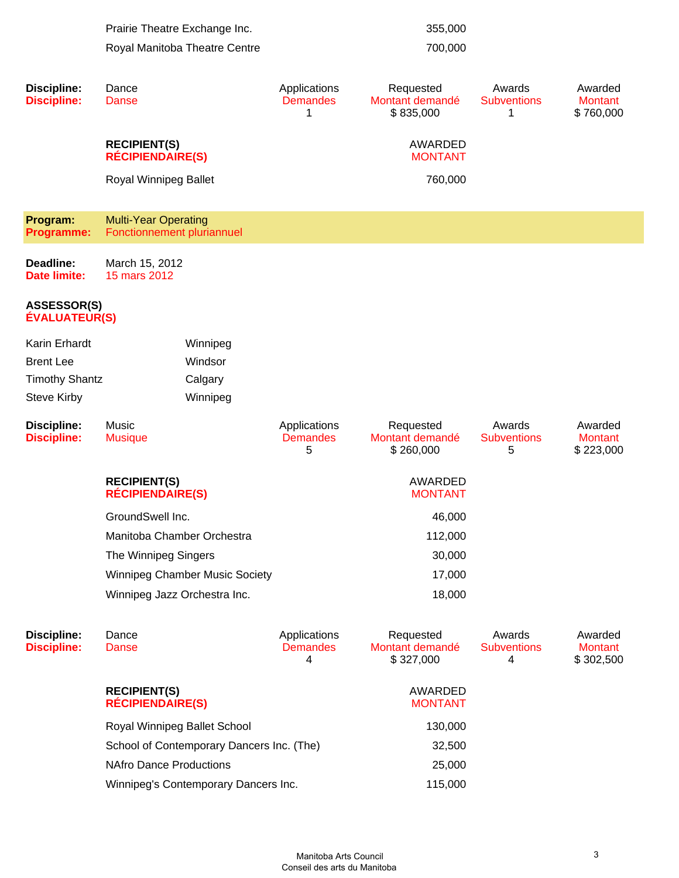| | |
|---|---|
| Prairie Theatre Exchange Inc. | 355,000 |
| Royal Manitoba Theatre Centre | 700,000 |

| **Discipline:** / **Discipline:** | Dance / Danse | Applications / Demandes | Requested / Montant demandé | Awards / Subventions | Awarded / Montant |
|---|---|---|---|---|---|
| | | 1 | $ 835,000 | 1 | $ 760,000 |

| **RECIPIENT(S)** / **RÉCIPIENDAIRE(S)** | AWARDED / MONTANT |
|---|---|
| Royal Winnipeg Ballet | 760,000 |

## Program: Multi-Year Operating
## Programme: Fonctionnement pluriannuel

**Deadline:** March 15, 2012
**Date limite:** 15 mars 2012

**ASSESSOR(S)**
**ÉVALUATEUR(S)**

| | |
|---|---|
| Karin Erhardt | Winnipeg |
| Brent Lee | Windsor |
| Timothy Shantz | Calgary |
| Steve Kirby | Winnipeg |

| **Discipline:** / **Discipline:** | Music / Musique | Applications / Demandes | Requested / Montant demandé | Awards / Subventions | Awarded / Montant |
|---|---|---|---|---|---|
| | | 5 | $ 260,000 | 5 | $ 223,000 |

| **RECIPIENT(S)** / **RÉCIPIENDAIRE(S)** | AWARDED / MONTANT |
|---|---|
| GroundSwell Inc. | 46,000 |
| Manitoba Chamber Orchestra | 112,000 |
| The Winnipeg Singers | 30,000 |
| Winnipeg Chamber Music Society | 17,000 |
| Winnipeg Jazz Orchestra Inc. | 18,000 |

| **Discipline:** / **Discipline:** | Dance / Danse | Applications / Demandes | Requested / Montant demandé | Awards / Subventions | Awarded / Montant |
|---|---|---|---|---|---|
| | | 4 | $ 327,000 | 4 | $ 302,500 |

| **RECIPIENT(S)** / **RÉCIPIENDAIRE(S)** | AWARDED / MONTANT |
|---|---|
| Royal Winnipeg Ballet School | 130,000 |
| School of Contemporary Dancers Inc. (The) | 32,500 |
| NAfro Dance Productions | 25,000 |
| Winnipeg's Contemporary Dancers Inc. | 115,000 |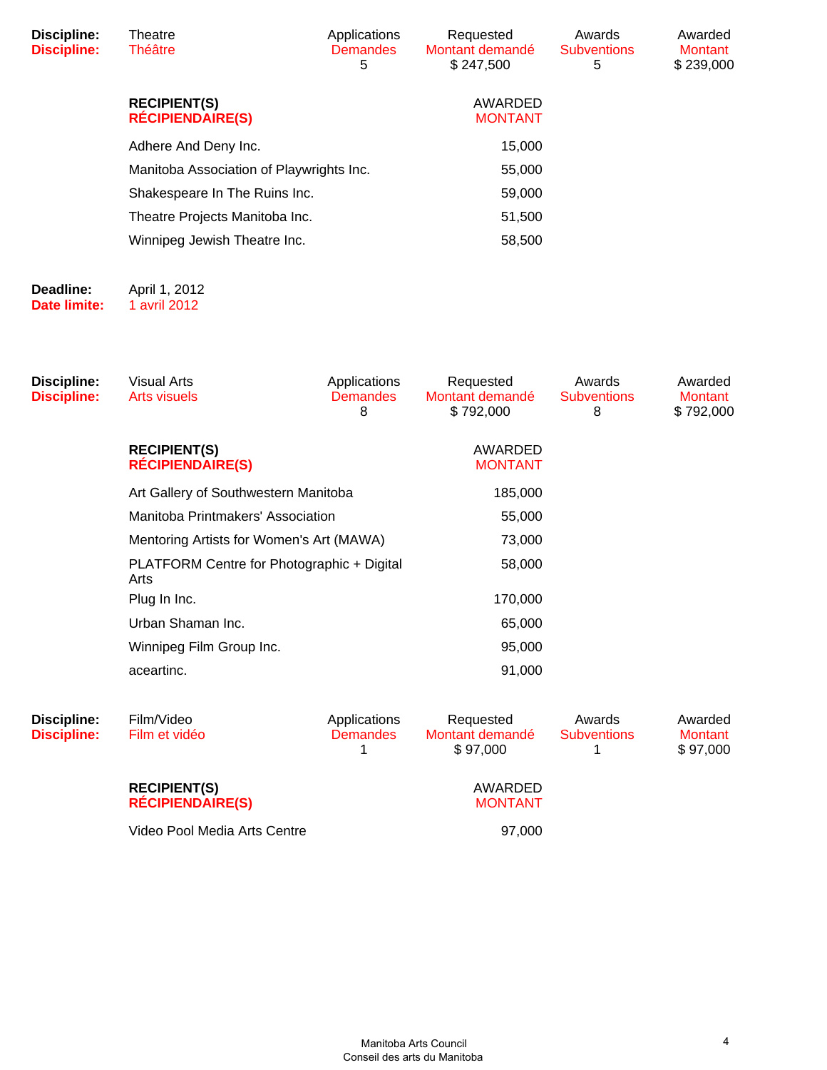| **Discipline:** | Theatre | Applications | Requested | Awards | Awarded |
|---|---|---|---|---|---|
| **Discipline:** | Théâtre | Demandes | Montant demandé | Subventions | Montant |
| | | 5 | $ 247,500 | 5 | $ 239,000 |

| **RECIPIENT(S)** **RÉCIPIENDAIRE(S)** | AWARDED MONTANT |
|---|---|
| Adhere And Deny Inc. | 15,000 |
| Manitoba Association of Playwrights Inc. | 55,000 |
| Shakespeare In The Ruins Inc. | 59,000 |
| Theatre Projects Manitoba Inc. | 51,500 |
| Winnipeg Jewish Theatre Inc. | 58,500 |

**Deadline:** April 1, 2012
**Date limite:** 1 avril 2012

| **Discipline:** | Visual Arts | Applications | Requested | Awards | Awarded |
|---|---|---|---|---|---|
| **Discipline:** | Arts visuels | Demandes | Montant demandé | Subventions | Montant |
| | | 8 | $ 792,000 | 8 | $ 792,000 |

| **RECIPIENT(S)** **RÉCIPIENDAIRE(S)** | AWARDED MONTANT |
|---|---|
| Art Gallery of Southwestern Manitoba | 185,000 |
| Manitoba Printmakers' Association | 55,000 |
| Mentoring Artists for Women's Art (MAWA) | 73,000 |
| PLATFORM Centre for Photographic + Digital Arts | 58,000 |
| Plug In Inc. | 170,000 |
| Urban Shaman Inc. | 65,000 |
| Winnipeg Film Group Inc. | 95,000 |
| aceartinc. | 91,000 |

| **Discipline:** | Film/Video | Applications | Requested | Awards | Awarded |
|---|---|---|---|---|---|
| **Discipline:** | Film et vidéo | Demandes | Montant demandé | Subventions | Montant |
| | | 1 | $ 97,000 | 1 | $ 97,000 |

| **RECIPIENT(S)** **RÉCIPIENDAIRE(S)** | AWARDED MONTANT |
|---|---|
| Video Pool Media Arts Centre | 97,000 |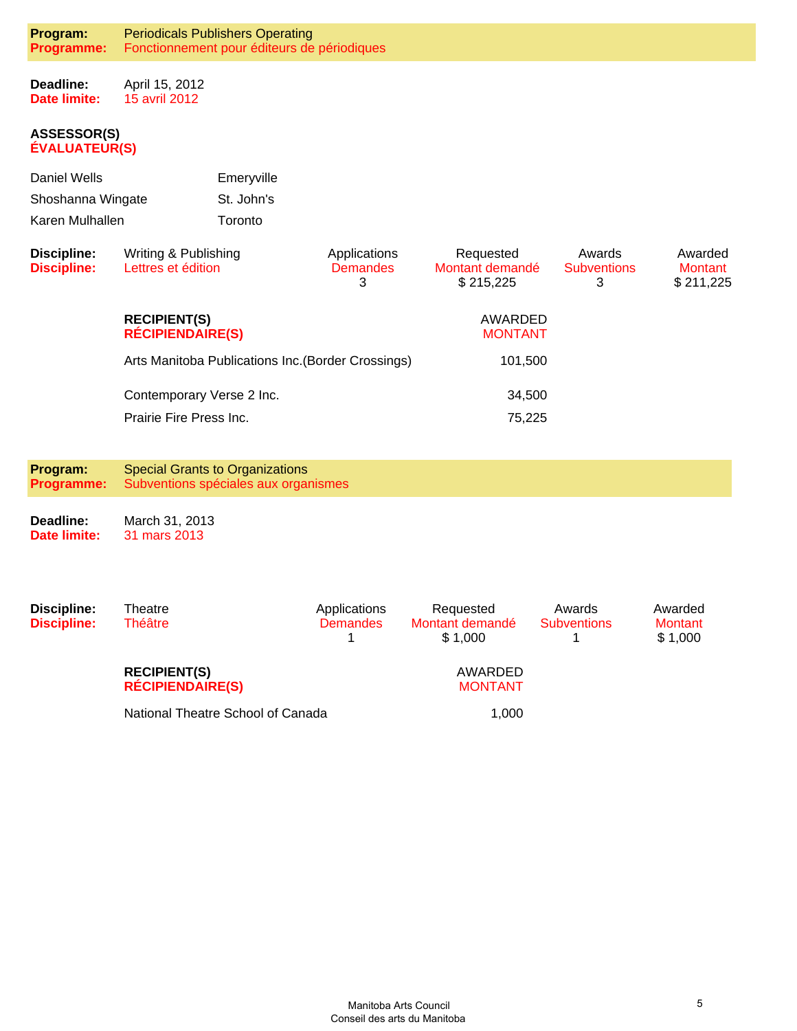**Program:** Periodicals Publishers Operating
**Programme:** Fonctionnement pour éditeurs de périodiques

**Deadline:** April 15, 2012
**Date limite:** 15 avril 2012

**ASSESSOR(S)**
**ÉVALUATEUR(S)**

| | |
|---|---|
| Daniel Wells | Emeryville |
| Shoshanna Wingate | St. John's |
| Karen Mulhallen | Toronto |

| Discipline: / Discipline: | Applications / Demandes | Requested / Montant demandé | Awards / Subventions | Awarded / Montant |
|---|---|---|---|---|
| Writing & Publishing / Lettres et édition | 3 | $ 215,225 | 3 | $ 211,225 |

| RECIPIENT(S) / RÉCIPIENDAIRE(S) | AWARDED / MONTANT |
|---|---|
| Arts Manitoba Publications Inc.(Border Crossings) | 101,500 |
| Contemporary Verse 2 Inc. | 34,500 |
| Prairie Fire Press Inc. | 75,225 |

**Program:** Special Grants to Organizations
**Programme:** Subventions spéciales aux organismes

**Deadline:** March 31, 2013
**Date limite:** 31 mars 2013

| Discipline: / Discipline: | Applications / Demandes | Requested / Montant demandé | Awards / Subventions | Awarded / Montant |
|---|---|---|---|---|
| Theatre / Théâtre | 1 | $ 1,000 | 1 | $ 1,000 |

| RECIPIENT(S) / RÉCIPIENDAIRE(S) | AWARDED / MONTANT |
|---|---|
| National Theatre School of Canada | 1,000 |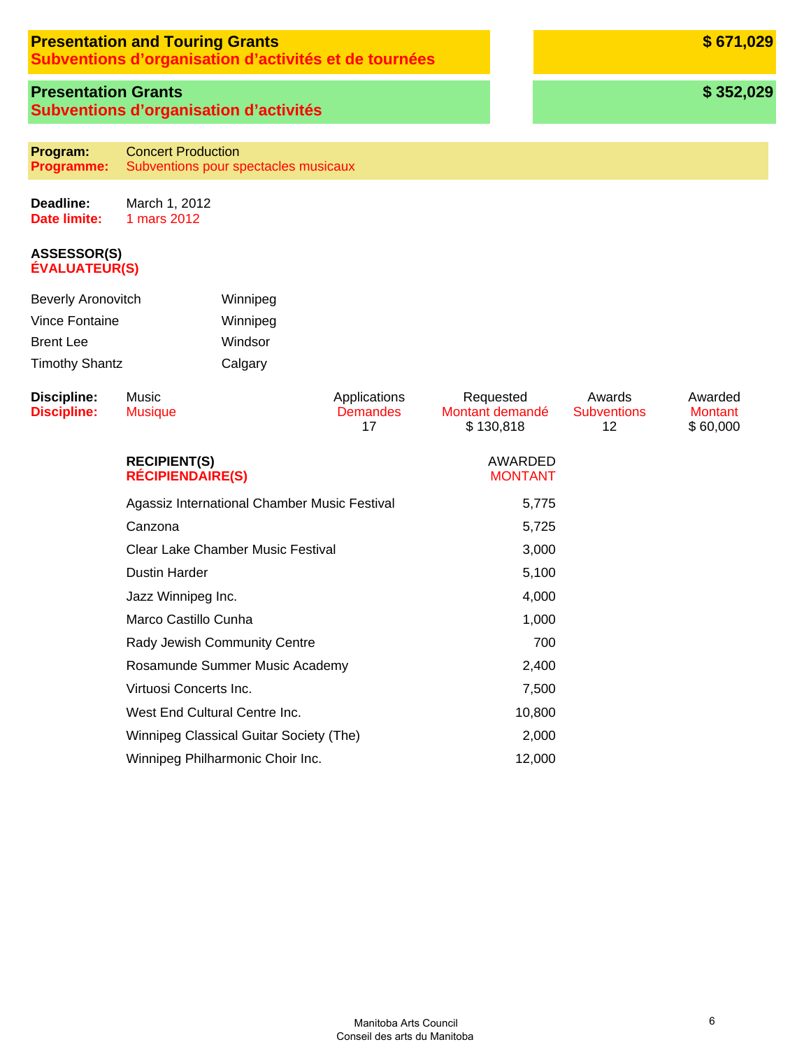## Presentation and Touring Grants
## Subventions d’organisation d’activités et de tournées

**$ 671,029**

### Presentation Grants
### Subventions d’organisation d’activités

**$ 352,029**

**Program:** Concert Production
**Programme:** Subventions pour spectacles musicaux

**Deadline:** March 1, 2012
**Date limite:** 1 mars 2012

**ASSESSOR(S)**
**ÉVALUATEUR(S)**

| | |
|---|---|
| Beverly Aronovitch | Winnipeg |
| Vince Fontaine | Winnipeg |
| Brent Lee | Windsor |
| Timothy Shantz | Calgary |

| Discipline: / Discipline: | Applications / Demandes | Requested / Montant demandé | Awards / Subventions | Awarded / Montant |
|---|---|---|---|---|
| Music / Musique | 17 | $ 130,818 | 12 | $ 60,000 |

| RECIPIENT(S) / RÉCIPIENDAIRE(S) | AWARDED / MONTANT |
|---|---|
| Agassiz International Chamber Music Festival | 5,775 |
| Canzona | 5,725 |
| Clear Lake Chamber Music Festival | 3,000 |
| Dustin Harder | 5,100 |
| Jazz Winnipeg Inc. | 4,000 |
| Marco Castillo Cunha | 1,000 |
| Rady Jewish Community Centre | 700 |
| Rosamunde Summer Music Academy | 2,400 |
| Virtuosi Concerts Inc. | 7,500 |
| West End Cultural Centre Inc. | 10,800 |
| Winnipeg Classical Guitar Society (The) | 2,000 |
| Winnipeg Philharmonic Choir Inc. | 12,000 |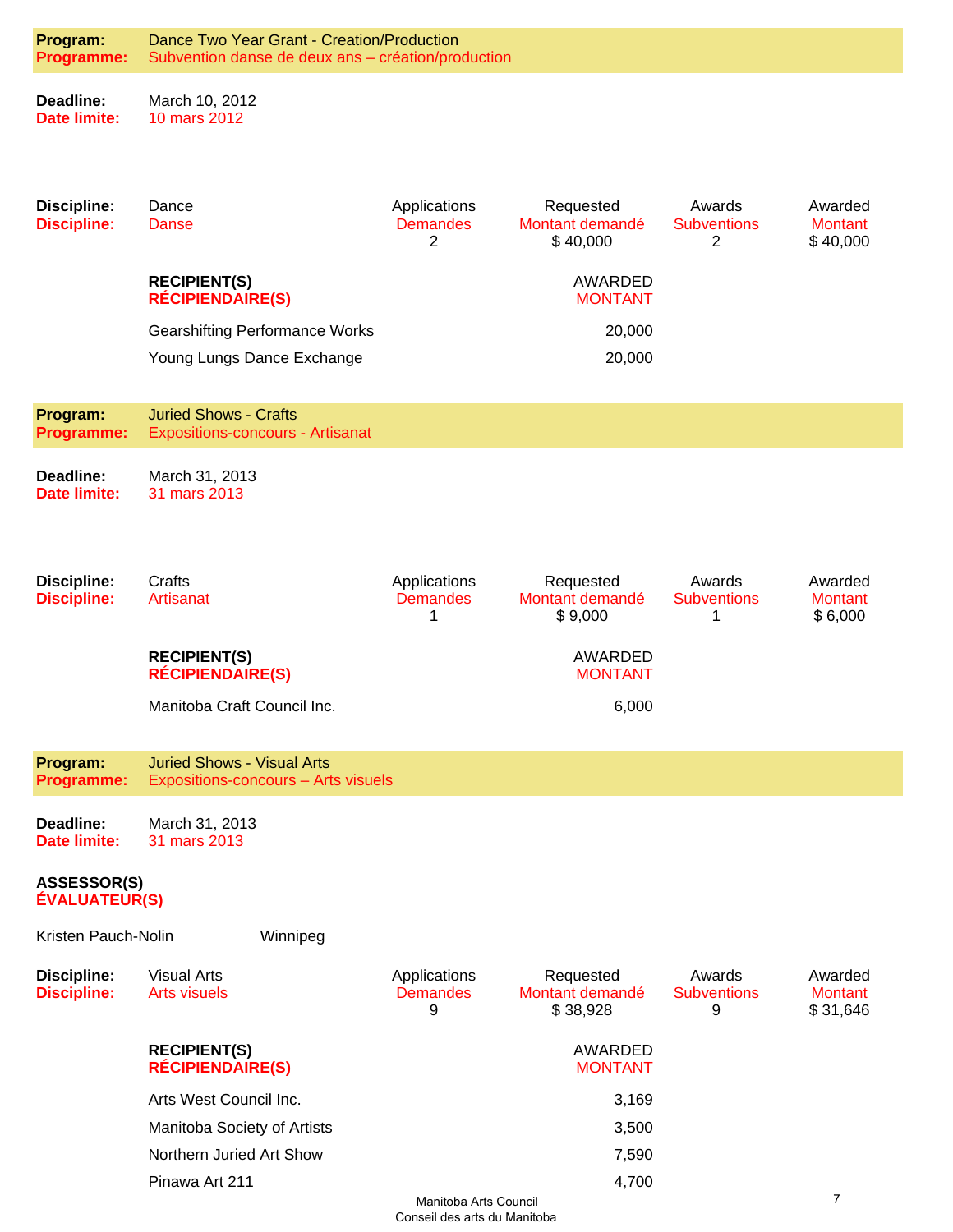**Program:** Dance Two Year Grant - Creation/Production
**Programme:** Subvention danse de deux ans – création/production

**Deadline:** March 10, 2012
**Date limite:** 10 mars 2012

| Discipline: | Dance / Danse | Applications / Demandes | Requested / Montant demandé | Awards / Subventions | Awarded / Montant |
|---|---|---|---|---|---|
| | | 2 | $ 40,000 | 2 | $ 40,000 |

| RECIPIENT(S) / RÉCIPIENDAIRE(S) | AWARDED / MONTANT |
|---|---|
| Gearshifting Performance Works | 20,000 |
| Young Lungs Dance Exchange | 20,000 |

**Program:** Juried Shows - Crafts
**Programme:** Expositions-concours - Artisanat

**Deadline:** March 31, 2013
**Date limite:** 31 mars 2013

| Discipline: | Crafts / Artisanat | Applications / Demandes | Requested / Montant demandé | Awards / Subventions | Awarded / Montant |
|---|---|---|---|---|---|
| | | 1 | $ 9,000 | 1 | $ 6,000 |

| RECIPIENT(S) / RÉCIPIENDAIRE(S) | AWARDED / MONTANT |
|---|---|
| Manitoba Craft Council Inc. | 6,000 |

**Program:** Juried Shows - Visual Arts
**Programme:** Expositions-concours – Arts visuels

**Deadline:** March 31, 2013
**Date limite:** 31 mars 2013

**ASSESSOR(S)**
**ÉVALUATEUR(S)**

Kristen Pauch-Nolin Winnipeg

| Discipline: | Visual Arts / Arts visuels | Applications / Demandes | Requested / Montant demandé | Awards / Subventions | Awarded / Montant |
|---|---|---|---|---|---|
| | | 9 | $ 38,928 | 9 | $ 31,646 |

| RECIPIENT(S) / RÉCIPIENDAIRE(S) | AWARDED / MONTANT |
|---|---|
| Arts West Council Inc. | 3,169 |
| Manitoba Society of Artists | 3,500 |
| Northern Juried Art Show | 7,590 |
| Pinawa Art 211 | 4,700 |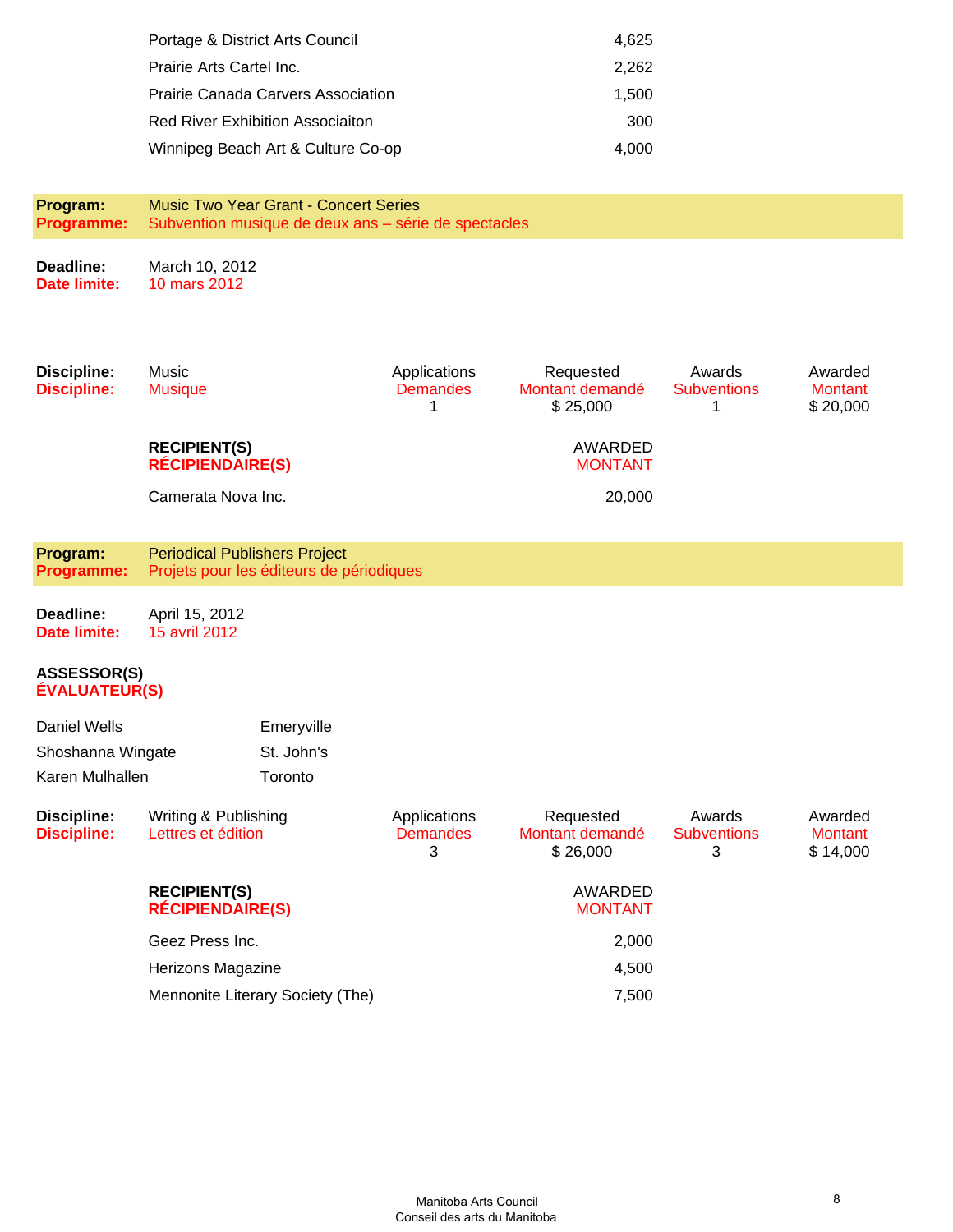| | |
|---|---|
| Portage & District Arts Council | 4,625 |
| Prairie Arts Cartel Inc. | 2,262 |
| Prairie Canada Carvers Association | 1,500 |
| Red River Exhibition Associaiton | 300 |
| Winnipeg Beach Art & Culture Co-op | 4,000 |

**Program:** Music Two Year Grant - Concert Series
**Programme:** Subvention musique de deux ans – série de spectacles

**Deadline:** March 10, 2012
**Date limite:** 10 mars 2012

| **Discipline:** / **Discipline:** | | Applications / Demandes | Requested / Montant demandé | Awards / Subventions | Awarded / Montant |
|---|---|---|---|---|---|
| | Music / Musique | 1 | $ 25,000 | 1 | $ 20,000 |

| **RECIPIENT(S)** / **RÉCIPIENDAIRE(S)** | AWARDED / MONTANT |
|---|---|
| Camerata Nova Inc. | 20,000 |

**Program:** Periodical Publishers Project
**Programme:** Projets pour les éditeurs de périodiques

**Deadline:** April 15, 2012
**Date limite:** 15 avril 2012

**ASSESSOR(S)**
**ÉVALUATEUR(S)**

| | |
|---|---|
| Daniel Wells | Emeryville |
| Shoshanna Wingate | St. John's |
| Karen Mulhallen | Toronto |

| **Discipline:** / **Discipline:** | | Applications / Demandes | Requested / Montant demandé | Awards / Subventions | Awarded / Montant |
|---|---|---|---|---|---|
| | Writing & Publishing / Lettres et édition | 3 | $ 26,000 | 3 | $ 14,000 |

| **RECIPIENT(S)** / **RÉCIPIENDAIRE(S)** | AWARDED / MONTANT |
|---|---|
| Geez Press Inc. | 2,000 |
| Herizons Magazine | 4,500 |
| Mennonite Literary Society (The) | 7,500 |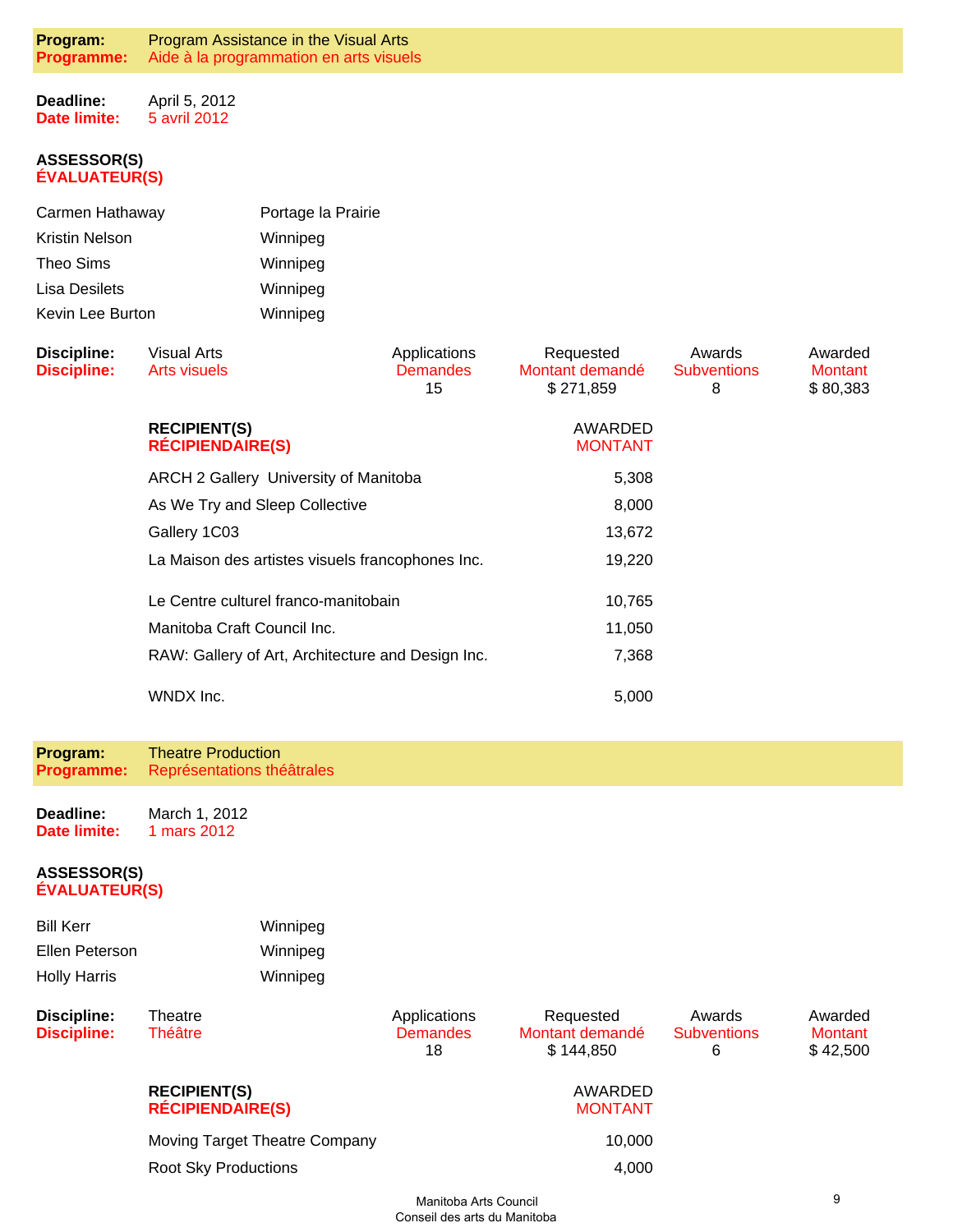**Program:** Program Assistance in the Visual Arts
**Programme:** Aide à la programmation en arts visuels

**Deadline:** April 5, 2012
**Date limite:** 5 avril 2012

**ASSESSOR(S)**
**ÉVALUATEUR(S)**

| | |
|---|---|
| Carmen Hathaway | Portage la Prairie |
| Kristin Nelson | Winnipeg |
| Theo Sims | Winnipeg |
| Lisa Desilets | Winnipeg |
| Kevin Lee Burton | Winnipeg |

| Discipline: / Discipline: | Applications / Demandes | Requested / Montant demandé | Awards / Subventions | Awarded / Montant |
|---|---|---|---|---|
| Visual Arts / Arts visuels | 15 | $ 271,859 | 8 | $ 80,383 |

| RECIPIENT(S) / RÉCIPIENDAIRE(S) | AWARDED / MONTANT |
|---|---|
| ARCH 2 Gallery University of Manitoba | 5,308 |
| As We Try and Sleep Collective | 8,000 |
| Gallery 1C03 | 13,672 |
| La Maison des artistes visuels francophones Inc. | 19,220 |
| Le Centre culturel franco-manitobain | 10,765 |
| Manitoba Craft Council Inc. | 11,050 |
| RAW: Gallery of Art, Architecture and Design Inc. | 7,368 |
| WNDX Inc. | 5,000 |

**Program:** Theatre Production
**Programme:** Représentations théâtrales

**Deadline:** March 1, 2012
**Date limite:** 1 mars 2012

**ASSESSOR(S)**
**ÉVALUATEUR(S)**

| | |
|---|---|
| Bill Kerr | Winnipeg |
| Ellen Peterson | Winnipeg |
| Holly Harris | Winnipeg |

| Discipline: / Discipline: | Applications / Demandes | Requested / Montant demandé | Awards / Subventions | Awarded / Montant |
|---|---|---|---|---|
| Theatre / Théâtre | 18 | $ 144,850 | 6 | $ 42,500 |

| RECIPIENT(S) / RÉCIPIENDAIRE(S) | AWARDED / MONTANT |
|---|---|
| Moving Target Theatre Company | 10,000 |
| Root Sky Productions | 4,000 |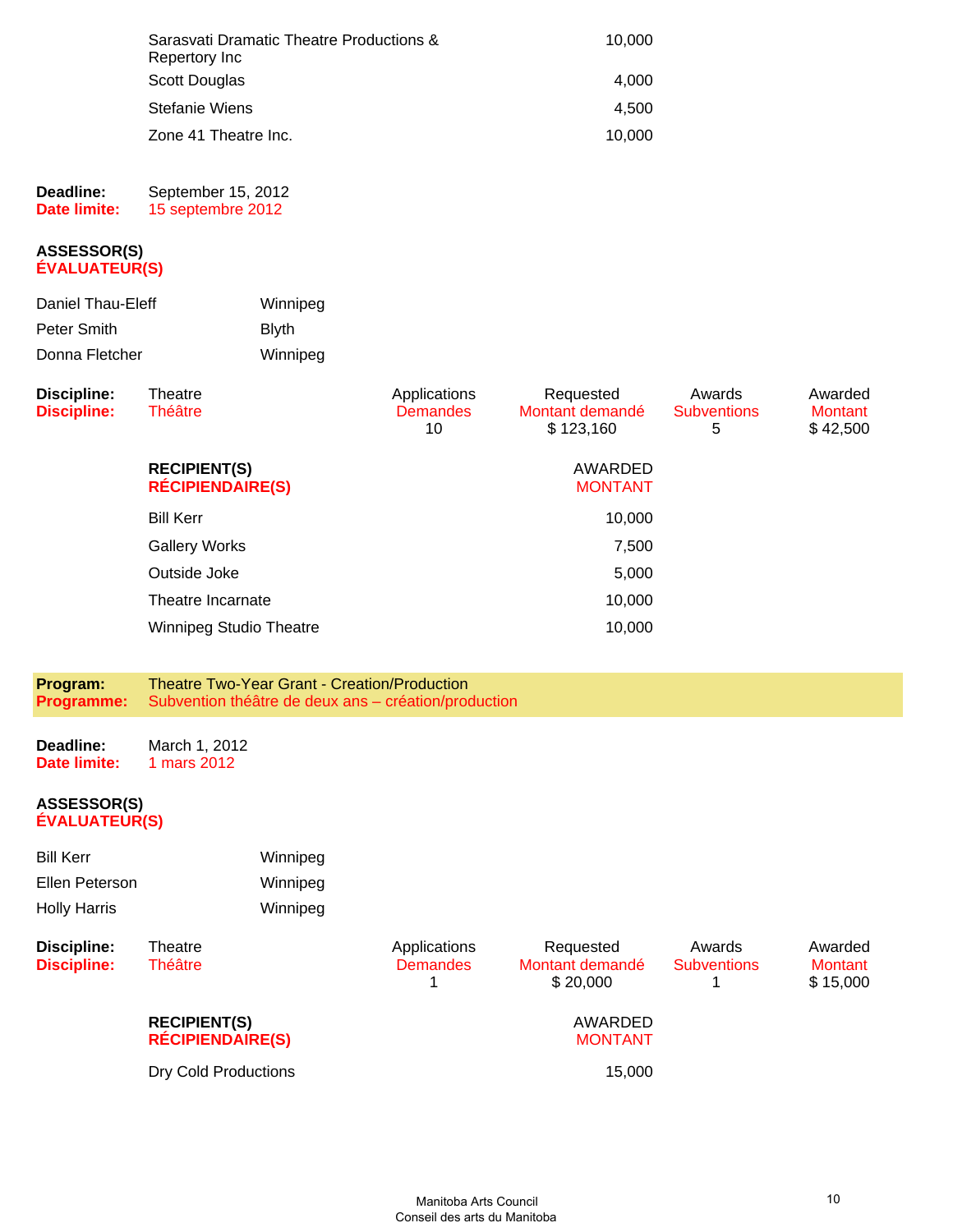| | |
|---|---|
| Sarasvati Dramatic Theatre Productions & Repertory Inc | 10,000 |
| Scott Douglas | 4,000 |
| Stefanie Wiens | 4,500 |
| Zone 41 Theatre Inc. | 10,000 |

**Deadline:** September 15, 2012
**Date limite:** 15 septembre 2012

**ASSESSOR(S)**
**ÉVALUATEUR(S)**

| | |
|---|---|
| Daniel Thau-Eleff | Winnipeg |
| Peter Smith | Blyth |
| Donna Fletcher | Winnipeg |

| | | Applications / Demandes | Requested / Montant demandé | Awards / Subventions | Awarded / Montant |
|---|---|---|---|---|---|
| **Discipline: / Discipline:** | Theatre / Théâtre | 10 | $ 123,160 | 5 | $ 42,500 |

| RECIPIENT(S) / RÉCIPIENDAIRE(S) | AWARDED / MONTANT |
|---|---|
| Bill Kerr | 10,000 |
| Gallery Works | 7,500 |
| Outside Joke | 5,000 |
| Theatre Incarnate | 10,000 |
| Winnipeg Studio Theatre | 10,000 |

**Program:** Theatre Two-Year Grant - Creation/Production
**Programme:** Subvention théâtre de deux ans – création/production

**Deadline:** March 1, 2012
**Date limite:** 1 mars 2012

**ASSESSOR(S)**
**ÉVALUATEUR(S)**

| | |
|---|---|
| Bill Kerr | Winnipeg |
| Ellen Peterson | Winnipeg |
| Holly Harris | Winnipeg |

| | | Applications / Demandes | Requested / Montant demandé | Awards / Subventions | Awarded / Montant |
|---|---|---|---|---|---|
| **Discipline: / Discipline:** | Theatre / Théâtre | 1 | $ 20,000 | 1 | $ 15,000 |

| RECIPIENT(S) / RÉCIPIENDAIRE(S) | AWARDED / MONTANT |
|---|---|
| Dry Cold Productions | 15,000 |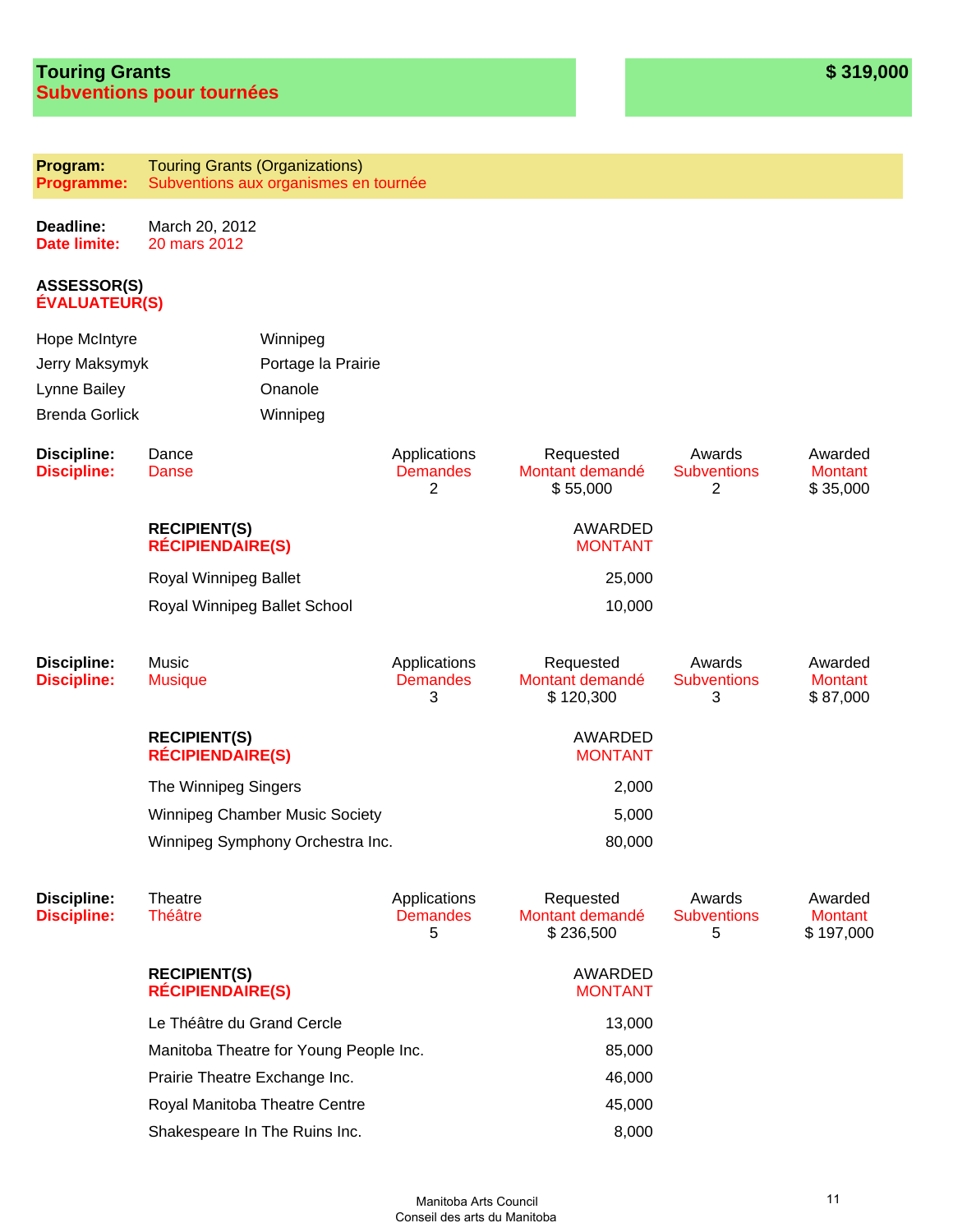## Touring Grants
## Subventions pour tournées

**$ 319,000**

**Program:** Touring Grants (Organizations)
**Programme:** Subventions aux organismes en tournée

**Deadline:** March 20, 2012
**Date limite:** 20 mars 2012

**ASSESSOR(S)**
**ÉVALUATEUR(S)**

| | |
|---|---|
| Hope McIntyre | Winnipeg |
| Jerry Maksymyk | Portage la Prairie |
| Lynne Bailey | Onanole |
| Brenda Gorlick | Winnipeg |

**Discipline:** Dance
**Discipline:** Danse

| Applications Demandes | Requested Montant demandé | Awards Subventions | Awarded Montant |
|---|---|---|---|
| 2 | $ 55,000 | 2 | $ 35,000 |

| RECIPIENT(S) RÉCIPIENDAIRE(S) | AWARDED MONTANT |
|---|---|
| Royal Winnipeg Ballet | 25,000 |
| Royal Winnipeg Ballet School | 10,000 |

**Discipline:** Music
**Discipline:** Musique

| Applications Demandes | Requested Montant demandé | Awards Subventions | Awarded Montant |
|---|---|---|---|
| 3 | $ 120,300 | 3 | $ 87,000 |

| RECIPIENT(S) RÉCIPIENDAIRE(S) | AWARDED MONTANT |
|---|---|
| The Winnipeg Singers | 2,000 |
| Winnipeg Chamber Music Society | 5,000 |
| Winnipeg Symphony Orchestra Inc. | 80,000 |

**Discipline:** Theatre
**Discipline:** Théâtre

| Applications Demandes | Requested Montant demandé | Awards Subventions | Awarded Montant |
|---|---|---|---|
| 5 | $ 236,500 | 5 | $ 197,000 |

| RECIPIENT(S) RÉCIPIENDAIRE(S) | AWARDED MONTANT |
|---|---|
| Le Théâtre du Grand Cercle | 13,000 |
| Manitoba Theatre for Young People Inc. | 85,000 |
| Prairie Theatre Exchange Inc. | 46,000 |
| Royal Manitoba Theatre Centre | 45,000 |
| Shakespeare In The Ruins Inc. | 8,000 |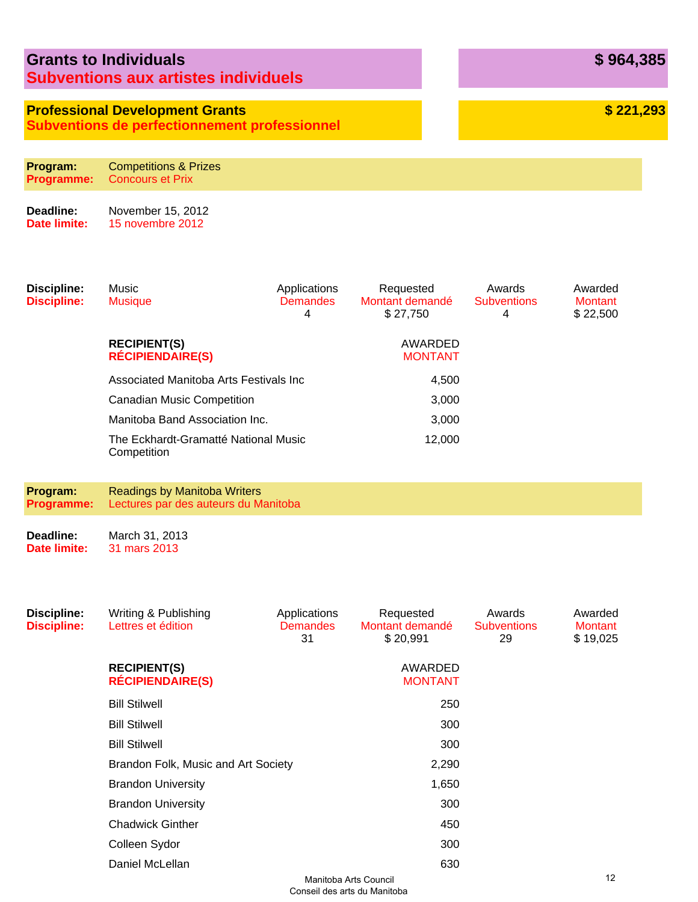## Grants to Individuals / Subventions aux artistes individuels — $ 964,385

### Professional Development Grants / Subventions de perfectionnement professionnel — $ 221,293

**Program:** Competitions & Prizes
**Programme:** Concours et Prix

**Deadline:** November 15, 2012
**Date limite:** 15 novembre 2012

| Discipline | Applications / Demandes | Requested / Montant demandé | Awards / Subventions | Awarded / Montant |
|---|---|---|---|---|
| Music / Musique | 4 | $ 27,750 | 4 | $ 22,500 |

| RECIPIENT(S) / RÉCIPIENDAIRE(S) | AWARDED / MONTANT |
|---|---|
| Associated Manitoba Arts Festivals Inc | 4,500 |
| Canadian Music Competition | 3,000 |
| Manitoba Band Association Inc. | 3,000 |
| The Eckhardt-Gramatté National Music Competition | 12,000 |

**Program:** Readings by Manitoba Writers
**Programme:** Lectures par des auteurs du Manitoba

**Deadline:** March 31, 2013
**Date limite:** 31 mars 2013

| Discipline | Applications / Demandes | Requested / Montant demandé | Awards / Subventions | Awarded / Montant |
|---|---|---|---|---|
| Writing & Publishing / Lettres et édition | 31 | $ 20,991 | 29 | $ 19,025 |

| RECIPIENT(S) / RÉCIPIENDAIRE(S) | AWARDED / MONTANT |
|---|---|
| Bill Stilwell | 250 |
| Bill Stilwell | 300 |
| Bill Stilwell | 300 |
| Brandon Folk, Music and Art Society | 2,290 |
| Brandon University | 1,650 |
| Brandon University | 300 |
| Chadwick Ginther | 450 |
| Colleen Sydor | 300 |
| Daniel McLellan | 630 |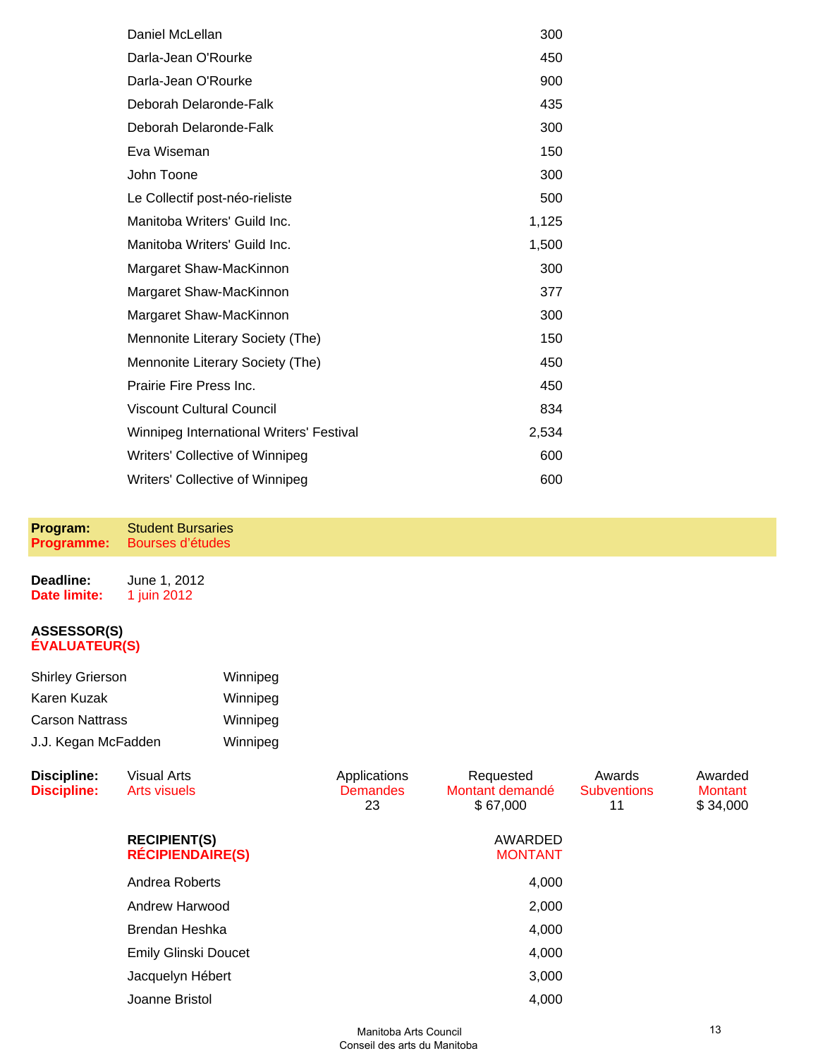| | |
|---|---|
| Daniel McLellan | 300 |
| Darla-Jean O'Rourke | 450 |
| Darla-Jean O'Rourke | 900 |
| Deborah Delaronde-Falk | 435 |
| Deborah Delaronde-Falk | 300 |
| Eva Wiseman | 150 |
| John Toone | 300 |
| Le Collectif post-néo-rieliste | 500 |
| Manitoba Writers' Guild Inc. | 1,125 |
| Manitoba Writers' Guild Inc. | 1,500 |
| Margaret Shaw-MacKinnon | 300 |
| Margaret Shaw-MacKinnon | 377 |
| Margaret Shaw-MacKinnon | 300 |
| Mennonite Literary Society (The) | 150 |
| Mennonite Literary Society (The) | 450 |
| Prairie Fire Press Inc. | 450 |
| Viscount Cultural Council | 834 |
| Winnipeg International Writers' Festival | 2,534 |
| Writers' Collective of Winnipeg | 600 |
| Writers' Collective of Winnipeg | 600 |

**Program:** Student Bursaries
**Programme:** Bourses d'études

**Deadline:** June 1, 2012
**Date limite:** 1 juin 2012

**ASSESSOR(S)**
**ÉVALUATEUR(S)**

| | |
|---|---|
| Shirley Grierson | Winnipeg |
| Karen Kuzak | Winnipeg |
| Carson Nattrass | Winnipeg |
| J.J. Kegan McFadden | Winnipeg |

| Discipline: / Discipline: | Applications / Demandes | Requested / Montant demandé | Awards / Subventions | Awarded / Montant |
|---|---|---|---|---|
| Visual Arts / Arts visuels | 23 | $ 67,000 | 11 | $ 34,000 |

| RECIPIENT(S) / RÉCIPIENDAIRE(S) | AWARDED / MONTANT |
|---|---|
| Andrea Roberts | 4,000 |
| Andrew Harwood | 2,000 |
| Brendan Heshka | 4,000 |
| Emily Glinski Doucet | 4,000 |
| Jacquelyn Hébert | 3,000 |
| Joanne Bristol | 4,000 |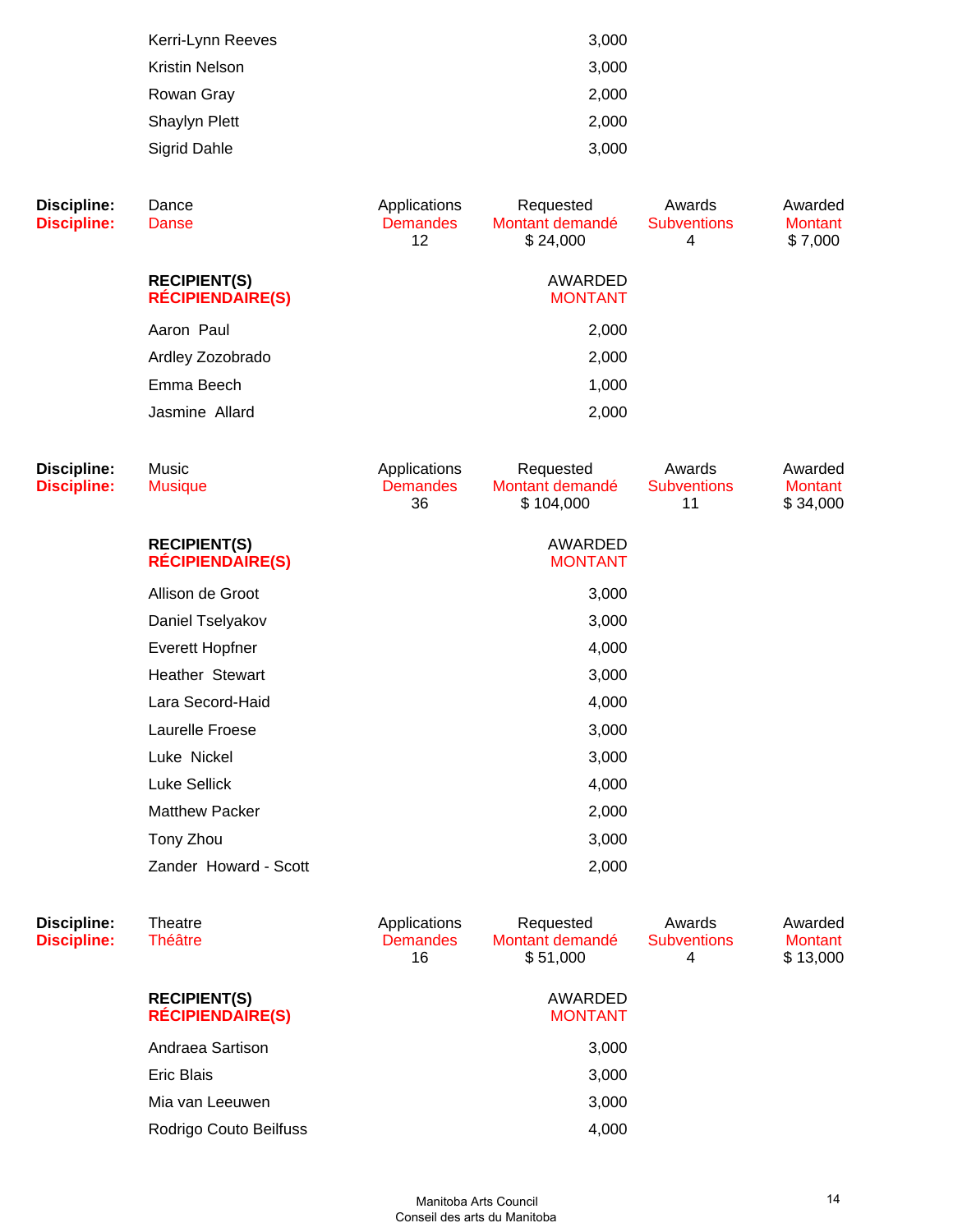| | |
|---|---|
| Kerri-Lynn Reeves | 3,000 |
| Kristin Nelson | 3,000 |
| Rowan Gray | 2,000 |
| Shaylyn Plett | 2,000 |
| Sigrid Dahle | 3,000 |

| Discipline: | Dance | Applications | Requested | Awards | Awarded |
|---|---|---|---|---|---|
| Discipline: | Danse | Demandes | Montant demandé | Subventions | Montant |
| | | 12 | $ 24,000 | 4 | $ 7,000 |

| **RECIPIENT(S)** **RÉCIPIENDAIRE(S)** | AWARDED MONTANT |
|---|---|
| Aaron Paul | 2,000 |
| Ardley Zozobrado | 2,000 |
| Emma Beech | 1,000 |
| Jasmine Allard | 2,000 |

| Discipline: | Music | Applications | Requested | Awards | Awarded |
|---|---|---|---|---|---|
| Discipline: | Musique | Demandes | Montant demandé | Subventions | Montant |
| | | 36 | $ 104,000 | 11 | $ 34,000 |

| **RECIPIENT(S)** **RÉCIPIENDAIRE(S)** | AWARDED MONTANT |
|---|---|
| Allison de Groot | 3,000 |
| Daniel Tselyakov | 3,000 |
| Everett Hopfner | 4,000 |
| Heather Stewart | 3,000 |
| Lara Secord-Haid | 4,000 |
| Laurelle Froese | 3,000 |
| Luke Nickel | 3,000 |
| Luke Sellick | 4,000 |
| Matthew Packer | 2,000 |
| Tony Zhou | 3,000 |
| Zander Howard - Scott | 2,000 |

| Discipline: | Theatre | Applications | Requested | Awards | Awarded |
|---|---|---|---|---|---|
| Discipline: | Théâtre | Demandes | Montant demandé | Subventions | Montant |
| | | 16 | $ 51,000 | 4 | $ 13,000 |

| **RECIPIENT(S)** **RÉCIPIENDAIRE(S)** | AWARDED MONTANT |
|---|---|
| Andraea Sartison | 3,000 |
| Eric Blais | 3,000 |
| Mia van Leeuwen | 3,000 |
| Rodrigo Couto Beilfuss | 4,000 |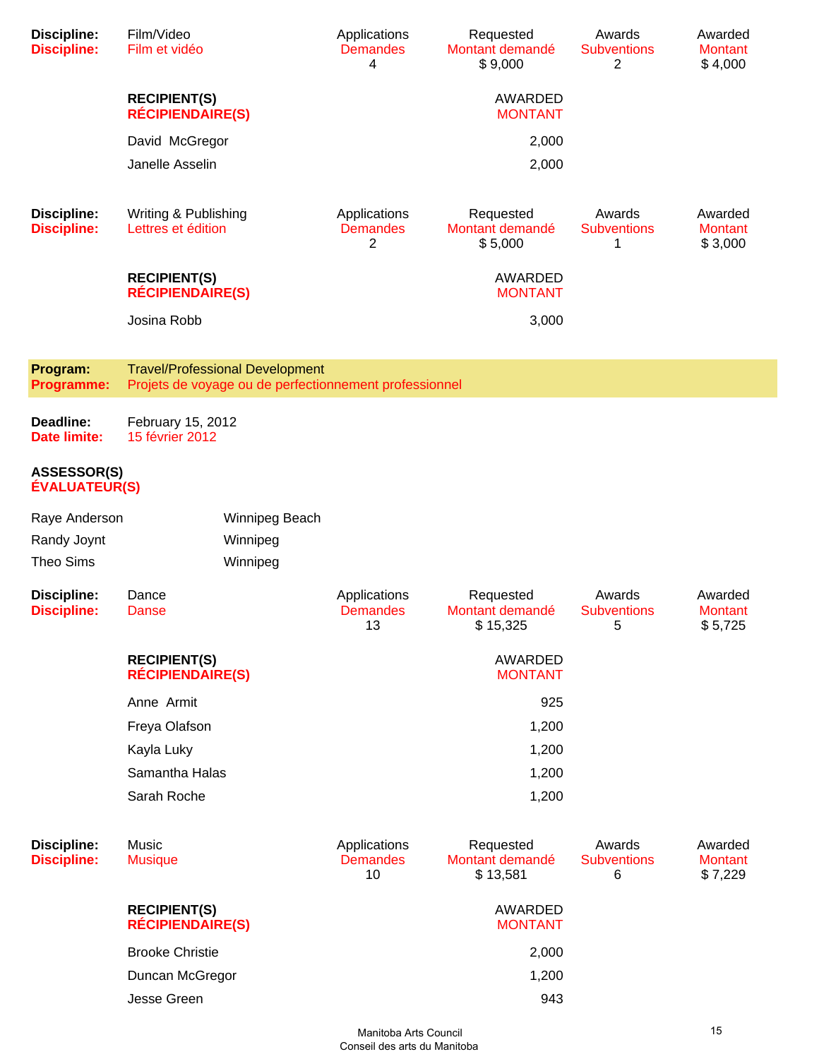| Discipline: | Film/Video | Applications | Requested | Awards | Awarded |
|---|---|---|---|---|---|
| Discipline: | Film et vidéo | Demandes | Montant demandé | Subventions | Montant |
| | | 4 | $ 9,000 | 2 | $ 4,000 |

| RECIPIENT(S) RÉCIPIENDAIRE(S) | AWARDED MONTANT |
|---|---|
| David McGregor | 2,000 |
| Janelle Asselin | 2,000 |

| Discipline: | Writing & Publishing | Applications | Requested | Awards | Awarded |
|---|---|---|---|---|---|
| Discipline: | Lettres et édition | Demandes | Montant demandé | Subventions | Montant |
| | | 2 | $ 5,000 | 1 | $ 3,000 |

| RECIPIENT(S) RÉCIPIENDAIRE(S) | AWARDED MONTANT |
|---|---|
| Josina Robb | 3,000 |

**Program:** Travel/Professional Development
**Programme:** Projets de voyage ou de perfectionnement professionnel

**Deadline:** February 15, 2012
**Date limite:** 15 février 2012

**ASSESSOR(S)**
**ÉVALUATEUR(S)**

| | |
|---|---|
| Raye Anderson | Winnipeg Beach |
| Randy Joynt | Winnipeg |
| Theo Sims | Winnipeg |

| Discipline: | Dance | Applications | Requested | Awards | Awarded |
|---|---|---|---|---|---|
| Discipline: | Danse | Demandes | Montant demandé | Subventions | Montant |
| | | 13 | $ 15,325 | 5 | $ 5,725 |

| RECIPIENT(S) RÉCIPIENDAIRE(S) | AWARDED MONTANT |
|---|---|
| Anne Armit | 925 |
| Freya Olafson | 1,200 |
| Kayla Luky | 1,200 |
| Samantha Halas | 1,200 |
| Sarah Roche | 1,200 |

| Discipline: | Music | Applications | Requested | Awards | Awarded |
|---|---|---|---|---|---|
| Discipline: | Musique | Demandes | Montant demandé | Subventions | Montant |
| | | 10 | $ 13,581 | 6 | $ 7,229 |

| RECIPIENT(S) RÉCIPIENDAIRE(S) | AWARDED MONTANT |
|---|---|
| Brooke Christie | 2,000 |
| Duncan McGregor | 1,200 |
| Jesse Green | 943 |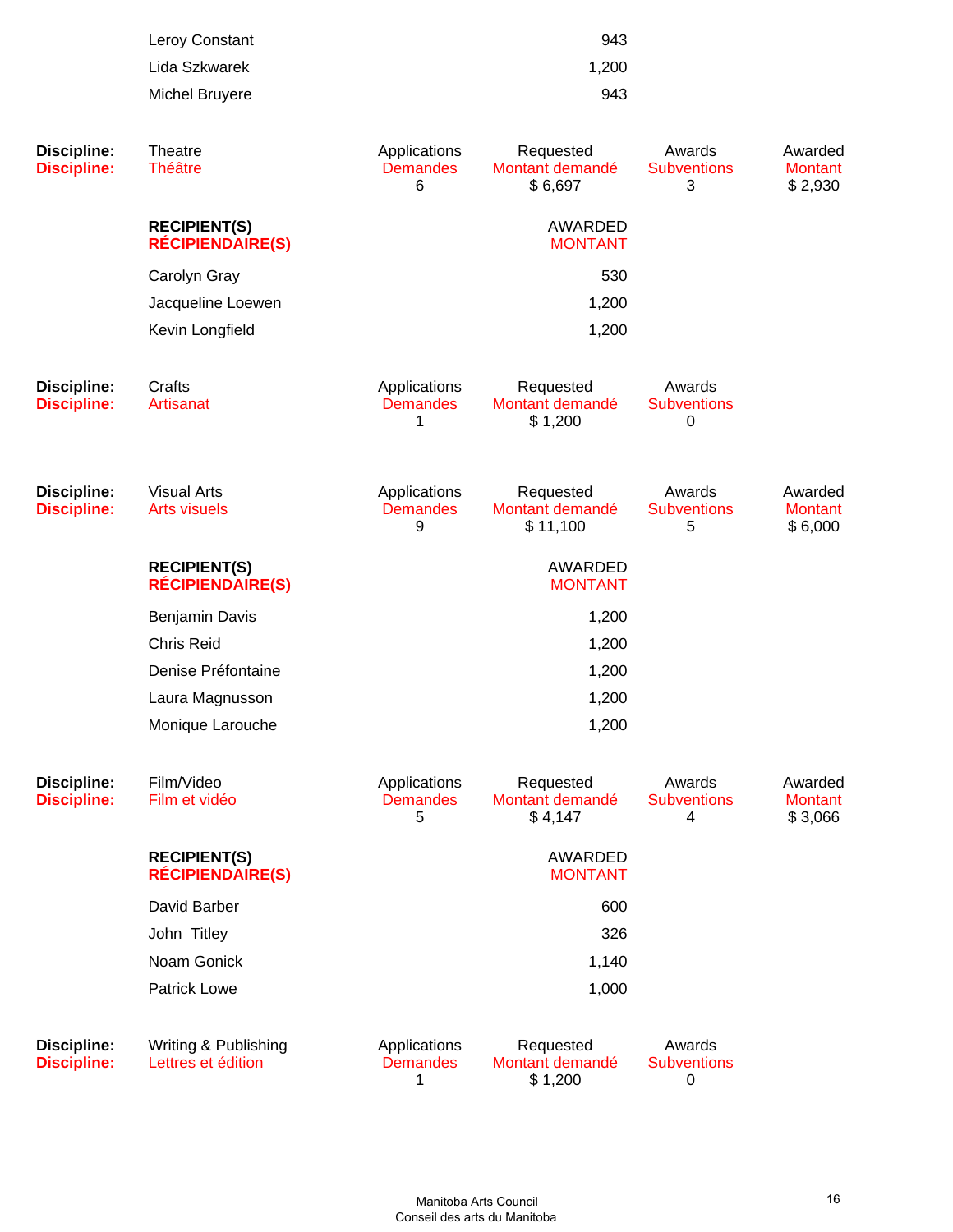| | |
|---|---|
| Leroy Constant | 943 |
| Lida Szkwarek | 1,200 |
| Michel Bruyere | 943 |

| Discipline: Discipline: | Theatre Théâtre | Applications Demandes | Requested Montant demandé | Awards Subventions | Awarded Montant |
|---|---|---|---|---|---|
| | | 6 | $ 6,697 | 3 | $ 2,930 |

| **RECIPIENT(S)** **RÉCIPIENDAIRE(S)** | AWARDED MONTANT |
|---|---|
| Carolyn Gray | 530 |
| Jacqueline Loewen | 1,200 |
| Kevin Longfield | 1,200 |

| Discipline: Discipline: | Crafts Artisanat | Applications Demandes | Requested Montant demandé | Awards Subventions |
|---|---|---|---|---|
| | | 1 | $ 1,200 | 0 |

| Discipline: Discipline: | Visual Arts Arts visuels | Applications Demandes | Requested Montant demandé | Awards Subventions | Awarded Montant |
|---|---|---|---|---|---|
| | | 9 | $ 11,100 | 5 | $ 6,000 |

| **RECIPIENT(S)** **RÉCIPIENDAIRE(S)** | AWARDED MONTANT |
|---|---|
| Benjamin Davis | 1,200 |
| Chris Reid | 1,200 |
| Denise Préfontaine | 1,200 |
| Laura Magnusson | 1,200 |
| Monique Larouche | 1,200 |

| Discipline: Discipline: | Film/Video Film et vidéo | Applications Demandes | Requested Montant demandé | Awards Subventions | Awarded Montant |
|---|---|---|---|---|---|
| | | 5 | $ 4,147 | 4 | $ 3,066 |

| **RECIPIENT(S)** **RÉCIPIENDAIRE(S)** | AWARDED MONTANT |
|---|---|
| David Barber | 600 |
| John Titley | 326 |
| Noam Gonick | 1,140 |
| Patrick Lowe | 1,000 |

| Discipline: Discipline: | Writing & Publishing Lettres et édition | Applications Demandes | Requested Montant demandé | Awards Subventions |
|---|---|---|---|---|
| | | 1 | $ 1,200 | 0 |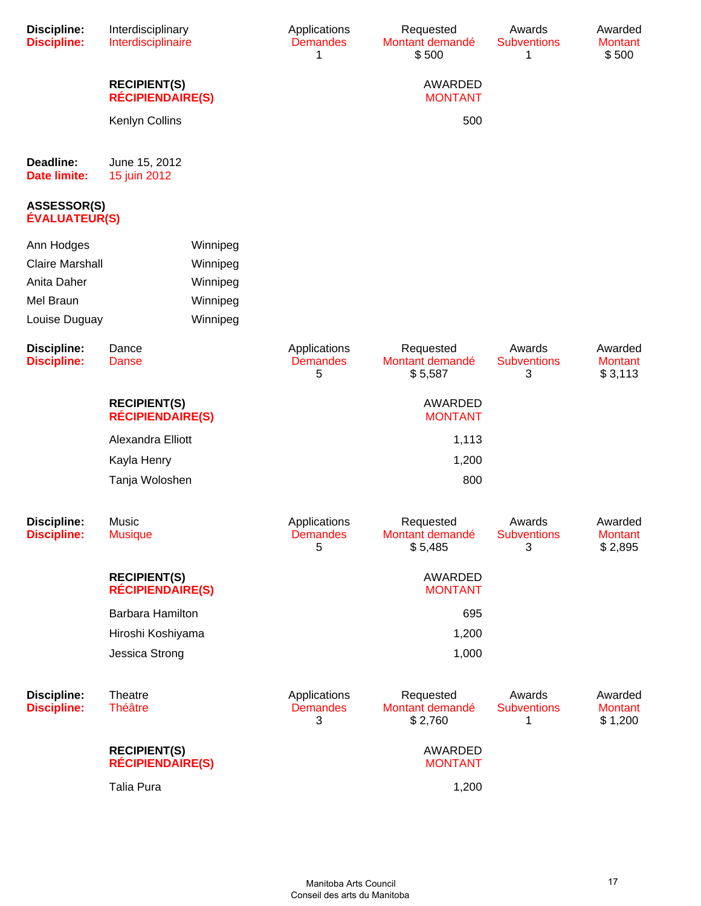| **Discipline:** **Discipline:** | Interdisciplinary Interdisciplinaire | Applications Demandes | Requested Montant demandé | Awards Subventions | Awarded Montant |
|---|---|---|---|---|---|
| | | 1 | $ 500 | 1 | $ 500 |

| **RECIPIENT(S)** **RÉCIPIENDAIRE(S)** | AWARDED MONTANT |
|---|---|
| Kenlyn Collins | 500 |

**Deadline:** June 15, 2012
**Date limite:** 15 juin 2012

**ASSESSOR(S)**
**ÉVALUATEUR(S)**

| | |
|---|---|
| Ann Hodges | Winnipeg |
| Claire Marshall | Winnipeg |
| Anita Daher | Winnipeg |
| Mel Braun | Winnipeg |
| Louise Duguay | Winnipeg |

| **Discipline:** **Discipline:** | Dance Danse | Applications Demandes | Requested Montant demandé | Awards Subventions | Awarded Montant |
|---|---|---|---|---|---|
| | | 5 | $ 5,587 | 3 | $ 3,113 |

| **RECIPIENT(S)** **RÉCIPIENDAIRE(S)** | AWARDED MONTANT |
|---|---|
| Alexandra Elliott | 1,113 |
| Kayla Henry | 1,200 |
| Tanja Woloshen | 800 |

| **Discipline:** **Discipline:** | Music Musique | Applications Demandes | Requested Montant demandé | Awards Subventions | Awarded Montant |
|---|---|---|---|---|---|
| | | 5 | $ 5,485 | 3 | $ 2,895 |

| **RECIPIENT(S)** **RÉCIPIENDAIRE(S)** | AWARDED MONTANT |
|---|---|
| Barbara Hamilton | 695 |
| Hiroshi Koshiyama | 1,200 |
| Jessica Strong | 1,000 |

| **Discipline:** **Discipline:** | Theatre Théâtre | Applications Demandes | Requested Montant demandé | Awards Subventions | Awarded Montant |
|---|---|---|---|---|---|
| | | 3 | $ 2,760 | 1 | $ 1,200 |

| **RECIPIENT(S)** **RÉCIPIENDAIRE(S)** | AWARDED MONTANT |
|---|---|
| Talia Pura | 1,200 |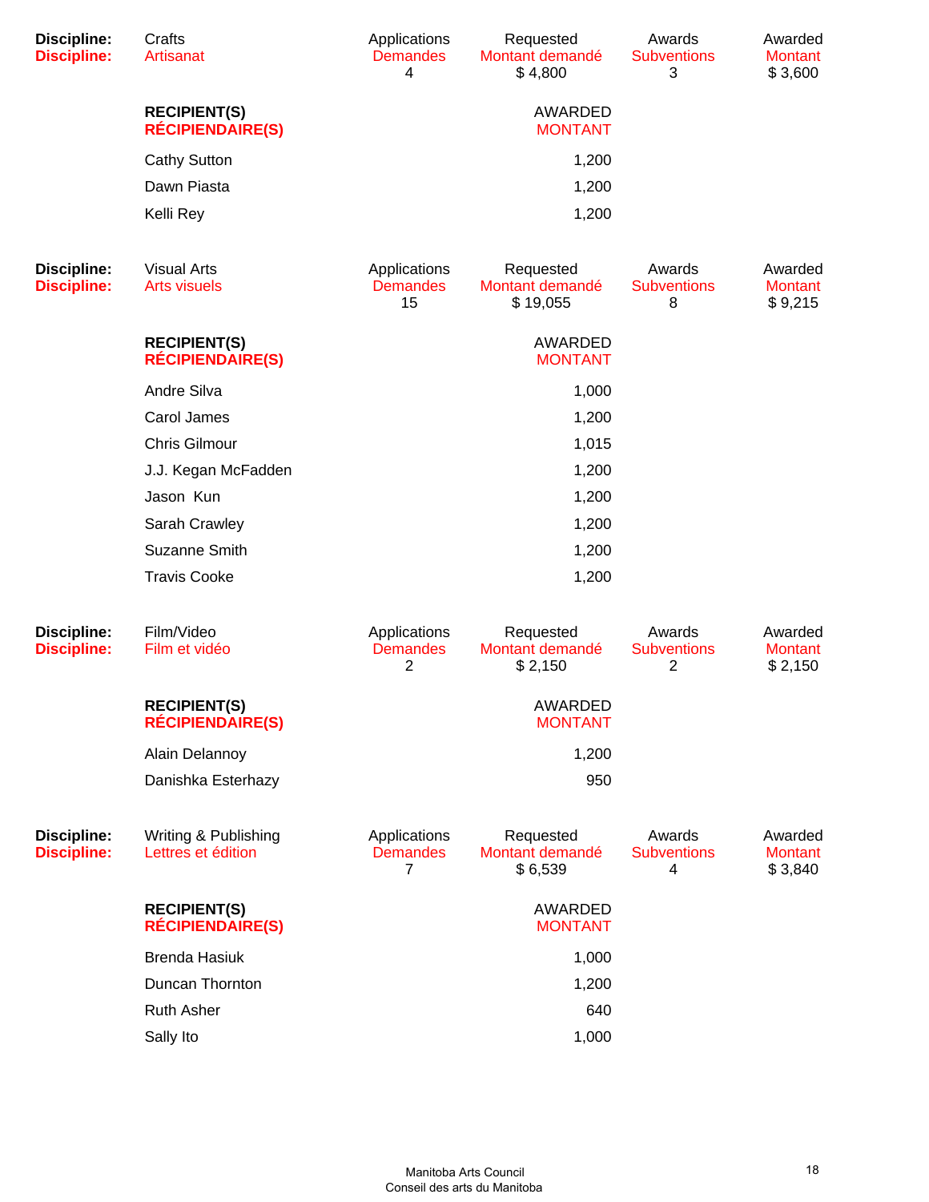| Discipline: | Crafts | Applications | Requested | Awards | Awarded |
|---|---|---|---|---|---|
| **Discipline:** | Artisanat | Demandes | Montant demandé | Subventions | Montant |
| | | 4 | $ 4,800 | 3 | $ 3,600 |

| RECIPIENT(S) / RÉCIPIENDAIRE(S) | AWARDED / MONTANT |
|---|---|
| Cathy Sutton | 1,200 |
| Dawn Piasta | 1,200 |
| Kelli Rey | 1,200 |

| Discipline: | Visual Arts | Applications | Requested | Awards | Awarded |
|---|---|---|---|---|---|
| **Discipline:** | Arts visuels | Demandes | Montant demandé | Subventions | Montant |
| | | 15 | $ 19,055 | 8 | $ 9,215 |

| RECIPIENT(S) / RÉCIPIENDAIRE(S) | AWARDED / MONTANT |
|---|---|
| Andre Silva | 1,000 |
| Carol James | 1,200 |
| Chris Gilmour | 1,015 |
| J.J. Kegan McFadden | 1,200 |
| Jason Kun | 1,200 |
| Sarah Crawley | 1,200 |
| Suzanne Smith | 1,200 |
| Travis Cooke | 1,200 |

| Discipline: | Film/Video | Applications | Requested | Awards | Awarded |
|---|---|---|---|---|---|
| **Discipline:** | Film et vidéo | Demandes | Montant demandé | Subventions | Montant |
| | | 2 | $ 2,150 | 2 | $ 2,150 |

| RECIPIENT(S) / RÉCIPIENDAIRE(S) | AWARDED / MONTANT |
|---|---|
| Alain Delannoy | 1,200 |
| Danishka Esterhazy | 950 |

| Discipline: | Writing & Publishing | Applications | Requested | Awards | Awarded |
|---|---|---|---|---|---|
| **Discipline:** | Lettres et édition | Demandes | Montant demandé | Subventions | Montant |
| | | 7 | $ 6,539 | 4 | $ 3,840 |

| RECIPIENT(S) / RÉCIPIENDAIRE(S) | AWARDED / MONTANT |
|---|---|
| Brenda Hasiuk | 1,000 |
| Duncan Thornton | 1,200 |
| Ruth Asher | 640 |
| Sally Ito | 1,000 |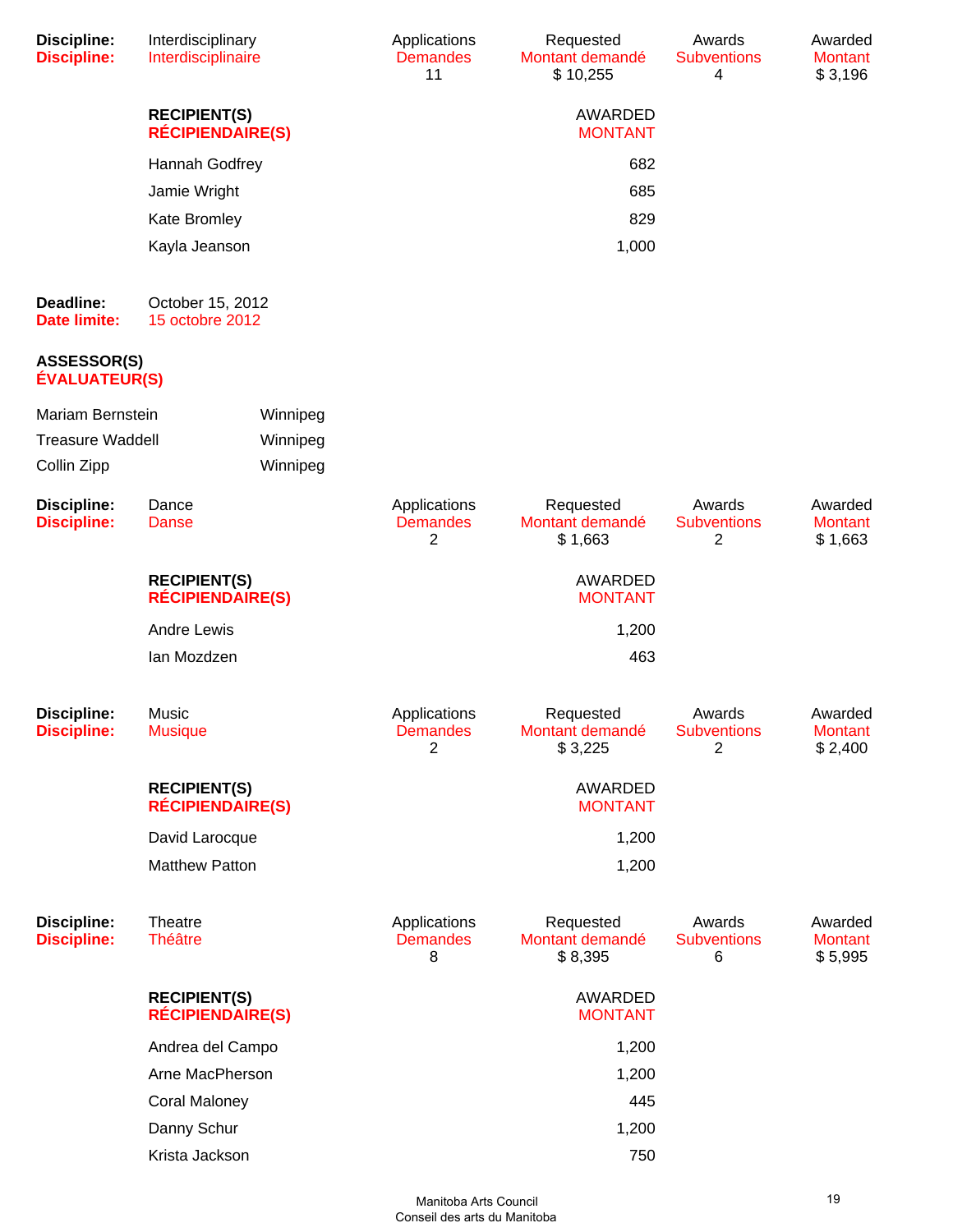**Discipline:** Interdisciplinary
**Discipline:** Interdisciplinaire

| Applications / Demandes | Requested / Montant demandé | Awards / Subventions | Awarded / Montant |
|---|---|---|---|
| 11 | $ 10,255 | 4 | $ 3,196 |

| RECIPIENT(S) / RÉCIPIENDAIRE(S) | AWARDED / MONTANT |
|---|---|
| Hannah Godfrey | 682 |
| Jamie Wright | 685 |
| Kate Bromley | 829 |
| Kayla Jeanson | 1,000 |

**Deadline:** October 15, 2012
**Date limite:** 15 octobre 2012

**ASSESSOR(S)**
**ÉVALUATEUR(S)**

| | |
|---|---|
| Mariam Bernstein | Winnipeg |
| Treasure Waddell | Winnipeg |
| Collin Zipp | Winnipeg |

**Discipline:** Dance
**Discipline:** Danse

| Applications / Demandes | Requested / Montant demandé | Awards / Subventions | Awarded / Montant |
|---|---|---|---|
| 2 | $ 1,663 | 2 | $ 1,663 |

| RECIPIENT(S) / RÉCIPIENDAIRE(S) | AWARDED / MONTANT |
|---|---|
| Andre Lewis | 1,200 |
| Ian Mozdzen | 463 |

**Discipline:** Music
**Discipline:** Musique

| Applications / Demandes | Requested / Montant demandé | Awards / Subventions | Awarded / Montant |
|---|---|---|---|
| 2 | $ 3,225 | 2 | $ 2,400 |

| RECIPIENT(S) / RÉCIPIENDAIRE(S) | AWARDED / MONTANT |
|---|---|
| David Larocque | 1,200 |
| Matthew Patton | 1,200 |

**Discipline:** Theatre
**Discipline:** Théâtre

| Applications / Demandes | Requested / Montant demandé | Awards / Subventions | Awarded / Montant |
|---|---|---|---|
| 8 | $ 8,395 | 6 | $ 5,995 |

| RECIPIENT(S) / RÉCIPIENDAIRE(S) | AWARDED / MONTANT |
|---|---|
| Andrea del Campo | 1,200 |
| Arne MacPherson | 1,200 |
| Coral Maloney | 445 |
| Danny Schur | 1,200 |
| Krista Jackson | 750 |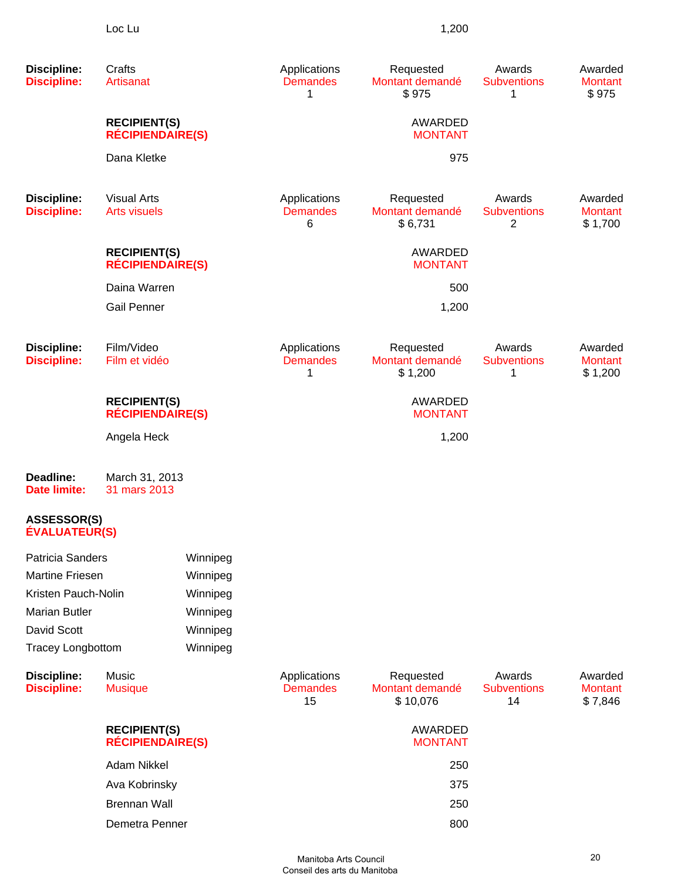| | |
|---|---|
| Loc Lu | 1,200 |

| Discipline: | Crafts | Applications | Requested | Awards | Awarded |
|---|---|---|---|---|---|
| Discipline: | Artisanat | Demandes | Montant demandé | Subventions | Montant |
| | | 1 | $ 975 | 1 | $ 975 |

| RECIPIENT(S) RÉCIPIENDAIRE(S) | AWARDED MONTANT |
|---|---|
| Dana Kletke | 975 |

| Discipline: | Visual Arts | Applications | Requested | Awards | Awarded |
|---|---|---|---|---|---|
| Discipline: | Arts visuels | Demandes | Montant demandé | Subventions | Montant |
| | | 6 | $ 6,731 | 2 | $ 1,700 |

| RECIPIENT(S) RÉCIPIENDAIRE(S) | AWARDED MONTANT |
|---|---|
| Daina Warren | 500 |
| Gail Penner | 1,200 |

| Discipline: | Film/Video | Applications | Requested | Awards | Awarded |
|---|---|---|---|---|---|
| Discipline: | Film et vidéo | Demandes | Montant demandé | Subventions | Montant |
| | | 1 | $ 1,200 | 1 | $ 1,200 |

| RECIPIENT(S) RÉCIPIENDAIRE(S) | AWARDED MONTANT |
|---|---|
| Angela Heck | 1,200 |

**Deadline:** March 31, 2013
**Date limite:** 31 mars 2013

**ASSESSOR(S)**
**ÉVALUATEUR(S)**

| | |
|---|---|
| Patricia Sanders | Winnipeg |
| Martine Friesen | Winnipeg |
| Kristen Pauch-Nolin | Winnipeg |
| Marian Butler | Winnipeg |
| David Scott | Winnipeg |
| Tracey Longbottom | Winnipeg |

| Discipline: | Music | Applications | Requested | Awards | Awarded |
|---|---|---|---|---|---|
| Discipline: | Musique | Demandes | Montant demandé | Subventions | Montant |
| | | 15 | $ 10,076 | 14 | $ 7,846 |

| RECIPIENT(S) RÉCIPIENDAIRE(S) | AWARDED MONTANT |
|---|---|
| Adam Nikkel | 250 |
| Ava Kobrinsky | 375 |
| Brennan Wall | 250 |
| Demetra Penner | 800 |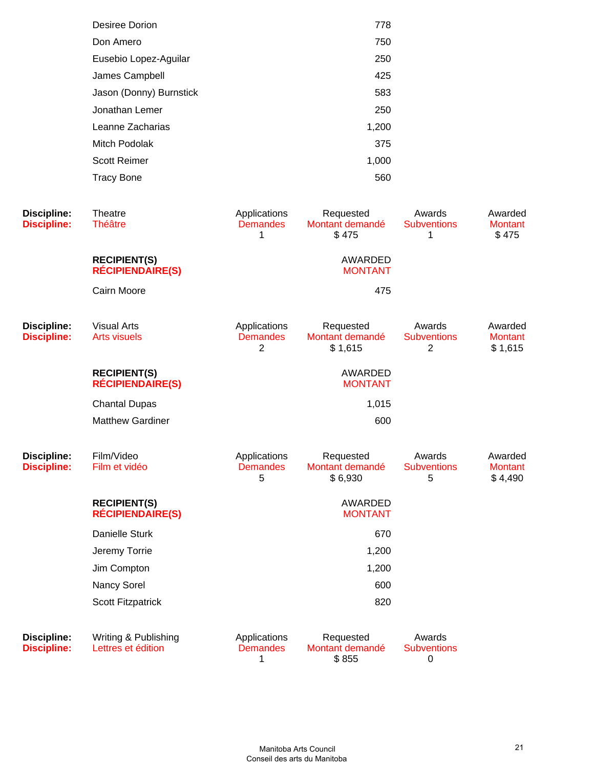| | |
|---|---|
| Desiree Dorion | 778 |
| Don Amero | 750 |
| Eusebio Lopez-Aguilar | 250 |
| James Campbell | 425 |
| Jason (Donny) Burnstick | 583 |
| Jonathan Lemer | 250 |
| Leanne Zacharias | 1,200 |
| Mitch Podolak | 375 |
| Scott Reimer | 1,000 |
| Tracy Bone | 560 |

| Discipline: | Theatre | Applications | Requested | Awards | Awarded |
|---|---|---|---|---|---|
| Discipline: | Théâtre | Demandes | Montant demandé | Subventions | Montant |
| | | 1 | $ 475 | 1 | $ 475 |

| RECIPIENT(S) / RÉCIPIENDAIRE(S) | AWARDED / MONTANT |
|---|---|
| Cairn Moore | 475 |

| Discipline: | Visual Arts | Applications | Requested | Awards | Awarded |
|---|---|---|---|---|---|
| Discipline: | Arts visuels | Demandes | Montant demandé | Subventions | Montant |
| | | 2 | $ 1,615 | 2 | $ 1,615 |

| RECIPIENT(S) / RÉCIPIENDAIRE(S) | AWARDED / MONTANT |
|---|---|
| Chantal Dupas | 1,015 |
| Matthew Gardiner | 600 |

| Discipline: | Film/Video | Applications | Requested | Awards | Awarded |
|---|---|---|---|---|---|
| Discipline: | Film et vidéo | Demandes | Montant demandé | Subventions | Montant |
| | | 5 | $ 6,930 | 5 | $ 4,490 |

| RECIPIENT(S) / RÉCIPIENDAIRE(S) | AWARDED / MONTANT |
|---|---|
| Danielle Sturk | 670 |
| Jeremy Torrie | 1,200 |
| Jim Compton | 1,200 |
| Nancy Sorel | 600 |
| Scott Fitzpatrick | 820 |

| Discipline: | Writing & Publishing | Applications | Requested | Awards |
|---|---|---|---|---|
| Discipline: | Lettres et édition | Demandes | Montant demandé | Subventions |
| | | 1 | $ 855 | 0 |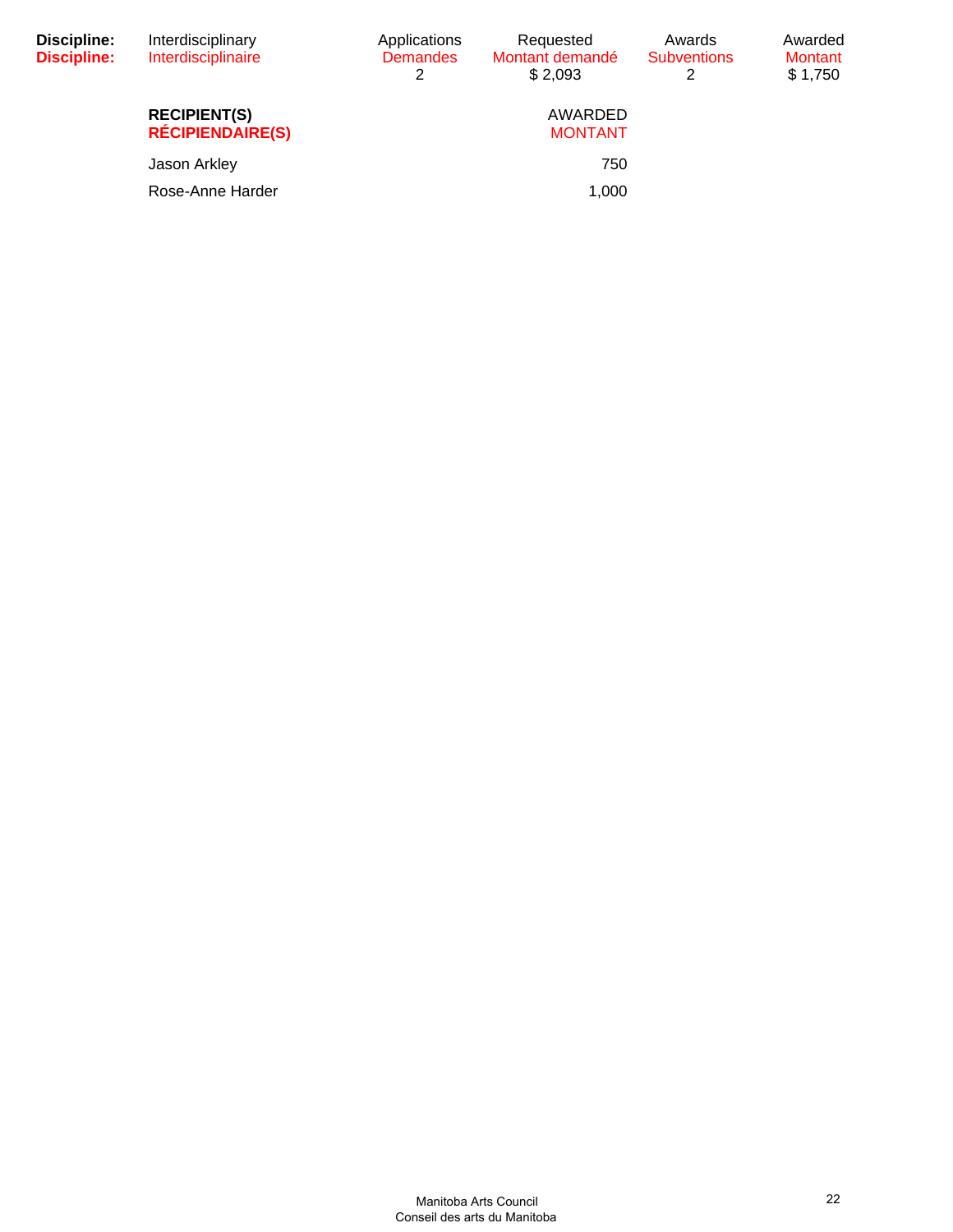| **Discipline:** | Interdisciplinary | Applications | Requested | Awards | Awarded |
|---|---|---|---|---|---|
| **Discipline:** | Interdisciplinaire | Demandes | Montant demandé | Subventions | Montant |
| | | 2 | $ 2,093 | 2 | $ 1,750 |

| **RECIPIENT(S)** **RÉCIPIENDAIRE(S)** | AWARDED MONTANT |
|---|---|
| Jason Arkley | 750 |
| Rose-Anne Harder | 1,000 |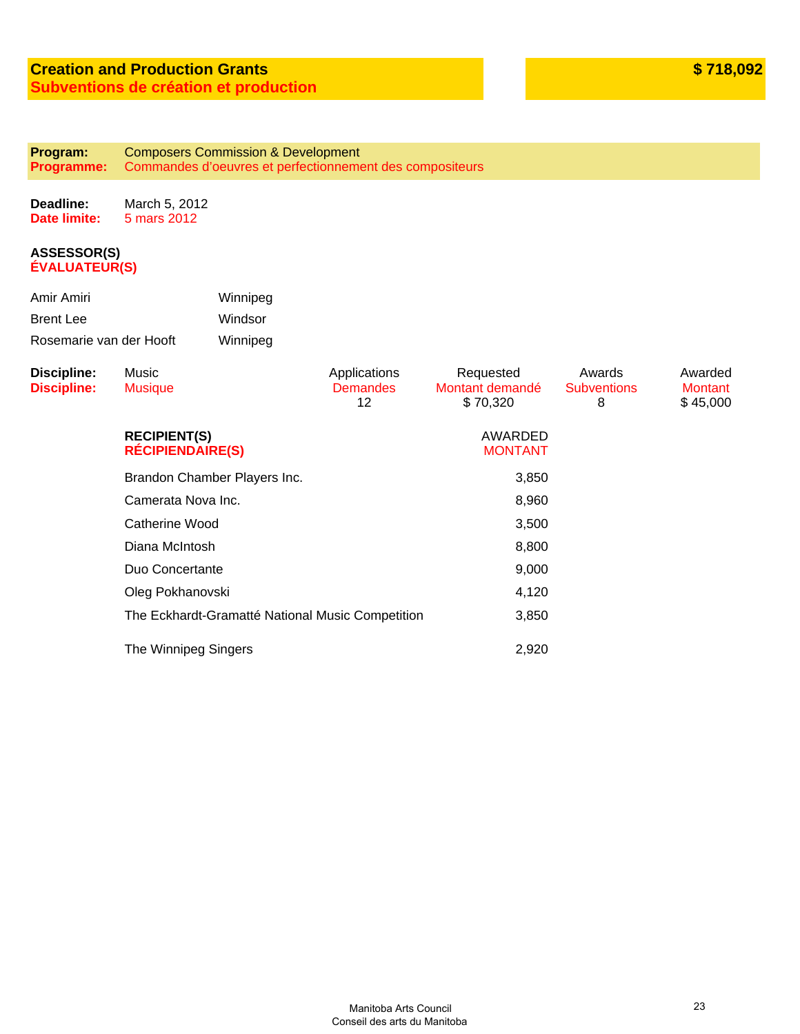## Creation and Production Grants
## Subventions de création et production

**$ 718,092**

**Program:** Composers Commission & Development
**Programme:** Commandes d’oeuvres et perfectionnement des compositeurs

**Deadline:** March 5, 2012
**Date limite:** 5 mars 2012

**ASSESSOR(S)**
**ÉVALUATEUR(S)**

| | |
|---|---|
| Amir Amiri | Winnipeg |
| Brent Lee | Windsor |
| Rosemarie van der Hooft | Winnipeg |

| Discipline: / Discipline: | Applications / Demandes | Requested / Montant demandé | Awards / Subventions | Awarded / Montant |
|---|---|---|---|---|
| Music / Musique | 12 | $ 70,320 | 8 | $ 45,000 |

| RECIPIENT(S) / RÉCIPIENDAIRE(S) | AWARDED / MONTANT |
|---|---|
| Brandon Chamber Players Inc. | 3,850 |
| Camerata Nova Inc. | 8,960 |
| Catherine Wood | 3,500 |
| Diana McIntosh | 8,800 |
| Duo Concertante | 9,000 |
| Oleg Pokhanovski | 4,120 |
| The Eckhardt-Gramatté National Music Competition | 3,850 |
| The Winnipeg Singers | 2,920 |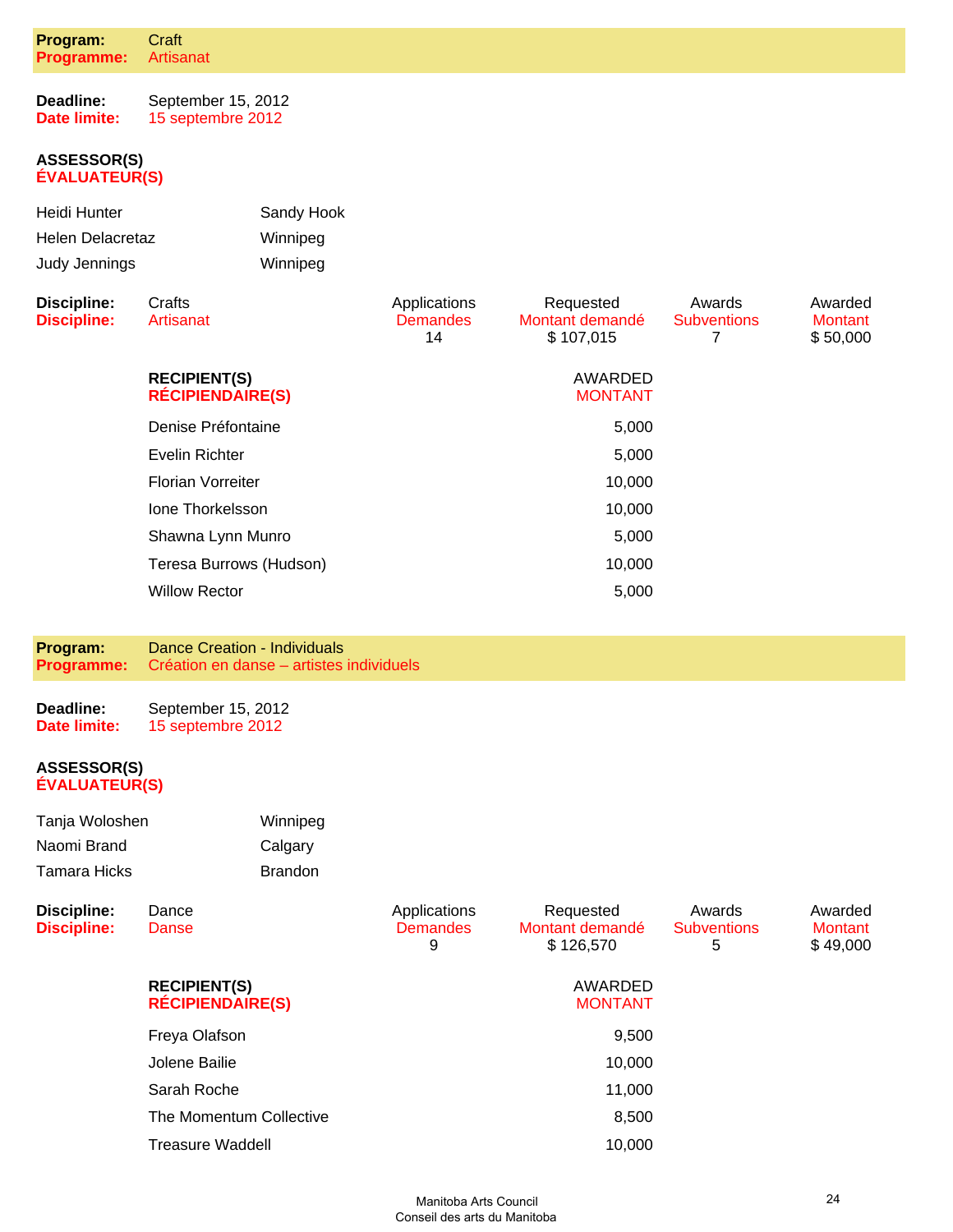## Program: Craft
## Programme: Artisanat

**Deadline:** September 15, 2012
**Date limite:** 15 septembre 2012

**ASSESSOR(S)**
**ÉVALUATEUR(S)**

| | |
|---|---|
| Heidi Hunter | Sandy Hook |
| Helen Delacretaz | Winnipeg |
| Judy Jennings | Winnipeg |

| Discipline: / Discipline: | Applications / Demandes | Requested / Montant demandé | Awards / Subventions | Awarded / Montant |
|---|---|---|---|---|
| Crafts / Artisanat | 14 | $ 107,015 | 7 | $ 50,000 |

| RECIPIENT(S) / RÉCIPIENDAIRE(S) | AWARDED / MONTANT |
|---|---|
| Denise Préfontaine | 5,000 |
| Evelin Richter | 5,000 |
| Florian Vorreiter | 10,000 |
| Ione Thorkelsson | 10,000 |
| Shawna Lynn Munro | 5,000 |
| Teresa Burrows (Hudson) | 10,000 |
| Willow Rector | 5,000 |

## Program: Dance Creation - Individuals
## Programme: Création en danse – artistes individuels

**Deadline:** September 15, 2012
**Date limite:** 15 septembre 2012

**ASSESSOR(S)**
**ÉVALUATEUR(S)**

| | |
|---|---|
| Tanja Woloshen | Winnipeg |
| Naomi Brand | Calgary |
| Tamara Hicks | Brandon |

| Discipline: / Discipline: | Applications / Demandes | Requested / Montant demandé | Awards / Subventions | Awarded / Montant |
|---|---|---|---|---|
| Dance / Danse | 9 | $ 126,570 | 5 | $ 49,000 |

| RECIPIENT(S) / RÉCIPIENDAIRE(S) | AWARDED / MONTANT |
|---|---|
| Freya Olafson | 9,500 |
| Jolene Bailie | 10,000 |
| Sarah Roche | 11,000 |
| The Momentum Collective | 8,500 |
| Treasure Waddell | 10,000 |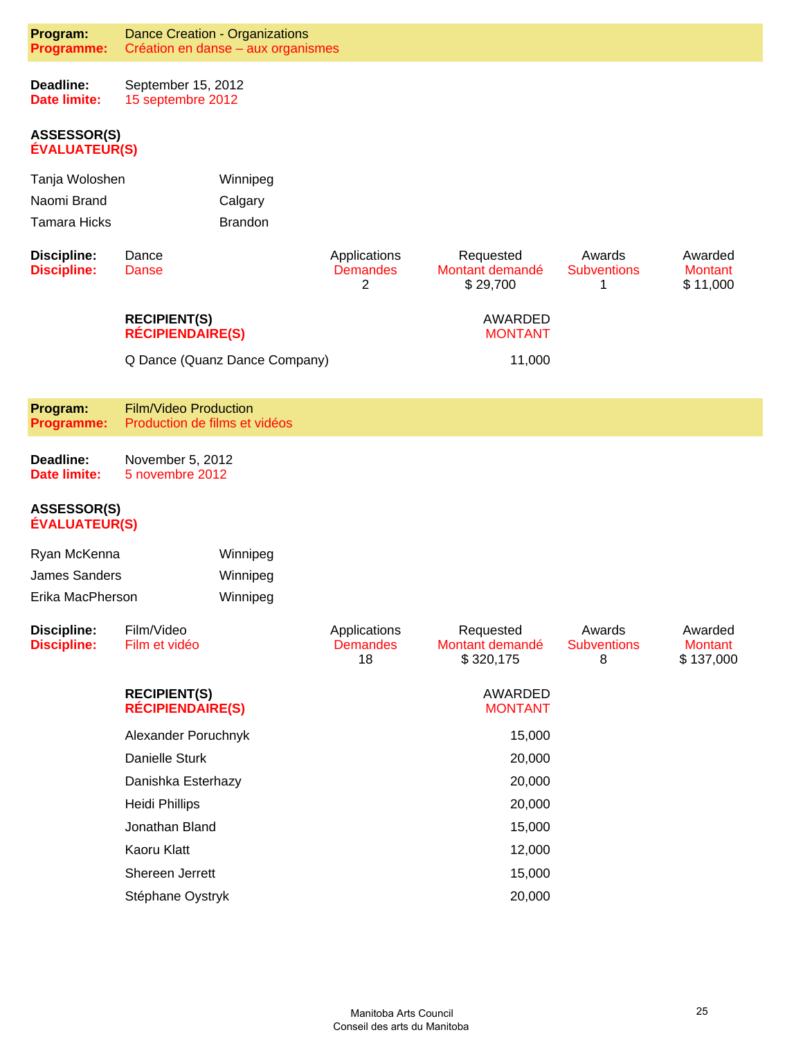**Program:** Dance Creation - Organizations
**Programme:** Création en danse – aux organismes

**Deadline:** September 15, 2012
**Date limite:** 15 septembre 2012

**ASSESSOR(S)**
**ÉVALUATEUR(S)**

| | |
|---|---|
| Tanja Woloshen | Winnipeg |
| Naomi Brand | Calgary |
| Tamara Hicks | Brandon |

| Discipline: / Discipline: | | Applications / Demandes | Requested / Montant demandé | Awards / Subventions | Awarded / Montant |
|---|---|---|---|---|---|
| Dance / Danse | | 2 | $ 29,700 | 1 | $ 11,000 |

| RECIPIENT(S) / RÉCIPIENDAIRE(S) | AWARDED / MONTANT |
|---|---|
| Q Dance (Quanz Dance Company) | 11,000 |

**Program:** Film/Video Production
**Programme:** Production de films et vidéos

**Deadline:** November 5, 2012
**Date limite:** 5 novembre 2012

**ASSESSOR(S)**
**ÉVALUATEUR(S)**

| | |
|---|---|
| Ryan McKenna | Winnipeg |
| James Sanders | Winnipeg |
| Erika MacPherson | Winnipeg |

| Discipline: / Discipline: | | Applications / Demandes | Requested / Montant demandé | Awards / Subventions | Awarded / Montant |
|---|---|---|---|---|---|
| Film/Video / Film et vidéo | | 18 | $ 320,175 | 8 | $ 137,000 |

| RECIPIENT(S) / RÉCIPIENDAIRE(S) | AWARDED / MONTANT |
|---|---|
| Alexander Poruchnyk | 15,000 |
| Danielle Sturk | 20,000 |
| Danishka Esterhazy | 20,000 |
| Heidi Phillips | 20,000 |
| Jonathan Bland | 15,000 |
| Kaoru Klatt | 12,000 |
| Shereen Jerrett | 15,000 |
| Stéphane Oystryk | 20,000 |

Manitoba Arts Council
Conseil des arts du Manitoba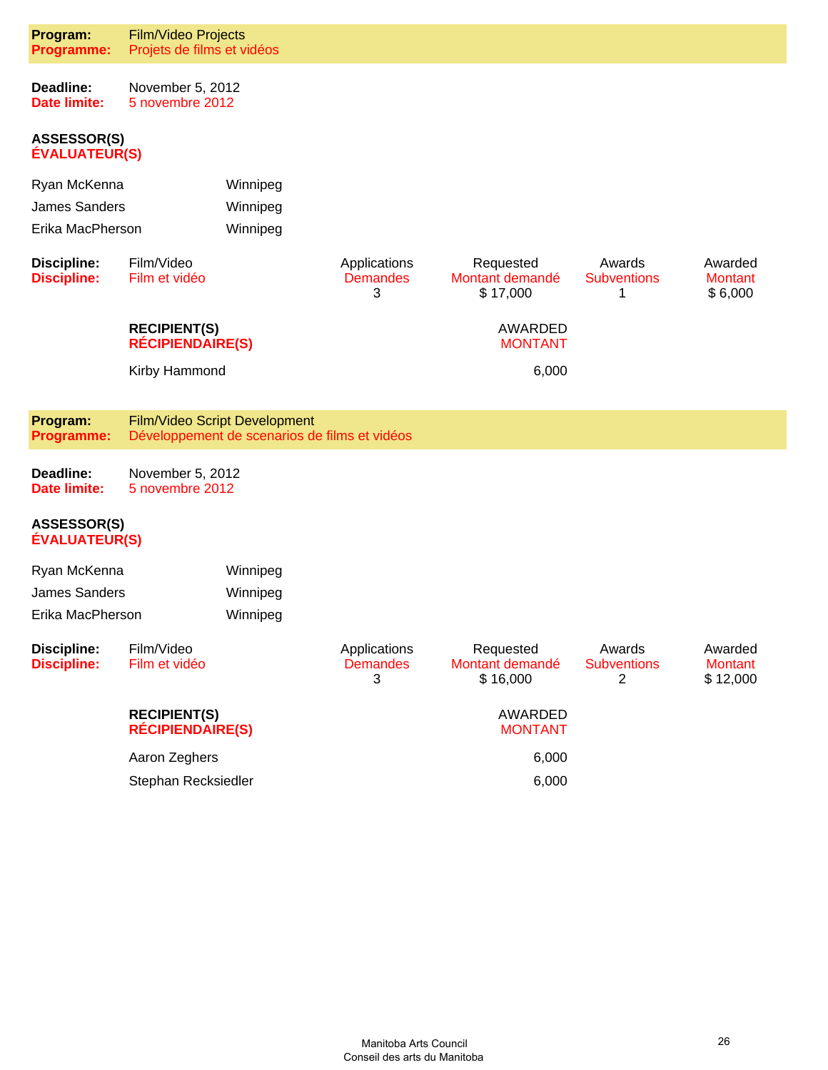**Program:** Film/Video Projects
**Programme:** Projets de films et vidéos

**Deadline:** November 5, 2012
**Date limite:** 5 novembre 2012

**ASSESSOR(S)**
**ÉVALUATEUR(S)**

| | |
|---|---|
| Ryan McKenna | Winnipeg |
| James Sanders | Winnipeg |
| Erika MacPherson | Winnipeg |

| Discipline: / Discipline: | Applications / Demandes | Requested / Montant demandé | Awards / Subventions | Awarded / Montant |
|---|---|---|---|---|
| Film/Video / Film et vidéo | 3 | $ 17,000 | 1 | $ 6,000 |

| RECIPIENT(S) / RÉCIPIENDAIRE(S) | AWARDED / MONTANT |
|---|---|
| Kirby Hammond | 6,000 |

**Program:** Film/Video Script Development
**Programme:** Développement de scenarios de films et vidéos

**Deadline:** November 5, 2012
**Date limite:** 5 novembre 2012

**ASSESSOR(S)**
**ÉVALUATEUR(S)**

| | |
|---|---|
| Ryan McKenna | Winnipeg |
| James Sanders | Winnipeg |
| Erika MacPherson | Winnipeg |

| Discipline: / Discipline: | Applications / Demandes | Requested / Montant demandé | Awards / Subventions | Awarded / Montant |
|---|---|---|---|---|
| Film/Video / Film et vidéo | 3 | $ 16,000 | 2 | $ 12,000 |

| RECIPIENT(S) / RÉCIPIENDAIRE(S) | AWARDED / MONTANT |
|---|---|
| Aaron Zeghers | 6,000 |
| Stephan Recksiedler | 6,000 |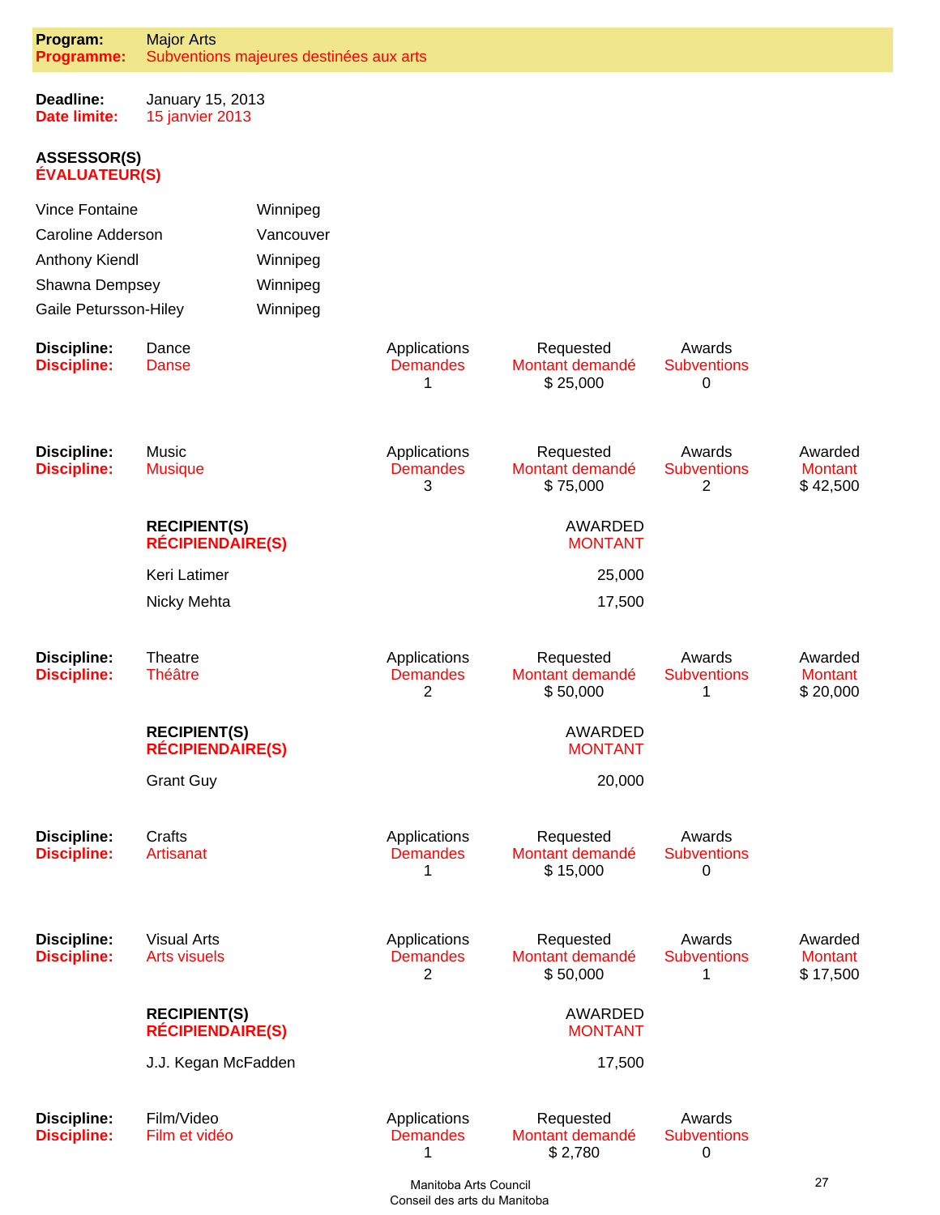**Program:** Major Arts
**Programme:** Subventions majeures destinées aux arts

**Deadline:** January 15, 2013
**Date limite:** 15 janvier 2013

**ASSESSOR(S)**
**ÉVALUATEUR(S)**

| | |
|---|---|
| Vince Fontaine | Winnipeg |
| Caroline Adderson | Vancouver |
| Anthony Kiendl | Winnipeg |
| Shawna Dempsey | Winnipeg |
| Gaile Petursson-Hiley | Winnipeg |

**Discipline:** Dance
**Discipline:** Danse

| Applications / Demandes | Requested / Montant demandé | Awards / Subventions |
|---|---|---|
| 1 | $ 25,000 | 0 |

**Discipline:** Music
**Discipline:** Musique

| Applications / Demandes | Requested / Montant demandé | Awards / Subventions | Awarded / Montant |
|---|---|---|---|
| 3 | $ 75,000 | 2 | $ 42,500 |

| RECIPIENT(S) / RÉCIPIENDAIRE(S) | AWARDED / MONTANT |
|---|---|
| Keri Latimer | 25,000 |
| Nicky Mehta | 17,500 |

**Discipline:** Theatre
**Discipline:** Théâtre

| Applications / Demandes | Requested / Montant demandé | Awards / Subventions | Awarded / Montant |
|---|---|---|---|
| 2 | $ 50,000 | 1 | $ 20,000 |

| RECIPIENT(S) / RÉCIPIENDAIRE(S) | AWARDED / MONTANT |
|---|---|
| Grant Guy | 20,000 |

**Discipline:** Crafts
**Discipline:** Artisanat

| Applications / Demandes | Requested / Montant demandé | Awards / Subventions |
|---|---|---|
| 1 | $ 15,000 | 0 |

**Discipline:** Visual Arts
**Discipline:** Arts visuels

| Applications / Demandes | Requested / Montant demandé | Awards / Subventions | Awarded / Montant |
|---|---|---|---|
| 2 | $ 50,000 | 1 | $ 17,500 |

| RECIPIENT(S) / RÉCIPIENDAIRE(S) | AWARDED / MONTANT |
|---|---|
| J.J. Kegan McFadden | 17,500 |

**Discipline:** Film/Video
**Discipline:** Film et vidéo

| Applications / Demandes | Requested / Montant demandé | Awards / Subventions |
|---|---|---|
| 1 | $ 2,780 | 0 |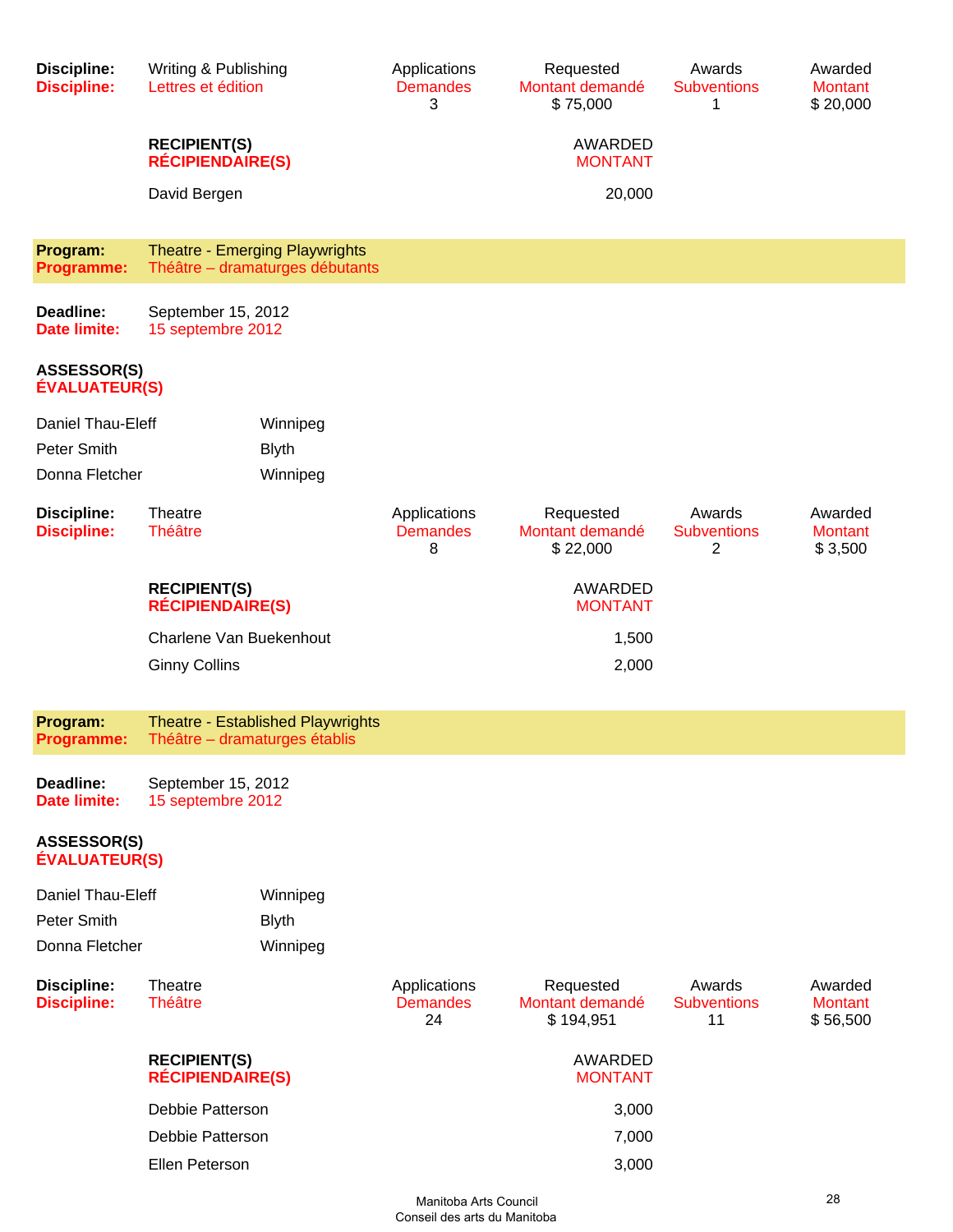| Discipline:<br>Discipline: | Writing & Publishing<br>Lettres et édition | Applications<br>Demandes | Requested<br>Montant demandé | Awards<br>Subventions | Awarded<br>Montant |
|---|---|---|---|---|---|
| | | 3 | $ 75,000 | 1 | $ 20,000 |

| RECIPIENT(S)<br>RÉCIPIENDAIRE(S) | AWARDED<br>MONTANT |
|---|---|
| David Bergen | 20,000 |

## Program: Theatre - Emerging Playwrights
## Programme: Théâtre – dramaturges débutants

**Deadline:** September 15, 2012
**Date limite:** 15 septembre 2012

**ASSESSOR(S)**
**ÉVALUATEUR(S)**

| | |
|---|---|
| Daniel Thau-Eleff | Winnipeg |
| Peter Smith | Blyth |
| Donna Fletcher | Winnipeg |

| Discipline:<br>Discipline: | Theatre<br>Théâtre | Applications<br>Demandes | Requested<br>Montant demandé | Awards<br>Subventions | Awarded<br>Montant |
|---|---|---|---|---|---|
| | | 8 | $ 22,000 | 2 | $ 3,500 |

| RECIPIENT(S)<br>RÉCIPIENDAIRE(S) | AWARDED<br>MONTANT |
|---|---|
| Charlene Van Buekenhout | 1,500 |
| Ginny Collins | 2,000 |

## Program: Theatre - Established Playwrights
## Programme: Théâtre – dramaturges établis

**Deadline:** September 15, 2012
**Date limite:** 15 septembre 2012

**ASSESSOR(S)**
**ÉVALUATEUR(S)**

| | |
|---|---|
| Daniel Thau-Eleff | Winnipeg |
| Peter Smith | Blyth |
| Donna Fletcher | Winnipeg |

| Discipline:<br>Discipline: | Theatre<br>Théâtre | Applications<br>Demandes | Requested<br>Montant demandé | Awards<br>Subventions | Awarded<br>Montant |
|---|---|---|---|---|---|
| | | 24 | $ 194,951 | 11 | $ 56,500 |

| RECIPIENT(S)<br>RÉCIPIENDAIRE(S) | AWARDED<br>MONTANT |
|---|---|
| Debbie Patterson | 3,000 |
| Debbie Patterson | 7,000 |
| Ellen Peterson | 3,000 |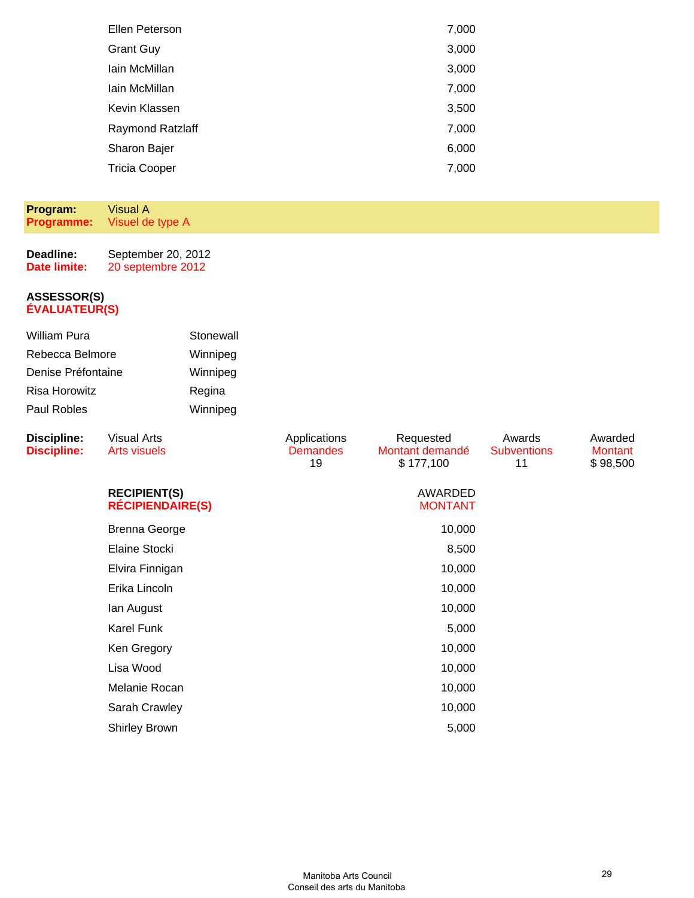| | |
|---|---|
| Ellen Peterson | 7,000 |
| Grant Guy | 3,000 |
| Iain McMillan | 3,000 |
| Iain McMillan | 7,000 |
| Kevin Klassen | 3,500 |
| Raymond Ratzlaff | 7,000 |
| Sharon Bajer | 6,000 |
| Tricia Cooper | 7,000 |

**Program:** Visual A
**Programme:** Visuel de type A

**Deadline:** September 20, 2012
**Date limite:** 20 septembre 2012

**ASSESSOR(S)**
**ÉVALUATEUR(S)**

| | |
|---|---|
| William Pura | Stonewall |
| Rebecca Belmore | Winnipeg |
| Denise Préfontaine | Winnipeg |
| Risa Horowitz | Regina |
| Paul Robles | Winnipeg |

| Discipline: / Discipline: | | Applications / Demandes | Requested / Montant demandé | Awards / Subventions | Awarded / Montant |
|---|---|---|---|---|---|
| | Visual Arts / Arts visuels | 19 | $ 177,100 | 11 | $ 98,500 |

| RECIPIENT(S) / RÉCIPIENDAIRE(S) | AWARDED / MONTANT |
|---|---|
| Brenna George | 10,000 |
| Elaine Stocki | 8,500 |
| Elvira Finnigan | 10,000 |
| Erika Lincoln | 10,000 |
| Ian August | 10,000 |
| Karel Funk | 5,000 |
| Ken Gregory | 10,000 |
| Lisa Wood | 10,000 |
| Melanie Rocan | 10,000 |
| Sarah Crawley | 10,000 |
| Shirley Brown | 5,000 |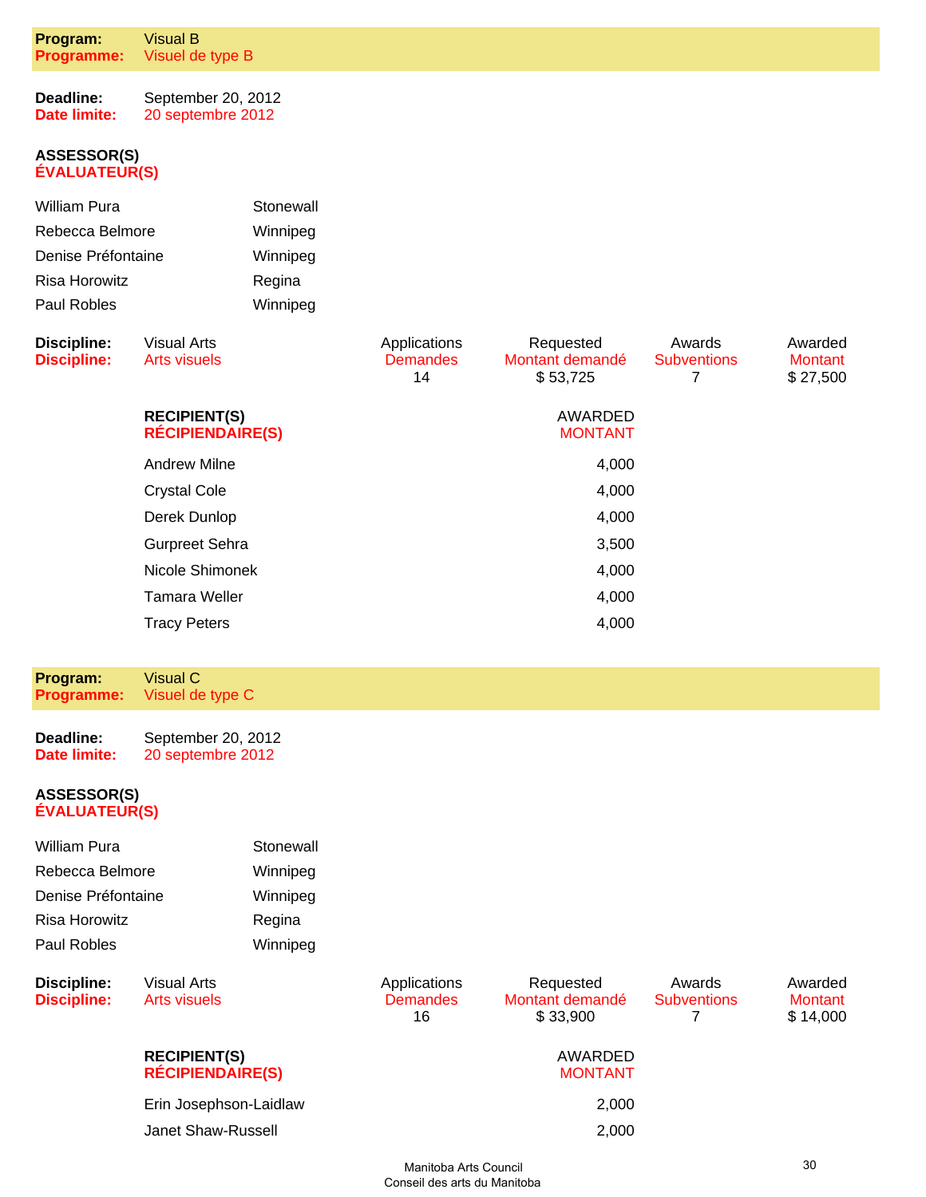**Program:** Visual B
**Programme:** Visuel de type B

**Deadline:** September 20, 2012
**Date limite:** 20 septembre 2012

**ASSESSOR(S)**
**ÉVALUATEUR(S)**

| | |
|---|---|
| William Pura | Stonewall |
| Rebecca Belmore | Winnipeg |
| Denise Préfontaine | Winnipeg |
| Risa Horowitz | Regina |
| Paul Robles | Winnipeg |

| **Discipline:** / **Discipline:** | Applications / Demandes | Requested / Montant demandé | Awards / Subventions | Awarded / Montant |
|---|---|---|---|---|
| Visual Arts / Arts visuels | 14 | $ 53,725 | 7 | $ 27,500 |

| **RECIPIENT(S)** / **RÉCIPIENDAIRE(S)** | AWARDED / MONTANT |
|---|---|
| Andrew Milne | 4,000 |
| Crystal Cole | 4,000 |
| Derek Dunlop | 4,000 |
| Gurpreet Sehra | 3,500 |
| Nicole Shimonek | 4,000 |
| Tamara Weller | 4,000 |
| Tracy Peters | 4,000 |

**Program:** Visual C
**Programme:** Visuel de type C

**Deadline:** September 20, 2012
**Date limite:** 20 septembre 2012

**ASSESSOR(S)**
**ÉVALUATEUR(S)**

| | |
|---|---|
| William Pura | Stonewall |
| Rebecca Belmore | Winnipeg |
| Denise Préfontaine | Winnipeg |
| Risa Horowitz | Regina |
| Paul Robles | Winnipeg |

| **Discipline:** / **Discipline:** | Applications / Demandes | Requested / Montant demandé | Awards / Subventions | Awarded / Montant |
|---|---|---|---|---|
| Visual Arts / Arts visuels | 16 | $ 33,900 | 7 | $ 14,000 |

| **RECIPIENT(S)** / **RÉCIPIENDAIRE(S)** | AWARDED / MONTANT |
|---|---|
| Erin Josephson-Laidlaw | 2,000 |
| Janet Shaw-Russell | 2,000 |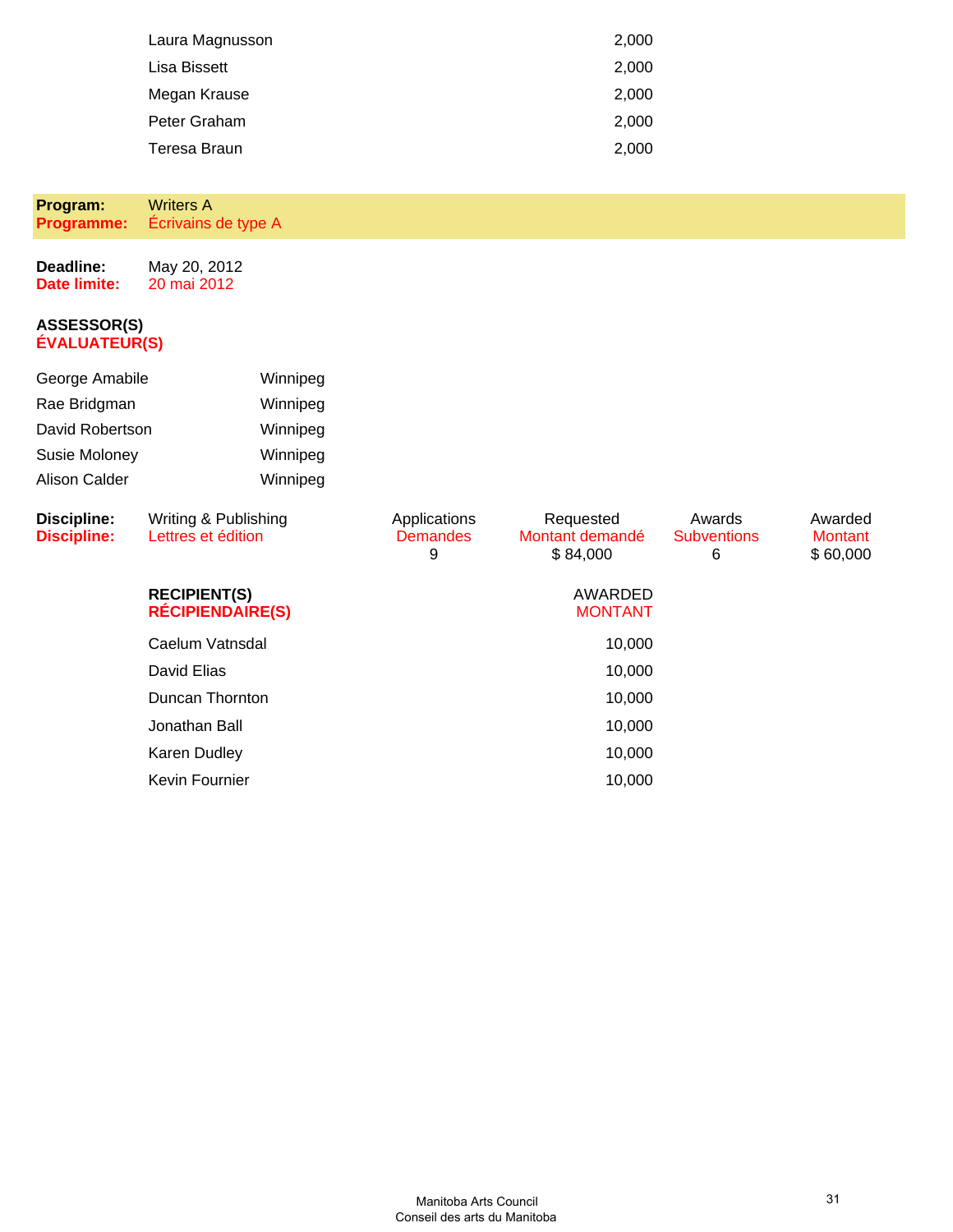| | |
|---|---|
| Laura Magnusson | 2,000 |
| Lisa Bissett | 2,000 |
| Megan Krause | 2,000 |
| Peter Graham | 2,000 |
| Teresa Braun | 2,000 |

**Program:** Writers A
**Programme:** Écrivains de type A

**Deadline:** May 20, 2012
**Date limite:** 20 mai 2012

**ASSESSOR(S)**
**ÉVALUATEUR(S)**

| | |
|---|---|
| George Amabile | Winnipeg |
| Rae Bridgman | Winnipeg |
| David Robertson | Winnipeg |
| Susie Moloney | Winnipeg |
| Alison Calder | Winnipeg |

| **Discipline:** / **Discipline:** | Applications / Demandes | Requested / Montant demandé | Awards / Subventions | Awarded / Montant |
|---|---|---|---|---|
| Writing & Publishing / Lettres et édition | 9 | $ 84,000 | 6 | $ 60,000 |

| **RECIPIENT(S)** / **RÉCIPIENDAIRE(S)** | AWARDED / MONTANT |
|---|---|
| Caelum Vatnsdal | 10,000 |
| David Elias | 10,000 |
| Duncan Thornton | 10,000 |
| Jonathan Ball | 10,000 |
| Karen Dudley | 10,000 |
| Kevin Fournier | 10,000 |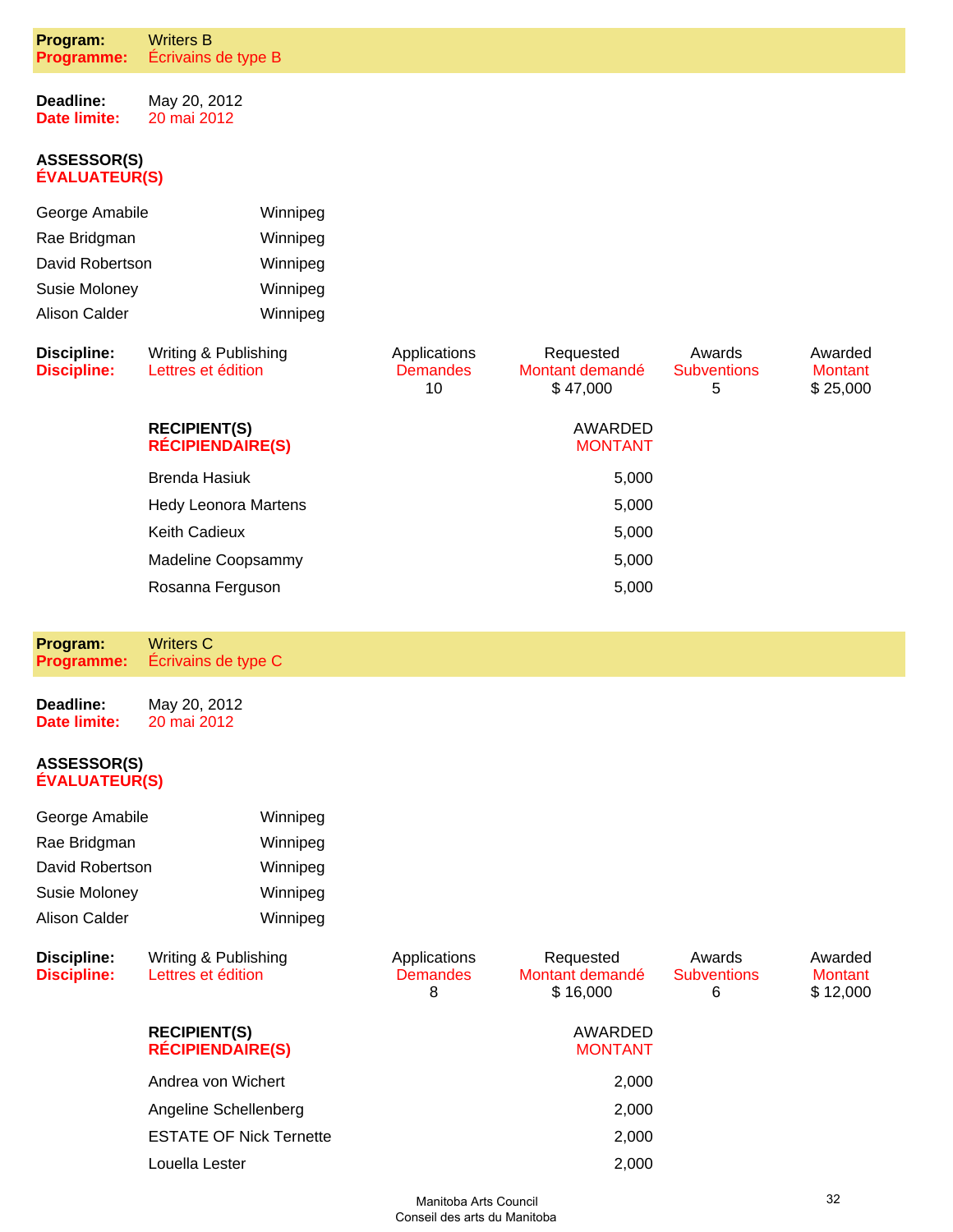## Program: Writers B
## Programme: Écrivains de type B

**Deadline:** May 20, 2012
**Date limite:** 20 mai 2012

**ASSESSOR(S)**
**ÉVALUATEUR(S)**

| | |
|---|---|
| George Amabile | Winnipeg |
| Rae Bridgman | Winnipeg |
| David Robertson | Winnipeg |
| Susie Moloney | Winnipeg |
| Alison Calder | Winnipeg |

| Discipline: / Discipline: | | Applications / Demandes | Requested / Montant demandé | Awards / Subventions | Awarded / Montant |
|---|---|---|---|---|---|
| Writing & Publishing / Lettres et édition | | 10 | $ 47,000 | 5 | $ 25,000 |

| RECIPIENT(S) / RÉCIPIENDAIRE(S) | AWARDED / MONTANT |
|---|---|
| Brenda Hasiuk | 5,000 |
| Hedy Leonora Martens | 5,000 |
| Keith Cadieux | 5,000 |
| Madeline Coopsammy | 5,000 |
| Rosanna Ferguson | 5,000 |

## Program: Writers C
## Programme: Écrivains de type C

**Deadline:** May 20, 2012
**Date limite:** 20 mai 2012

**ASSESSOR(S)**
**ÉVALUATEUR(S)**

| | |
|---|---|
| George Amabile | Winnipeg |
| Rae Bridgman | Winnipeg |
| David Robertson | Winnipeg |
| Susie Moloney | Winnipeg |
| Alison Calder | Winnipeg |

| Discipline: / Discipline: | | Applications / Demandes | Requested / Montant demandé | Awards / Subventions | Awarded / Montant |
|---|---|---|---|---|---|
| Writing & Publishing / Lettres et édition | | 8 | $ 16,000 | 6 | $ 12,000 |

| RECIPIENT(S) / RÉCIPIENDAIRE(S) | AWARDED / MONTANT |
|---|---|
| Andrea von Wichert | 2,000 |
| Angeline Schellenberg | 2,000 |
| ESTATE OF Nick Ternette | 2,000 |
| Louella Lester | 2,000 |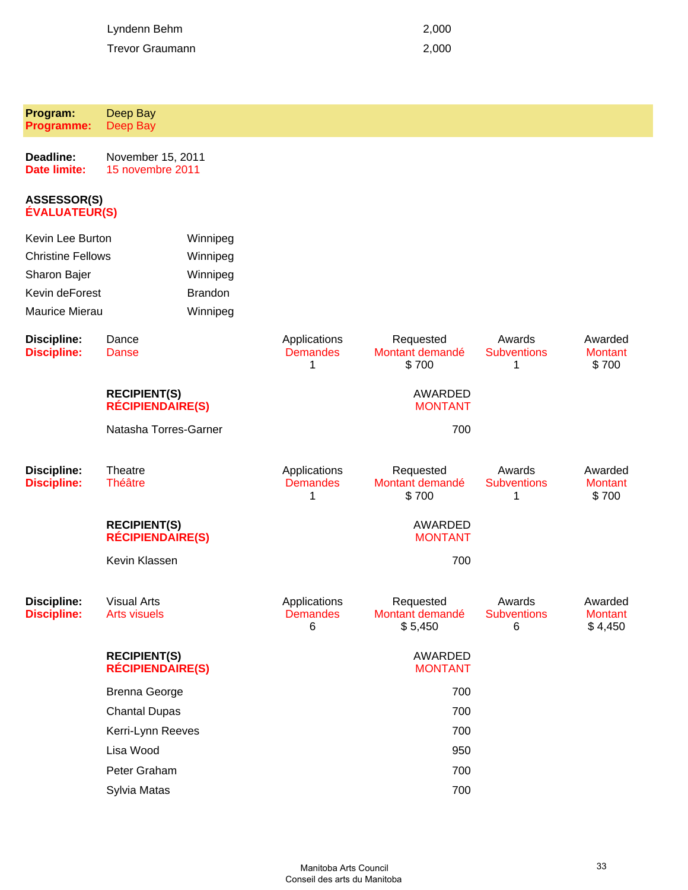| | |
|---|---|
| Lyndenn Behm | 2,000 |
| Trevor Graumann | 2,000 |

**Program:** Deep Bay
**Programme:** Deep Bay

**Deadline:** November 15, 2011
**Date limite:** 15 novembre 2011

**ASSESSOR(S)**
**ÉVALUATEUR(S)**

| | |
|---|---|
| Kevin Lee Burton | Winnipeg |
| Christine Fellows | Winnipeg |
| Sharon Bajer | Winnipeg |
| Kevin deForest | Brandon |
| Maurice Mierau | Winnipeg |

**Discipline:** Dance
**Discipline:** Danse

| Applications / Demandes | Requested / Montant demandé | Awards / Subventions | Awarded / Montant |
|---|---|---|---|
| 1 | $ 700 | 1 | $ 700 |

| RECIPIENT(S) / RÉCIPIENDAIRE(S) | AWARDED / MONTANT |
|---|---|
| Natasha Torres-Garner | 700 |

**Discipline:** Theatre
**Discipline:** Théâtre

| Applications / Demandes | Requested / Montant demandé | Awards / Subventions | Awarded / Montant |
|---|---|---|---|
| 1 | $ 700 | 1 | $ 700 |

| RECIPIENT(S) / RÉCIPIENDAIRE(S) | AWARDED / MONTANT |
|---|---|
| Kevin Klassen | 700 |

**Discipline:** Visual Arts
**Discipline:** Arts visuels

| Applications / Demandes | Requested / Montant demandé | Awards / Subventions | Awarded / Montant |
|---|---|---|---|
| 6 | $ 5,450 | 6 | $ 4,450 |

| RECIPIENT(S) / RÉCIPIENDAIRE(S) | AWARDED / MONTANT |
|---|---|
| Brenna George | 700 |
| Chantal Dupas | 700 |
| Kerri-Lynn Reeves | 700 |
| Lisa Wood | 950 |
| Peter Graham | 700 |
| Sylvia Matas | 700 |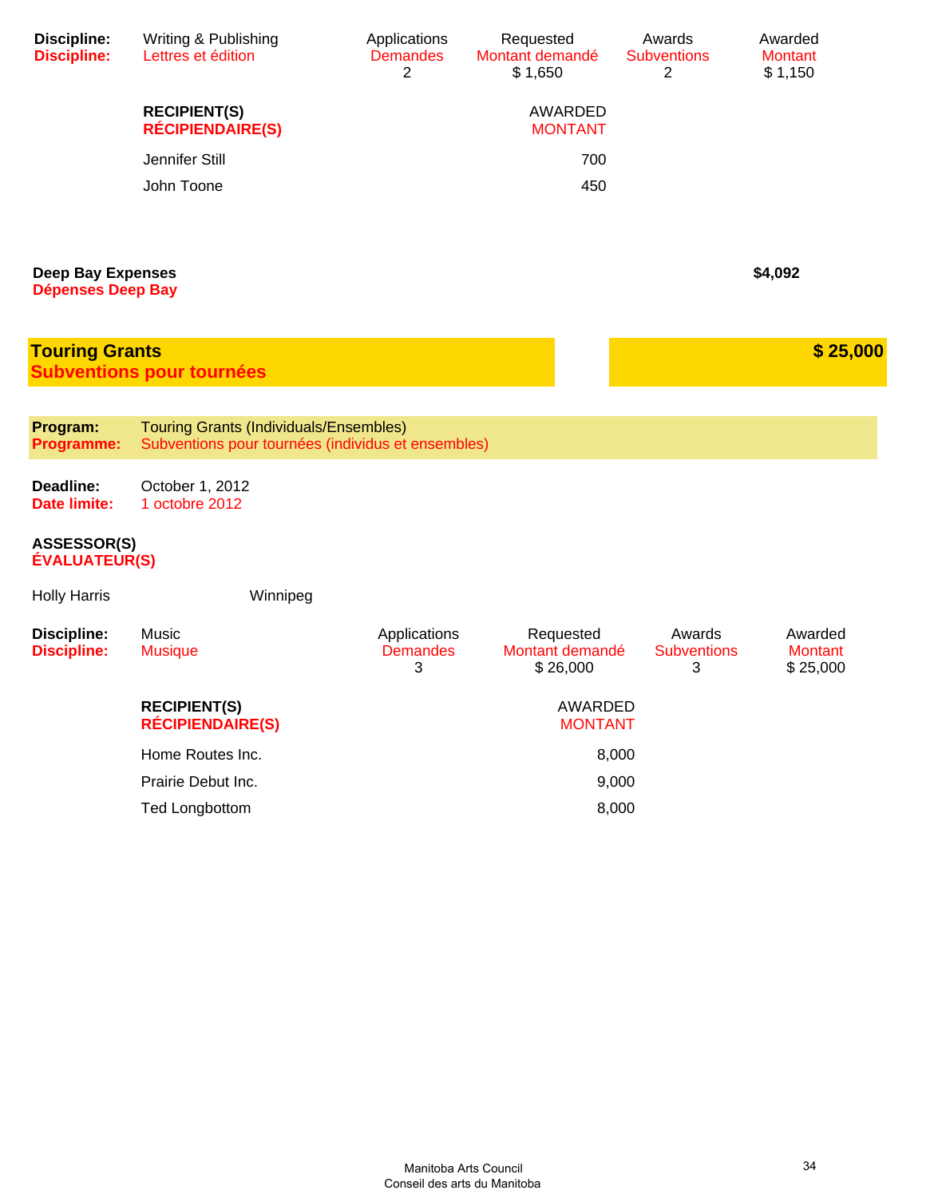| **Discipline:** | Writing & Publishing | Applications | Requested | Awards | Awarded |
|---|---|---|---|---|---|
| **Discipline:** | Lettres et édition | Demandes | Montant demandé | Subventions | Montant |
| | | 2 | $ 1,650 | 2 | $ 1,150 |

| **RECIPIENT(S)** / **RÉCIPIENDAIRE(S)** | AWARDED / MONTANT |
|---|---|
| Jennifer Still | 700 |
| John Toone | 450 |

**Deep Bay Expenses**
**Dépenses Deep Bay** — **$4,092**

## Touring Grants
## Subventions pour tournées
**$ 25,000**

**Program:** Touring Grants (Individuals/Ensembles)
**Programme:** Subventions pour tournées (individus et ensembles)

**Deadline:** October 1, 2012
**Date limite:** 1 octobre 2012

**ASSESSOR(S)**
**ÉVALUATEUR(S)**

Holly Harris — Winnipeg

| **Discipline:** | Music | Applications | Requested | Awards | Awarded |
|---|---|---|---|---|---|
| **Discipline:** | Musique | Demandes | Montant demandé | Subventions | Montant |
| | | 3 | $ 26,000 | 3 | $ 25,000 |

| **RECIPIENT(S)** / **RÉCIPIENDAIRE(S)** | AWARDED / MONTANT |
|---|---|
| Home Routes Inc. | 8,000 |
| Prairie Debut Inc. | 9,000 |
| Ted Longbottom | 8,000 |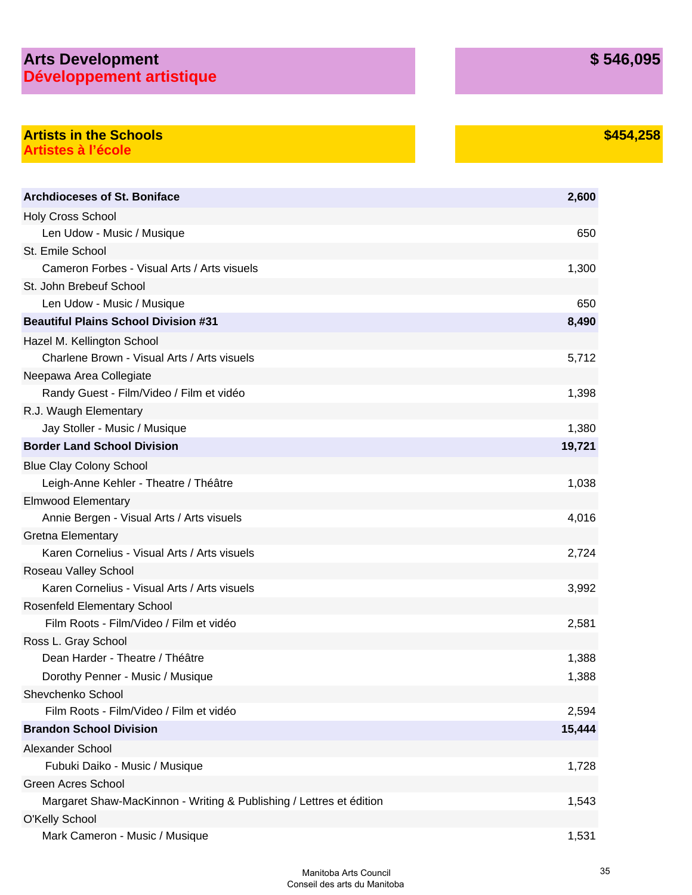## Arts Development / Développement artistique — $ 546,095

### Artists in the Schools / Artistes à l'école — $454,258

| Recipient | Amount |
|---|---|
| **Archdioceses of St. Boniface** | **2,600** |
| Holy Cross School | |
| Len Udow - Music / Musique | 650 |
| St. Emile School | |
| Cameron Forbes - Visual Arts / Arts visuels | 1,300 |
| St. John Brebeuf School | |
| Len Udow - Music / Musique | 650 |
| **Beautiful Plains School Division #31** | **8,490** |
| Hazel M. Kellington School | |
| Charlene Brown - Visual Arts / Arts visuels | 5,712 |
| Neepawa Area Collegiate | |
| Randy Guest - Film/Video / Film et vidéo | 1,398 |
| R.J. Waugh Elementary | |
| Jay Stoller - Music / Musique | 1,380 |
| **Border Land School Division** | **19,721** |
| Blue Clay Colony School | |
| Leigh-Anne Kehler - Theatre / Théâtre | 1,038 |
| Elmwood Elementary | |
| Annie Bergen - Visual Arts / Arts visuels | 4,016 |
| Gretna Elementary | |
| Karen Cornelius - Visual Arts / Arts visuels | 2,724 |
| Roseau Valley School | |
| Karen Cornelius - Visual Arts / Arts visuels | 3,992 |
| Rosenfeld Elementary School | |
| Film Roots - Film/Video / Film et vidéo | 2,581 |
| Ross L. Gray School | |
| Dean Harder - Theatre / Théâtre | 1,388 |
| Dorothy Penner - Music / Musique | 1,388 |
| Shevchenko School | |
| Film Roots - Film/Video / Film et vidéo | 2,594 |
| **Brandon School Division** | **15,444** |
| Alexander School | |
| Fubuki Daiko - Music / Musique | 1,728 |
| Green Acres School | |
| Margaret Shaw-MacKinnon - Writing & Publishing / Lettres et édition | 1,543 |
| O'Kelly School | |
| Mark Cameron - Music / Musique | 1,531 |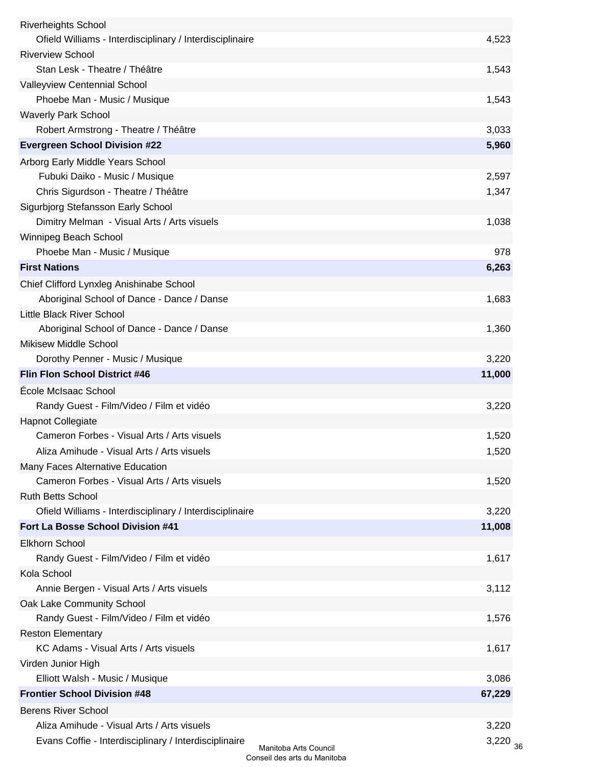| | |
|---|---|
| Riverheights School | |
| Ofield Williams - Interdisciplinary / Interdisciplinaire | 4,523 |
| Riverview School | |
| Stan Lesk - Theatre / Théâtre | 1,543 |
| Valleyview Centennial School | |
| Phoebe Man - Music / Musique | 1,543 |
| Waverly Park School | |
| Robert Armstrong - Theatre / Théâtre | 3,033 |
| **Evergreen School Division #22** | **5,960** |
| Arborg Early Middle Years School | |
| Fubuki Daiko - Music / Musique | 2,597 |
| Chris Sigurdson - Theatre / Théâtre | 1,347 |
| Sigurbjorg Stefansson Early School | |
| Dimitry Melman - Visual Arts / Arts visuels | 1,038 |
| Winnipeg Beach School | |
| Phoebe Man - Music / Musique | 978 |
| **First Nations** | **6,263** |
| Chief Clifford Lynxleg Anishinabe School | |
| Aboriginal School of Dance - Dance / Danse | 1,683 |
| Little Black River School | |
| Aboriginal School of Dance - Dance / Danse | 1,360 |
| Mikisew Middle School | |
| Dorothy Penner - Music / Musique | 3,220 |
| **Flin Flon School District #46** | **11,000** |
| École McIsaac School | |
| Randy Guest - Film/Video / Film et vidéo | 3,220 |
| Hapnot Collegiate | |
| Cameron Forbes - Visual Arts / Arts visuels | 1,520 |
| Aliza Amihude - Visual Arts / Arts visuels | 1,520 |
| Many Faces Alternative Education | |
| Cameron Forbes - Visual Arts / Arts visuels | 1,520 |
| Ruth Betts School | |
| Ofield Williams - Interdisciplinary / Interdisciplinaire | 3,220 |
| **Fort La Bosse School Division #41** | **11,008** |
| Elkhorn School | |
| Randy Guest - Film/Video / Film et vidéo | 1,617 |
| Kola School | |
| Annie Bergen - Visual Arts / Arts visuels | 3,112 |
| Oak Lake Community School | |
| Randy Guest - Film/Video / Film et vidéo | 1,576 |
| Reston Elementary | |
| KC Adams - Visual Arts / Arts visuels | 1,617 |
| Virden Junior High | |
| Elliott Walsh - Music / Musique | 3,086 |
| **Frontier School Division #48** | **67,229** |
| Berens River School | |
| Aliza Amihude - Visual Arts / Arts visuels | 3,220 |
| Evans Coffie - Interdisciplinary / Interdisciplinaire | 3,220 |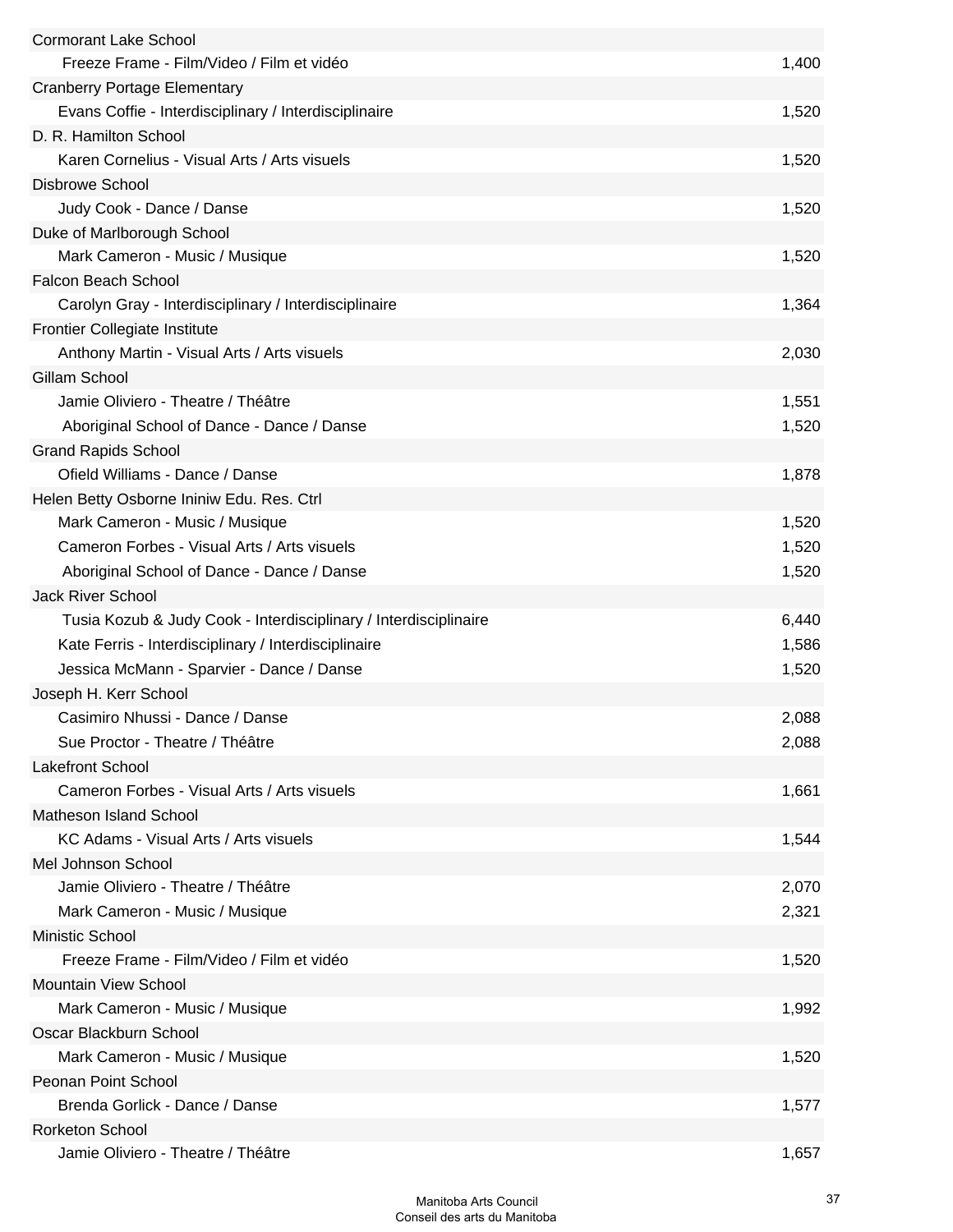| | |
|---|---|
| Cormorant Lake School | |
| Freeze Frame - Film/Video / Film et vidéo | 1,400 |
| Cranberry Portage Elementary | |
| Evans Coffie - Interdisciplinary / Interdisciplinaire | 1,520 |
| D. R. Hamilton School | |
| Karen Cornelius - Visual Arts / Arts visuels | 1,520 |
| Disbrowe School | |
| Judy Cook - Dance / Danse | 1,520 |
| Duke of Marlborough School | |
| Mark Cameron - Music / Musique | 1,520 |
| Falcon Beach School | |
| Carolyn Gray - Interdisciplinary / Interdisciplinaire | 1,364 |
| Frontier Collegiate Institute | |
| Anthony Martin - Visual Arts / Arts visuels | 2,030 |
| Gillam School | |
| Jamie Oliviero - Theatre / Théâtre | 1,551 |
| Aboriginal School of Dance - Dance / Danse | 1,520 |
| Grand Rapids School | |
| Ofield Williams - Dance / Danse | 1,878 |
| Helen Betty Osborne Ininiw Edu. Res. Ctrl | |
| Mark Cameron - Music / Musique | 1,520 |
| Cameron Forbes - Visual Arts / Arts visuels | 1,520 |
| Aboriginal School of Dance - Dance / Danse | 1,520 |
| Jack River School | |
| Tusia Kozub & Judy Cook - Interdisciplinary / Interdisciplinaire | 6,440 |
| Kate Ferris - Interdisciplinary / Interdisciplinaire | 1,586 |
| Jessica McMann - Sparvier - Dance / Danse | 1,520 |
| Joseph H. Kerr School | |
| Casimiro Nhussi - Dance / Danse | 2,088 |
| Sue Proctor - Theatre / Théâtre | 2,088 |
| Lakefront School | |
| Cameron Forbes - Visual Arts / Arts visuels | 1,661 |
| Matheson Island School | |
| KC Adams - Visual Arts / Arts visuels | 1,544 |
| Mel Johnson School | |
| Jamie Oliviero - Theatre / Théâtre | 2,070 |
| Mark Cameron - Music / Musique | 2,321 |
| Ministic School | |
| Freeze Frame - Film/Video / Film et vidéo | 1,520 |
| Mountain View School | |
| Mark Cameron - Music / Musique | 1,992 |
| Oscar Blackburn School | |
| Mark Cameron - Music / Musique | 1,520 |
| Peonan Point School | |
| Brenda Gorlick - Dance / Danse | 1,577 |
| Rorketon School | |
| Jamie Oliviero - Theatre / Théâtre | 1,657 |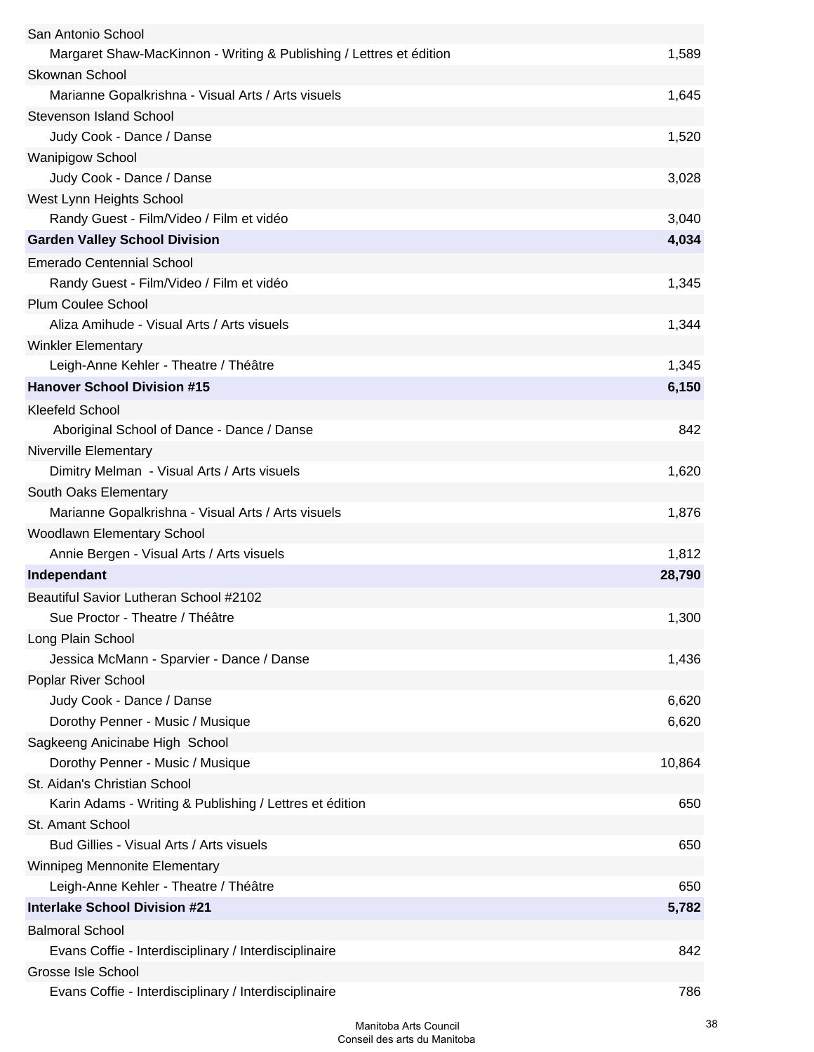| | |
|---|---|
| San Antonio School | |
| Margaret Shaw-MacKinnon - Writing & Publishing / Lettres et édition | 1,589 |
| Skownan School | |
| Marianne Gopalkrishna - Visual Arts / Arts visuels | 1,645 |
| Stevenson Island School | |
| Judy Cook - Dance / Danse | 1,520 |
| Wanipigow School | |
| Judy Cook - Dance / Danse | 3,028 |
| West Lynn Heights School | |
| Randy Guest - Film/Video / Film et vidéo | 3,040 |
| **Garden Valley School Division** | **4,034** |
| Emerado Centennial School | |
| Randy Guest - Film/Video / Film et vidéo | 1,345 |
| Plum Coulee School | |
| Aliza Amihude - Visual Arts / Arts visuels | 1,344 |
| Winkler Elementary | |
| Leigh-Anne Kehler - Theatre / Théâtre | 1,345 |
| **Hanover School Division #15** | **6,150** |
| Kleefeld School | |
| Aboriginal School of Dance - Dance / Danse | 842 |
| Niverville Elementary | |
| Dimitry Melman - Visual Arts / Arts visuels | 1,620 |
| South Oaks Elementary | |
| Marianne Gopalkrishna - Visual Arts / Arts visuels | 1,876 |
| Woodlawn Elementary School | |
| Annie Bergen - Visual Arts / Arts visuels | 1,812 |
| **Independant** | **28,790** |
| Beautiful Savior Lutheran School #2102 | |
| Sue Proctor - Theatre / Théâtre | 1,300 |
| Long Plain School | |
| Jessica McMann - Sparvier - Dance / Danse | 1,436 |
| Poplar River School | |
| Judy Cook - Dance / Danse | 6,620 |
| Dorothy Penner - Music / Musique | 6,620 |
| Sagkeeng Anicinabe High School | |
| Dorothy Penner - Music / Musique | 10,864 |
| St. Aidan's Christian School | |
| Karin Adams - Writing & Publishing / Lettres et édition | 650 |
| St. Amant School | |
| Bud Gillies - Visual Arts / Arts visuels | 650 |
| Winnipeg Mennonite Elementary | |
| Leigh-Anne Kehler - Theatre / Théâtre | 650 |
| **Interlake School Division #21** | **5,782** |
| Balmoral School | |
| Evans Coffie - Interdisciplinary / Interdisciplinaire | 842 |
| Grosse Isle School | |
| Evans Coffie - Interdisciplinary / Interdisciplinaire | 786 |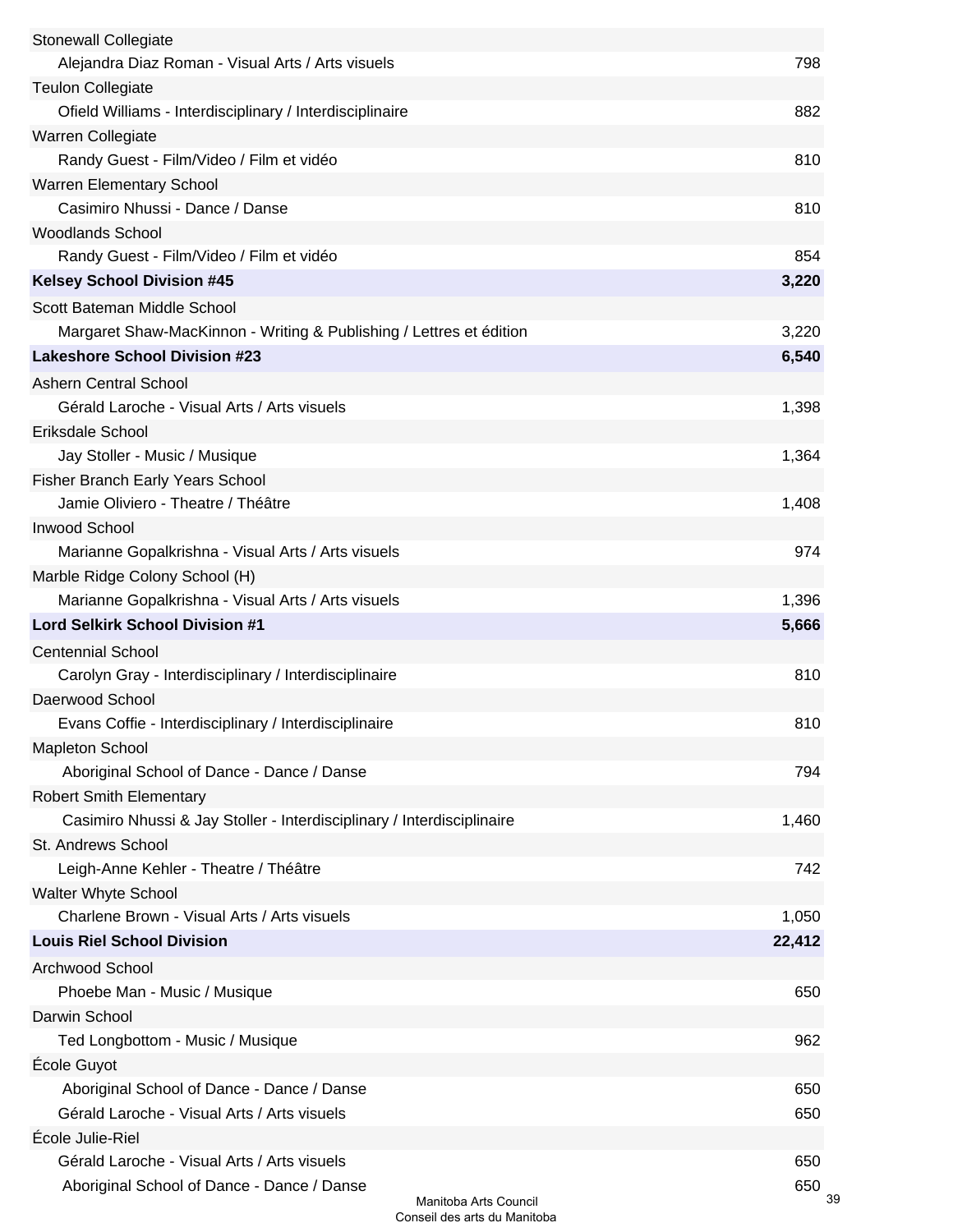| | |
|---|---|
| Stonewall Collegiate | |
| Alejandra Diaz Roman - Visual Arts / Arts visuels | 798 |
| Teulon Collegiate | |
| Ofield Williams - Interdisciplinary / Interdisciplinaire | 882 |
| Warren Collegiate | |
| Randy Guest - Film/Video / Film et vidéo | 810 |
| Warren Elementary School | |
| Casimiro Nhussi - Dance / Danse | 810 |
| Woodlands School | |
| Randy Guest - Film/Video / Film et vidéo | 854 |
| **Kelsey School Division #45** | **3,220** |
| Scott Bateman Middle School | |
| Margaret Shaw-MacKinnon - Writing & Publishing / Lettres et édition | 3,220 |
| **Lakeshore School Division #23** | **6,540** |
| Ashern Central School | |
| Gérald Laroche - Visual Arts / Arts visuels | 1,398 |
| Eriksdale School | |
| Jay Stoller - Music / Musique | 1,364 |
| Fisher Branch Early Years School | |
| Jamie Oliviero - Theatre / Théâtre | 1,408 |
| Inwood School | |
| Marianne Gopalkrishna - Visual Arts / Arts visuels | 974 |
| Marble Ridge Colony School (H) | |
| Marianne Gopalkrishna - Visual Arts / Arts visuels | 1,396 |
| **Lord Selkirk School Division #1** | **5,666** |
| Centennial School | |
| Carolyn Gray - Interdisciplinary / Interdisciplinaire | 810 |
| Daerwood School | |
| Evans Coffie - Interdisciplinary / Interdisciplinaire | 810 |
| Mapleton School | |
| Aboriginal School of Dance - Dance / Danse | 794 |
| Robert Smith Elementary | |
| Casimiro Nhussi & Jay Stoller - Interdisciplinary / Interdisciplinaire | 1,460 |
| St. Andrews School | |
| Leigh-Anne Kehler - Theatre / Théâtre | 742 |
| Walter Whyte School | |
| Charlene Brown - Visual Arts / Arts visuels | 1,050 |
| **Louis Riel School Division** | **22,412** |
| Archwood School | |
| Phoebe Man - Music / Musique | 650 |
| Darwin School | |
| Ted Longbottom - Music / Musique | 962 |
| École Guyot | |
| Aboriginal School of Dance - Dance / Danse | 650 |
| Gérald Laroche - Visual Arts / Arts visuels | 650 |
| École Julie-Riel | |
| Gérald Laroche - Visual Arts / Arts visuels | 650 |
| Aboriginal School of Dance - Dance / Danse | 650 |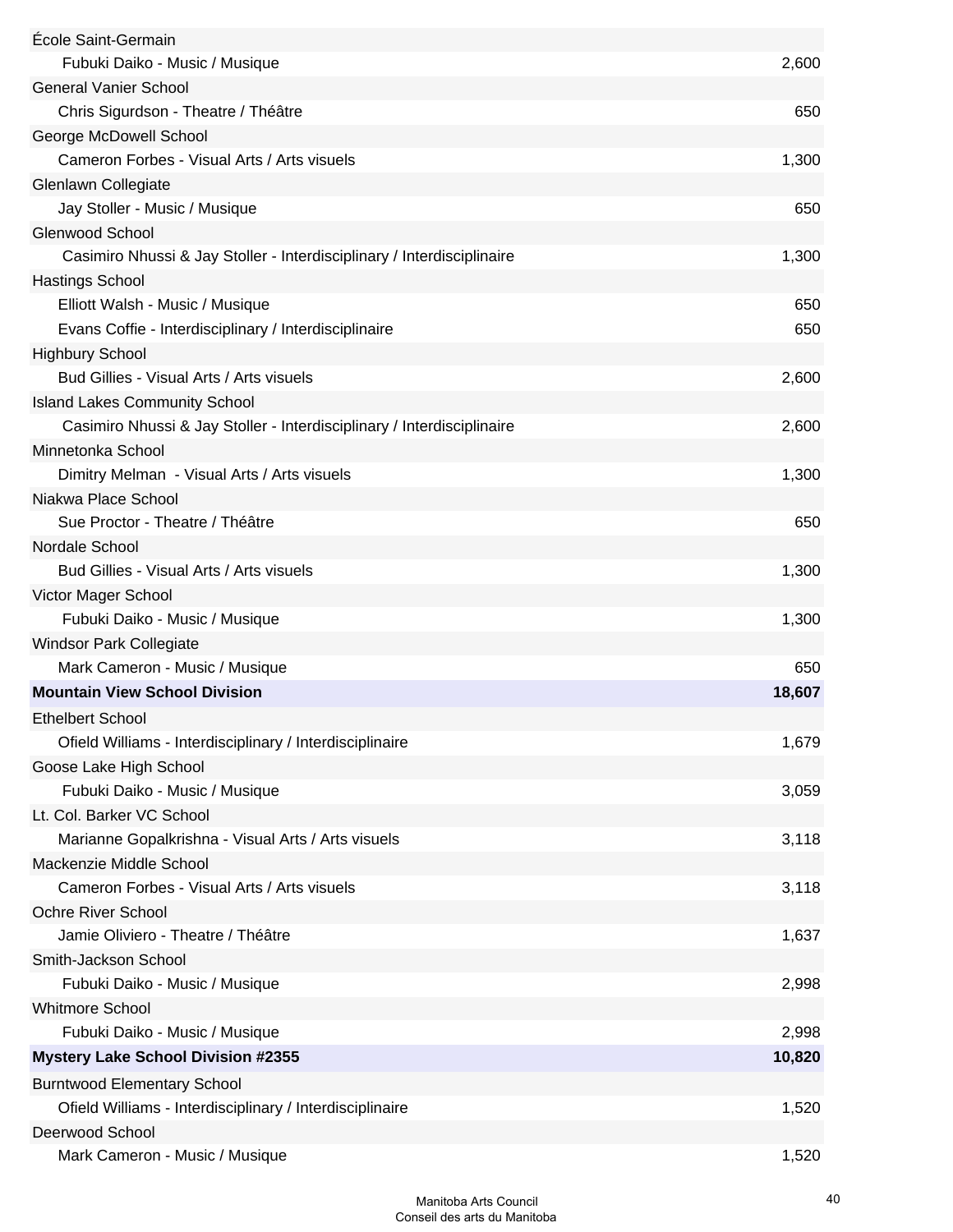| | |
|---|---|
| École Saint-Germain | |
| Fubuki Daiko - Music / Musique | 2,600 |
| General Vanier School | |
| Chris Sigurdson - Theatre / Théâtre | 650 |
| George McDowell School | |
| Cameron Forbes - Visual Arts / Arts visuels | 1,300 |
| Glenlawn Collegiate | |
| Jay Stoller - Music / Musique | 650 |
| Glenwood School | |
| Casimiro Nhussi & Jay Stoller - Interdisciplinary / Interdisciplinaire | 1,300 |
| Hastings School | |
| Elliott Walsh - Music / Musique | 650 |
| Evans Coffie - Interdisciplinary / Interdisciplinaire | 650 |
| Highbury School | |
| Bud Gillies - Visual Arts / Arts visuels | 2,600 |
| Island Lakes Community School | |
| Casimiro Nhussi & Jay Stoller - Interdisciplinary / Interdisciplinaire | 2,600 |
| Minnetonka School | |
| Dimitry Melman - Visual Arts / Arts visuels | 1,300 |
| Niakwa Place School | |
| Sue Proctor - Theatre / Théâtre | 650 |
| Nordale School | |
| Bud Gillies - Visual Arts / Arts visuels | 1,300 |
| Victor Mager School | |
| Fubuki Daiko - Music / Musique | 1,300 |
| Windsor Park Collegiate | |
| Mark Cameron - Music / Musique | 650 |
| **Mountain View School Division** | **18,607** |
| Ethelbert School | |
| Ofield Williams - Interdisciplinary / Interdisciplinaire | 1,679 |
| Goose Lake High School | |
| Fubuki Daiko - Music / Musique | 3,059 |
| Lt. Col. Barker VC School | |
| Marianne Gopalkrishna - Visual Arts / Arts visuels | 3,118 |
| Mackenzie Middle School | |
| Cameron Forbes - Visual Arts / Arts visuels | 3,118 |
| Ochre River School | |
| Jamie Oliviero - Theatre / Théâtre | 1,637 |
| Smith-Jackson School | |
| Fubuki Daiko - Music / Musique | 2,998 |
| Whitmore School | |
| Fubuki Daiko - Music / Musique | 2,998 |
| **Mystery Lake School Division #2355** | **10,820** |
| Burntwood Elementary School | |
| Ofield Williams - Interdisciplinary / Interdisciplinaire | 1,520 |
| Deerwood School | |
| Mark Cameron - Music / Musique | 1,520 |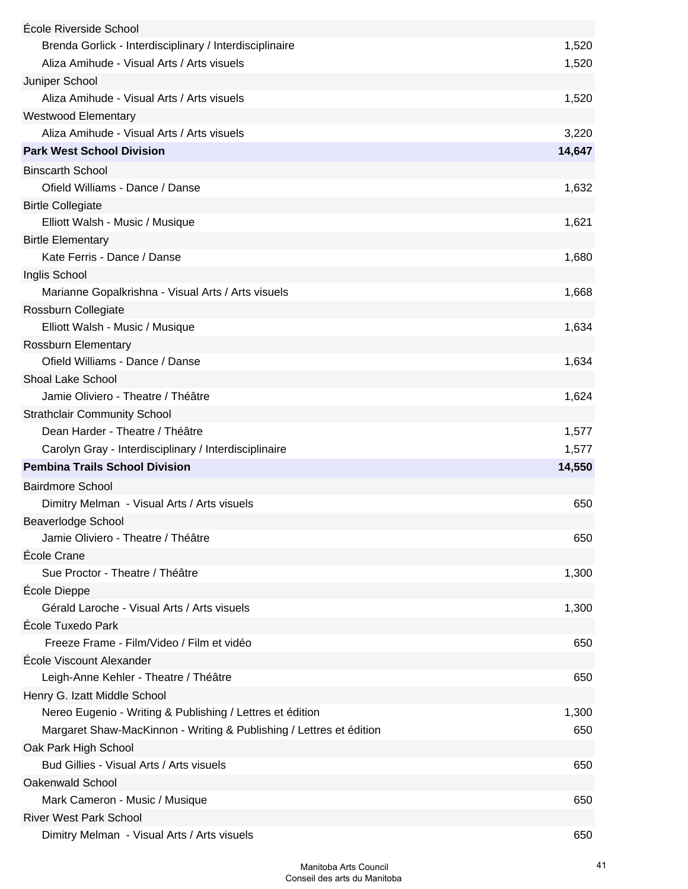| | |
|---|---|
| École Riverside School | |
| Brenda Gorlick - Interdisciplinary / Interdisciplinaire | 1,520 |
| Aliza Amihude - Visual Arts / Arts visuels | 1,520 |
| Juniper School | |
| Aliza Amihude - Visual Arts / Arts visuels | 1,520 |
| Westwood Elementary | |
| Aliza Amihude - Visual Arts / Arts visuels | 3,220 |
| **Park West School Division** | **14,647** |
| Binscarth School | |
| Ofield Williams - Dance / Danse | 1,632 |
| Birtle Collegiate | |
| Elliott Walsh - Music / Musique | 1,621 |
| Birtle Elementary | |
| Kate Ferris - Dance / Danse | 1,680 |
| Inglis School | |
| Marianne Gopalkrishna - Visual Arts / Arts visuels | 1,668 |
| Rossburn Collegiate | |
| Elliott Walsh - Music / Musique | 1,634 |
| Rossburn Elementary | |
| Ofield Williams - Dance / Danse | 1,634 |
| Shoal Lake School | |
| Jamie Oliviero - Theatre / Théâtre | 1,624 |
| Strathclair Community School | |
| Dean Harder - Theatre / Théâtre | 1,577 |
| Carolyn Gray - Interdisciplinary / Interdisciplinaire | 1,577 |
| **Pembina Trails School Division** | **14,550** |
| Bairdmore School | |
| Dimitry Melman - Visual Arts / Arts visuels | 650 |
| Beaverlodge School | |
| Jamie Oliviero - Theatre / Théâtre | 650 |
| École Crane | |
| Sue Proctor - Theatre / Théâtre | 1,300 |
| École Dieppe | |
| Gérald Laroche - Visual Arts / Arts visuels | 1,300 |
| École Tuxedo Park | |
| Freeze Frame - Film/Video / Film et vidéo | 650 |
| École Viscount Alexander | |
| Leigh-Anne Kehler - Theatre / Théâtre | 650 |
| Henry G. Izatt Middle School | |
| Nereo Eugenio - Writing & Publishing / Lettres et édition | 1,300 |
| Margaret Shaw-MacKinnon - Writing & Publishing / Lettres et édition | 650 |
| Oak Park High School | |
| Bud Gillies - Visual Arts / Arts visuels | 650 |
| Oakenwald School | |
| Mark Cameron - Music / Musique | 650 |
| River West Park School | |
| Dimitry Melman - Visual Arts / Arts visuels | 650 |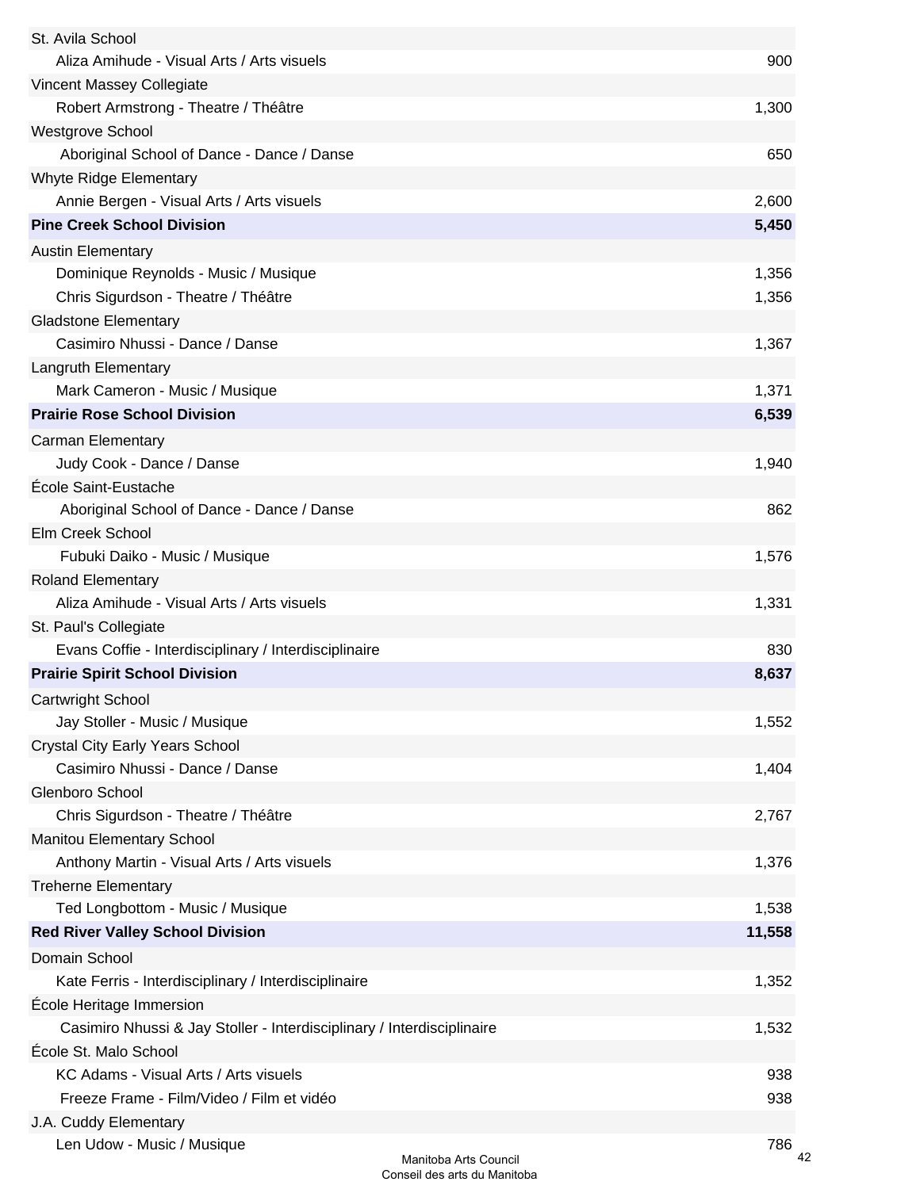| | |
|---|---:|
| St. Avila School | |
| Aliza Amihude - Visual Arts / Arts visuels | 900 |
| Vincent Massey Collegiate | |
| Robert Armstrong - Theatre / Théâtre | 1,300 |
| Westgrove School | |
| Aboriginal School of Dance - Dance / Danse | 650 |
| Whyte Ridge Elementary | |
| Annie Bergen - Visual Arts / Arts visuels | 2,600 |
| **Pine Creek School Division** | **5,450** |
| Austin Elementary | |
| Dominique Reynolds - Music / Musique | 1,356 |
| Chris Sigurdson - Theatre / Théâtre | 1,356 |
| Gladstone Elementary | |
| Casimiro Nhussi - Dance / Danse | 1,367 |
| Langruth Elementary | |
| Mark Cameron - Music / Musique | 1,371 |
| **Prairie Rose School Division** | **6,539** |
| Carman Elementary | |
| Judy Cook - Dance / Danse | 1,940 |
| École Saint-Eustache | |
| Aboriginal School of Dance - Dance / Danse | 862 |
| Elm Creek School | |
| Fubuki Daiko - Music / Musique | 1,576 |
| Roland Elementary | |
| Aliza Amihude - Visual Arts / Arts visuels | 1,331 |
| St. Paul's Collegiate | |
| Evans Coffie - Interdisciplinary / Interdisciplinaire | 830 |
| **Prairie Spirit School Division** | **8,637** |
| Cartwright School | |
| Jay Stoller - Music / Musique | 1,552 |
| Crystal City Early Years School | |
| Casimiro Nhussi - Dance / Danse | 1,404 |
| Glenboro School | |
| Chris Sigurdson - Theatre / Théâtre | 2,767 |
| Manitou Elementary School | |
| Anthony Martin - Visual Arts / Arts visuels | 1,376 |
| Treherne Elementary | |
| Ted Longbottom - Music / Musique | 1,538 |
| **Red River Valley School Division** | **11,558** |
| Domain School | |
| Kate Ferris - Interdisciplinary / Interdisciplinaire | 1,352 |
| École Heritage Immersion | |
| Casimiro Nhussi & Jay Stoller - Interdisciplinary / Interdisciplinaire | 1,532 |
| École St. Malo School | |
| KC Adams - Visual Arts / Arts visuels | 938 |
| Freeze Frame - Film/Video / Film et vidéo | 938 |
| J.A. Cuddy Elementary | |
| Len Udow - Music / Musique | 786 |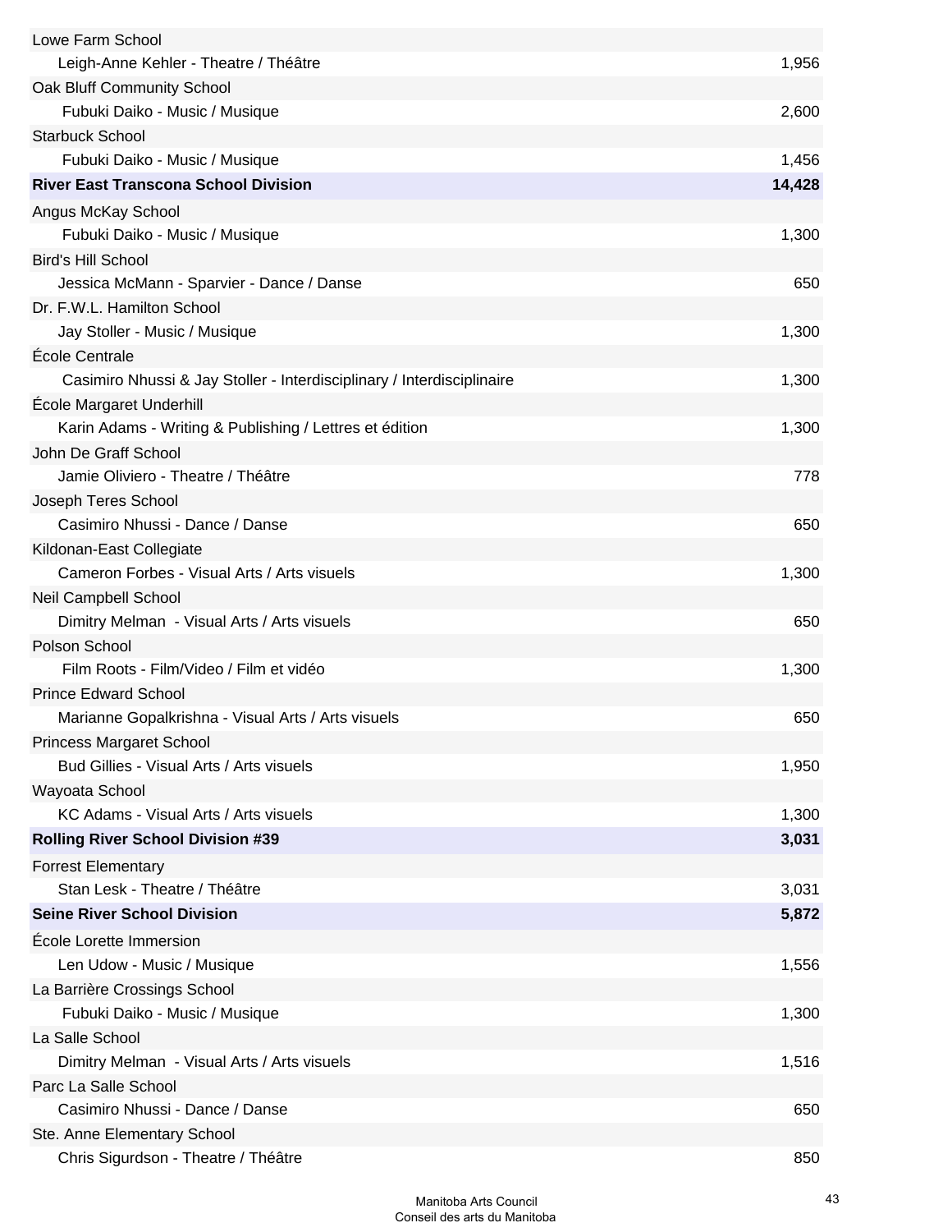| | |
|---|---:|
| Lowe Farm School | |
| Leigh-Anne Kehler - Theatre / Théâtre | 1,956 |
| Oak Bluff Community School | |
| Fubuki Daiko - Music / Musique | 2,600 |
| Starbuck School | |
| Fubuki Daiko - Music / Musique | 1,456 |
| **River East Transcona School Division** | **14,428** |
| Angus McKay School | |
| Fubuki Daiko - Music / Musique | 1,300 |
| Bird's Hill School | |
| Jessica McMann - Sparvier - Dance / Danse | 650 |
| Dr. F.W.L. Hamilton School | |
| Jay Stoller - Music / Musique | 1,300 |
| École Centrale | |
| Casimiro Nhussi & Jay Stoller - Interdisciplinary / Interdisciplinaire | 1,300 |
| École Margaret Underhill | |
| Karin Adams - Writing & Publishing / Lettres et édition | 1,300 |
| John De Graff School | |
| Jamie Oliviero - Theatre / Théâtre | 778 |
| Joseph Teres School | |
| Casimiro Nhussi - Dance / Danse | 650 |
| Kildonan-East Collegiate | |
| Cameron Forbes - Visual Arts / Arts visuels | 1,300 |
| Neil Campbell School | |
| Dimitry Melman - Visual Arts / Arts visuels | 650 |
| Polson School | |
| Film Roots - Film/Video / Film et vidéo | 1,300 |
| Prince Edward School | |
| Marianne Gopalkrishna - Visual Arts / Arts visuels | 650 |
| Princess Margaret School | |
| Bud Gillies - Visual Arts / Arts visuels | 1,950 |
| Wayoata School | |
| KC Adams - Visual Arts / Arts visuels | 1,300 |
| **Rolling River School Division #39** | **3,031** |
| Forrest Elementary | |
| Stan Lesk - Theatre / Théâtre | 3,031 |
| **Seine River School Division** | **5,872** |
| École Lorette Immersion | |
| Len Udow - Music / Musique | 1,556 |
| La Barrière Crossings School | |
| Fubuki Daiko - Music / Musique | 1,300 |
| La Salle School | |
| Dimitry Melman - Visual Arts / Arts visuels | 1,516 |
| Parc La Salle School | |
| Casimiro Nhussi - Dance / Danse | 650 |
| Ste. Anne Elementary School | |
| Chris Sigurdson - Theatre / Théâtre | 850 |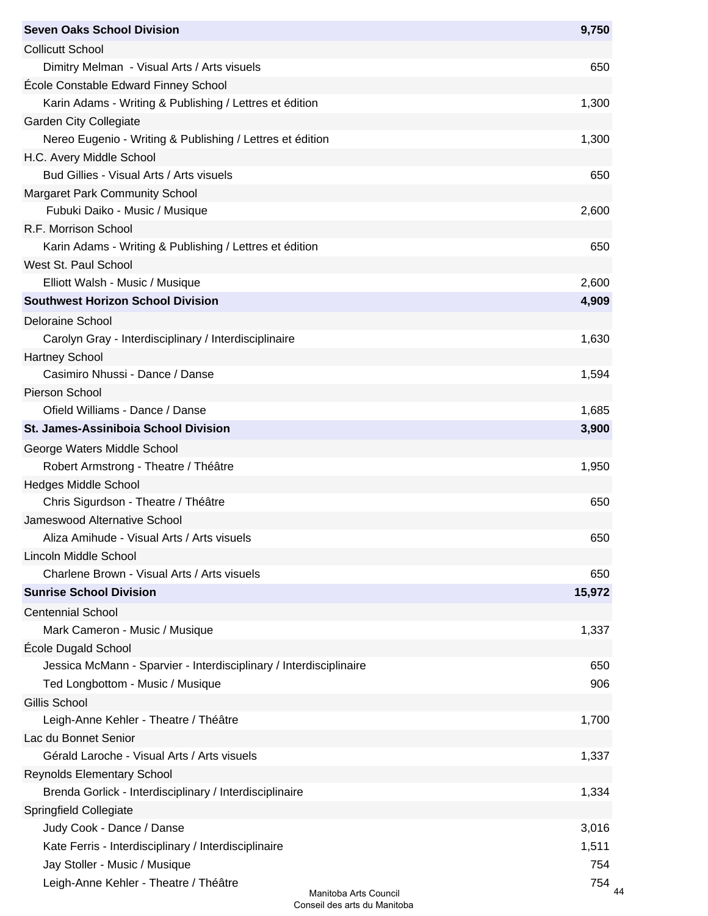| | |
|---|---|
| **Seven Oaks School Division** | **9,750** |
| Collicutt School | |
| Dimitry Melman  - Visual Arts / Arts visuels | 650 |
| École Constable Edward Finney School | |
| Karin Adams - Writing & Publishing / Lettres et édition | 1,300 |
| Garden City Collegiate | |
| Nereo Eugenio - Writing & Publishing / Lettres et édition | 1,300 |
| H.C. Avery Middle School | |
| Bud Gillies - Visual Arts / Arts visuels | 650 |
| Margaret Park Community School | |
| Fubuki Daiko - Music / Musique | 2,600 |
| R.F. Morrison School | |
| Karin Adams - Writing & Publishing / Lettres et édition | 650 |
| West St. Paul School | |
| Elliott Walsh - Music / Musique | 2,600 |
| **Southwest Horizon School Division** | **4,909** |
| Deloraine School | |
| Carolyn Gray - Interdisciplinary / Interdisciplinaire | 1,630 |
| Hartney School | |
| Casimiro Nhussi - Dance / Danse | 1,594 |
| Pierson School | |
| Ofield Williams - Dance / Danse | 1,685 |
| **St. James-Assiniboia School Division** | **3,900** |
| George Waters Middle School | |
| Robert Armstrong - Theatre / Théâtre | 1,950 |
| Hedges Middle School | |
| Chris Sigurdson - Theatre / Théâtre | 650 |
| Jameswood Alternative School | |
| Aliza Amihude - Visual Arts / Arts visuels | 650 |
| Lincoln Middle School | |
| Charlene Brown - Visual Arts / Arts visuels | 650 |
| **Sunrise School Division** | **15,972** |
| Centennial School | |
| Mark Cameron - Music / Musique | 1,337 |
| École Dugald School | |
| Jessica McMann - Sparvier - Interdisciplinary / Interdisciplinaire | 650 |
| Ted Longbottom - Music / Musique | 906 |
| Gillis School | |
| Leigh-Anne Kehler - Theatre / Théâtre | 1,700 |
| Lac du Bonnet Senior | |
| Gérald Laroche - Visual Arts / Arts visuels | 1,337 |
| Reynolds Elementary School | |
| Brenda Gorlick - Interdisciplinary / Interdisciplinaire | 1,334 |
| Springfield Collegiate | |
| Judy Cook - Dance / Danse | 3,016 |
| Kate Ferris - Interdisciplinary / Interdisciplinaire | 1,511 |
| Jay Stoller - Music / Musique | 754 |
| Leigh-Anne Kehler - Theatre / Théâtre | 754 |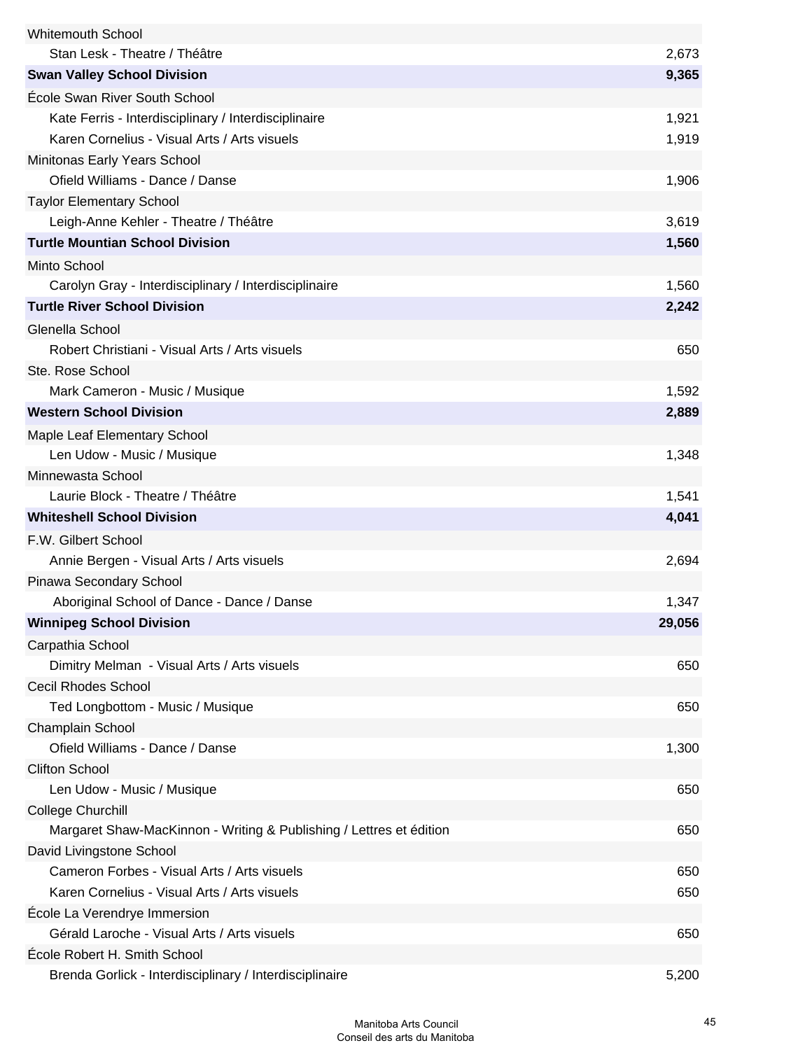| | |
|---|---|
| Whitemouth School | |
| Stan Lesk - Theatre / Théâtre | 2,673 |
| **Swan Valley School Division** | **9,365** |
| École Swan River South School | |
| Kate Ferris - Interdisciplinary / Interdisciplinaire | 1,921 |
| Karen Cornelius - Visual Arts / Arts visuels | 1,919 |
| Minitonas Early Years School | |
| Ofield Williams - Dance / Danse | 1,906 |
| Taylor Elementary School | |
| Leigh-Anne Kehler - Theatre / Théâtre | 3,619 |
| **Turtle Mountian School Division** | **1,560** |
| Minto School | |
| Carolyn Gray - Interdisciplinary / Interdisciplinaire | 1,560 |
| **Turtle River School Division** | **2,242** |
| Glenella School | |
| Robert Christiani - Visual Arts / Arts visuels | 650 |
| Ste. Rose School | |
| Mark Cameron - Music / Musique | 1,592 |
| **Western School Division** | **2,889** |
| Maple Leaf Elementary School | |
| Len Udow - Music / Musique | 1,348 |
| Minnewasta School | |
| Laurie Block - Theatre / Théâtre | 1,541 |
| **Whiteshell School Division** | **4,041** |
| F.W. Gilbert School | |
| Annie Bergen - Visual Arts / Arts visuels | 2,694 |
| Pinawa Secondary School | |
| Aboriginal School of Dance - Dance / Danse | 1,347 |
| **Winnipeg School Division** | **29,056** |
| Carpathia School | |
| Dimitry Melman - Visual Arts / Arts visuels | 650 |
| Cecil Rhodes School | |
| Ted Longbottom - Music / Musique | 650 |
| Champlain School | |
| Ofield Williams - Dance / Danse | 1,300 |
| Clifton School | |
| Len Udow - Music / Musique | 650 |
| College Churchill | |
| Margaret Shaw-MacKinnon - Writing & Publishing / Lettres et édition | 650 |
| David Livingstone School | |
| Cameron Forbes - Visual Arts / Arts visuels | 650 |
| Karen Cornelius - Visual Arts / Arts visuels | 650 |
| École La Verendrye Immersion | |
| Gérald Laroche - Visual Arts / Arts visuels | 650 |
| École Robert H. Smith School | |
| Brenda Gorlick - Interdisciplinary / Interdisciplinaire | 5,200 |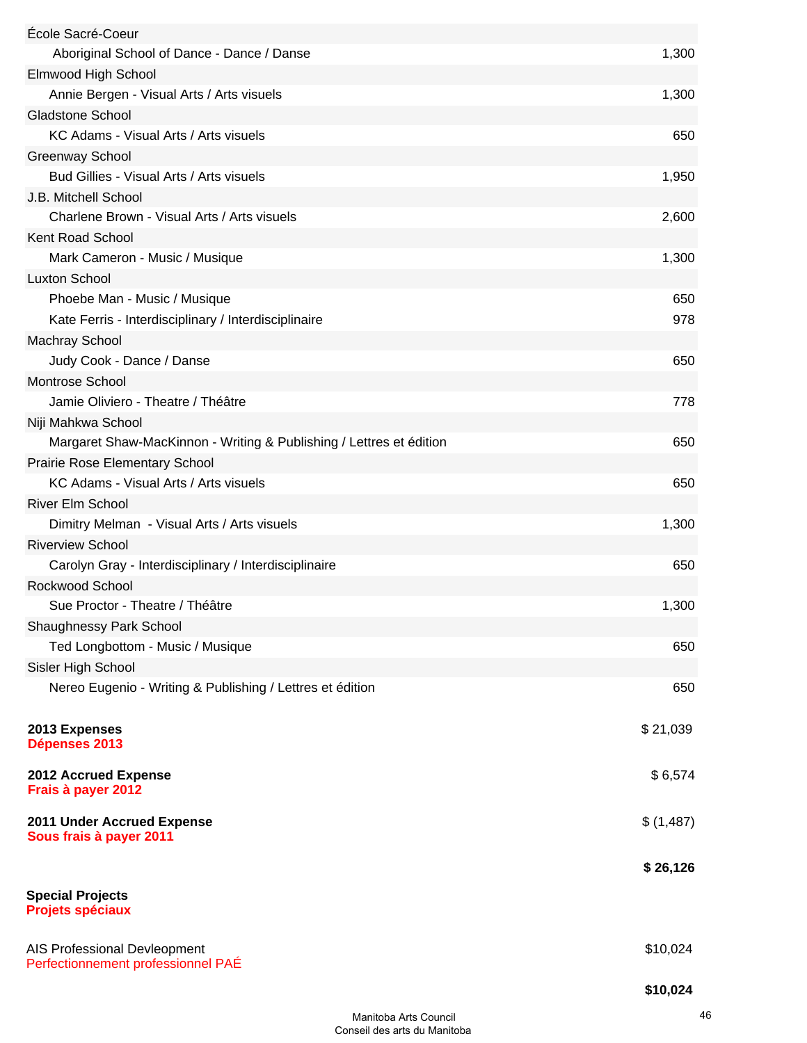| | |
|---|---|
| École Sacré-Coeur | |
| Aboriginal School of Dance - Dance / Danse | 1,300 |
| Elmwood High School | |
| Annie Bergen - Visual Arts / Arts visuels | 1,300 |
| Gladstone School | |
| KC Adams - Visual Arts / Arts visuels | 650 |
| Greenway School | |
| Bud Gillies - Visual Arts / Arts visuels | 1,950 |
| J.B. Mitchell School | |
| Charlene Brown - Visual Arts / Arts visuels | 2,600 |
| Kent Road School | |
| Mark Cameron - Music / Musique | 1,300 |
| Luxton School | |
| Phoebe Man - Music / Musique | 650 |
| Kate Ferris - Interdisciplinary / Interdisciplinaire | 978 |
| Machray School | |
| Judy Cook - Dance / Danse | 650 |
| Montrose School | |
| Jamie Oliviero - Theatre / Théâtre | 778 |
| Niji Mahkwa School | |
| Margaret Shaw-MacKinnon - Writing & Publishing / Lettres et édition | 650 |
| Prairie Rose Elementary School | |
| KC Adams - Visual Arts / Arts visuels | 650 |
| River Elm School | |
| Dimitry Melman - Visual Arts / Arts visuels | 1,300 |
| Riverview School | |
| Carolyn Gray - Interdisciplinary / Interdisciplinaire | 650 |
| Rockwood School | |
| Sue Proctor - Theatre / Théâtre | 1,300 |
| Shaughnessy Park School | |
| Ted Longbottom - Music / Musique | 650 |
| Sisler High School | |
| Nereo Eugenio - Writing & Publishing / Lettres et édition | 650 |

| | |
|---|---|
| **2013 Expenses** **Dépenses 2013** | $ 21,039 |
| **2012 Accrued Expense** **Frais à payer 2012** | $ 6,574 |
| **2011 Under Accrued Expense** **Sous frais à payer 2011** | $ (1,487) |
| | **$ 26,126** |

**Special Projects**
**Projets spéciaux**

| | |
|---|---|
| AIS Professional Devleopment Perfectionnement professionnel PAÉ | $10,024 |
| | **$10,024** |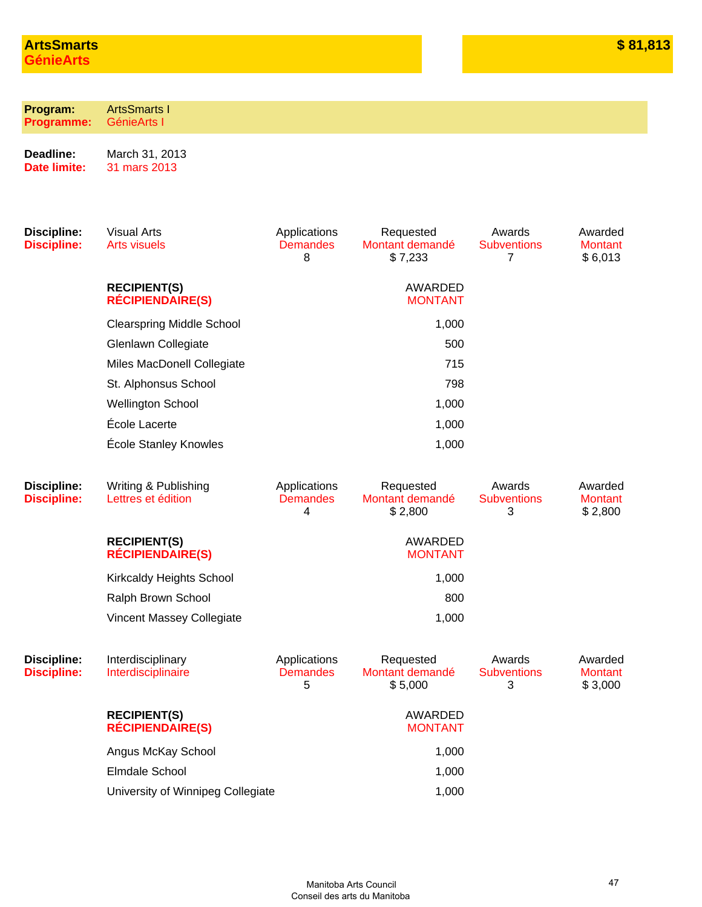# ArtsSmarts / GénieArts — $ 81,813

**Program:** ArtsSmarts I
**Programme:** GénieArts I

**Deadline:** March 31, 2013
**Date limite:** 31 mars 2013

| Discipline | Applications / Demandes | Requested / Montant demandé | Awards / Subventions | Awarded / Montant |
|---|---|---|---|---|
| Visual Arts / Arts visuels | 8 | $ 7,233 | 7 | $ 6,013 |

| RECIPIENT(S) / RÉCIPIENDAIRE(S) | AWARDED / MONTANT |
|---|---|
| Clearspring Middle School | 1,000 |
| Glenlawn Collegiate | 500 |
| Miles MacDonell Collegiate | 715 |
| St. Alphonsus School | 798 |
| Wellington School | 1,000 |
| École Lacerte | 1,000 |
| École Stanley Knowles | 1,000 |

| Discipline | Applications / Demandes | Requested / Montant demandé | Awards / Subventions | Awarded / Montant |
|---|---|---|---|---|
| Writing & Publishing / Lettres et édition | 4 | $ 2,800 | 3 | $ 2,800 |

| RECIPIENT(S) / RÉCIPIENDAIRE(S) | AWARDED / MONTANT |
|---|---|
| Kirkcaldy Heights School | 1,000 |
| Ralph Brown School | 800 |
| Vincent Massey Collegiate | 1,000 |

| Discipline | Applications / Demandes | Requested / Montant demandé | Awards / Subventions | Awarded / Montant |
|---|---|---|---|---|
| Interdisciplinary / Interdisciplinaire | 5 | $ 5,000 | 3 | $ 3,000 |

| RECIPIENT(S) / RÉCIPIENDAIRE(S) | AWARDED / MONTANT |
|---|---|
| Angus McKay School | 1,000 |
| Elmdale School | 1,000 |
| University of Winnipeg Collegiate | 1,000 |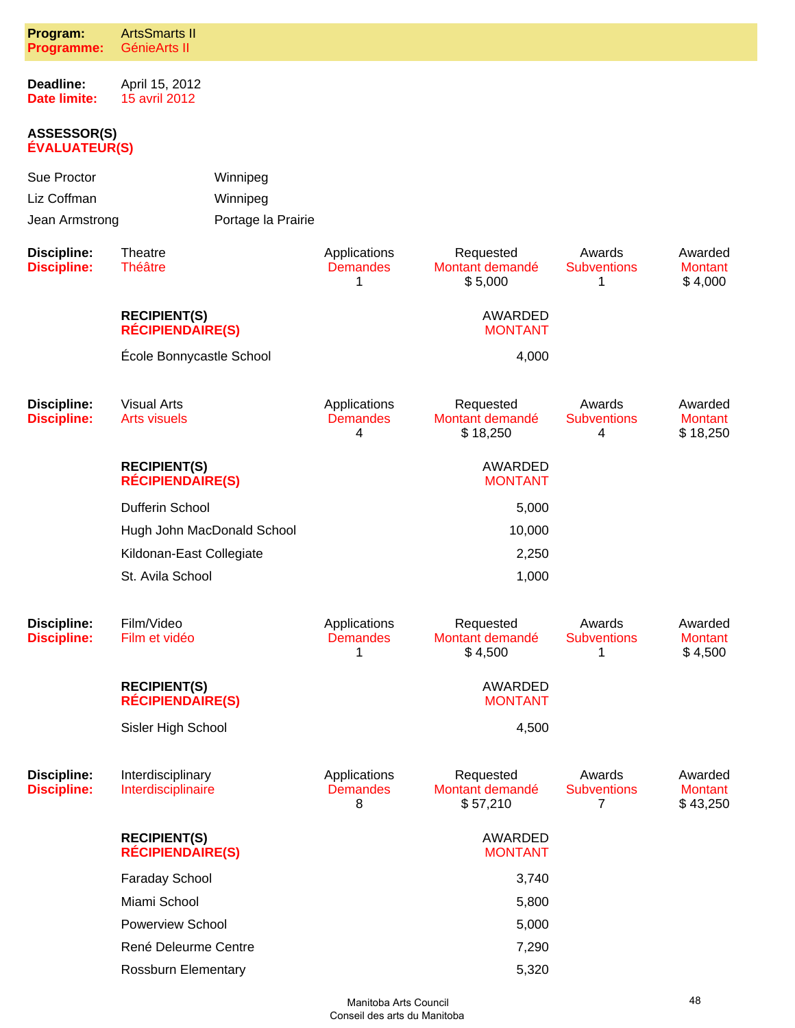**Program:** ArtsSmarts II
**Programme:** GénieArts II

**Deadline:** April 15, 2012
**Date limite:** 15 avril 2012

**ASSESSOR(S)**
**ÉVALUATEUR(S)**

| | |
|---|---|
| Sue Proctor | Winnipeg |
| Liz Coffman | Winnipeg |
| Jean Armstrong | Portage la Prairie |

| Discipline: / Discipline: | | Applications / Demandes | Requested / Montant demandé | Awards / Subventions | Awarded / Montant |
|---|---|---|---|---|---|
| Theatre / Théâtre | | 1 | $ 5,000 | 1 | $ 4,000 |

| RECIPIENT(S) / RÉCIPIENDAIRE(S) | AWARDED / MONTANT |
|---|---|
| École Bonnycastle School | 4,000 |

| Discipline: / Discipline: | | Applications / Demandes | Requested / Montant demandé | Awards / Subventions | Awarded / Montant |
|---|---|---|---|---|---|
| Visual Arts / Arts visuels | | 4 | $ 18,250 | 4 | $ 18,250 |

| RECIPIENT(S) / RÉCIPIENDAIRE(S) | AWARDED / MONTANT |
|---|---|
| Dufferin School | 5,000 |
| Hugh John MacDonald School | 10,000 |
| Kildonan-East Collegiate | 2,250 |
| St. Avila School | 1,000 |

| Discipline: / Discipline: | | Applications / Demandes | Requested / Montant demandé | Awards / Subventions | Awarded / Montant |
|---|---|---|---|---|---|
| Film/Video / Film et vidéo | | 1 | $ 4,500 | 1 | $ 4,500 |

| RECIPIENT(S) / RÉCIPIENDAIRE(S) | AWARDED / MONTANT |
|---|---|
| Sisler High School | 4,500 |

| Discipline: / Discipline: | | Applications / Demandes | Requested / Montant demandé | Awards / Subventions | Awarded / Montant |
|---|---|---|---|---|---|
| Interdisciplinary / Interdisciplinaire | | 8 | $ 57,210 | 7 | $ 43,250 |

| RECIPIENT(S) / RÉCIPIENDAIRE(S) | AWARDED / MONTANT |
|---|---|
| Faraday School | 3,740 |
| Miami School | 5,800 |
| Powerview School | 5,000 |
| René Deleurme Centre | 7,290 |
| Rossburn Elementary | 5,320 |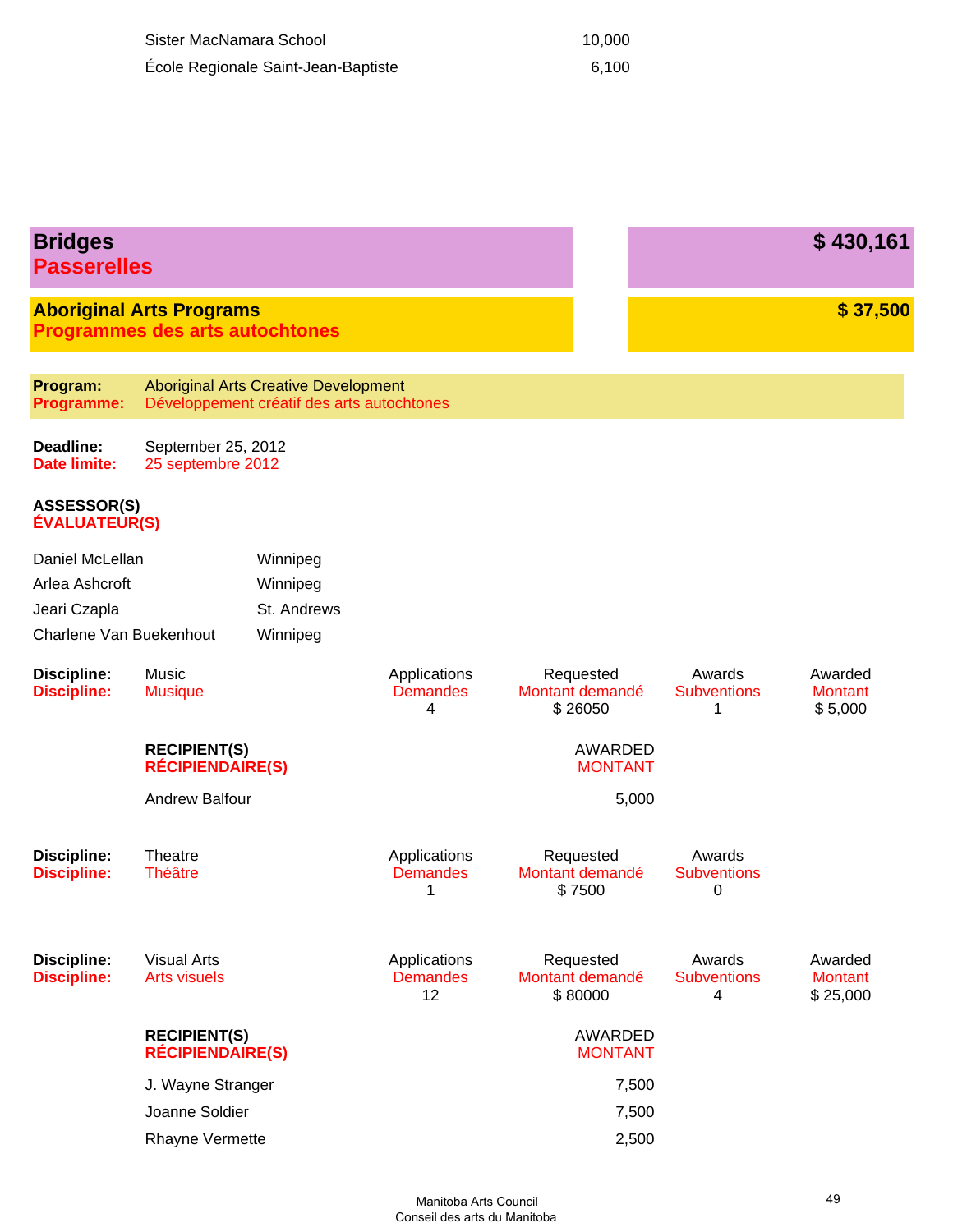| | |
|---|---|
| Sister MacNamara School | 10,000 |
| École Regionale Saint-Jean-Baptiste | 6,100 |

## Bridges / Passerelles — $ 430,161

### Aboriginal Arts Programs / Programmes des arts autochtones — $ 37,500

**Program:** Aboriginal Arts Creative Development
**Programme:** Développement créatif des arts autochtones

**Deadline:** September 25, 2012
**Date limite:** 25 septembre 2012

**ASSESSOR(S)**
**ÉVALUATEUR(S)**

| | |
|---|---|
| Daniel McLellan | Winnipeg |
| Arlea Ashcroft | Winnipeg |
| Jeari Czapla | St. Andrews |
| Charlene Van Buekenhout | Winnipeg |

**Discipline:** Music
**Discipline:** Musique

| Applications / Demandes | Requested / Montant demandé | Awards / Subventions | Awarded / Montant |
|---|---|---|---|
| 4 | $ 26050 | 1 | $ 5,000 |

| RECIPIENT(S) / RÉCIPIENDAIRE(S) | AWARDED / MONTANT |
|---|---|
| Andrew Balfour | 5,000 |

**Discipline:** Theatre
**Discipline:** Théâtre

| Applications / Demandes | Requested / Montant demandé | Awards / Subventions |
|---|---|---|
| 1 | $ 7500 | 0 |

**Discipline:** Visual Arts
**Discipline:** Arts visuels

| Applications / Demandes | Requested / Montant demandé | Awards / Subventions | Awarded / Montant |
|---|---|---|---|
| 12 | $ 80000 | 4 | $ 25,000 |

| RECIPIENT(S) / RÉCIPIENDAIRE(S) | AWARDED / MONTANT |
|---|---|
| J. Wayne Stranger | 7,500 |
| Joanne Soldier | 7,500 |
| Rhayne Vermette | 2,500 |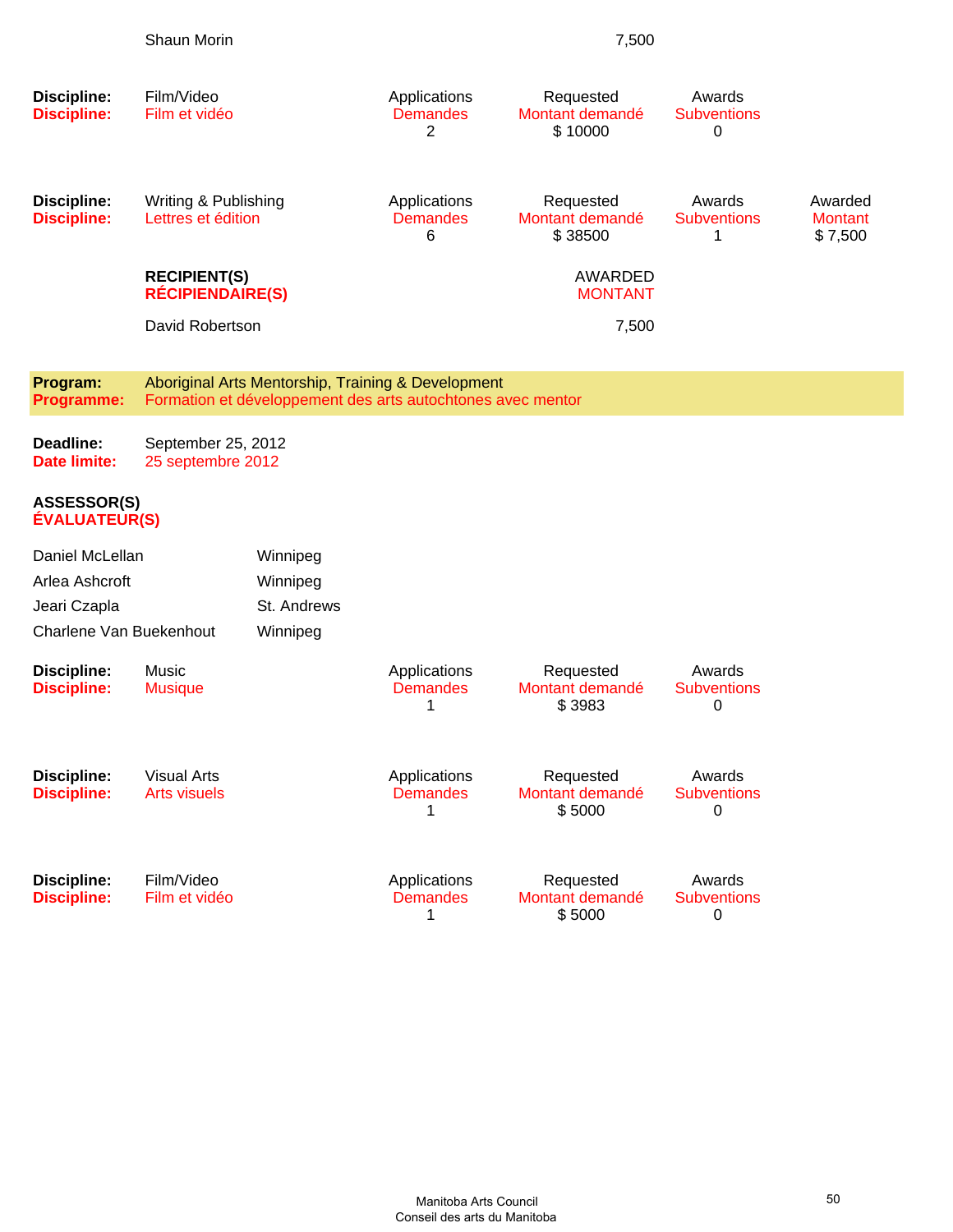| | |
|---|---|
| Shaun Morin | 7,500 |

| Discipline: | Film/Video | Applications | Requested | Awards |
|---|---|---|---|---|
| **Discipline:** | Film et vidéo | Demandes | Montant demandé | Subventions |
| | | 2 | $ 10000 | 0 |

| Discipline: | Writing & Publishing | Applications | Requested | Awards | Awarded |
|---|---|---|---|---|---|
| **Discipline:** | Lettres et édition | Demandes | Montant demandé | Subventions | Montant |
| | | 6 | $ 38500 | 1 | $ 7,500 |

| RECIPIENT(S) / RÉCIPIENDAIRE(S) | AWARDED / MONTANT |
|---|---|
| David Robertson | 7,500 |

**Program:** Aboriginal Arts Mentorship, Training & Development
**Programme:** Formation et développement des arts autochtones avec mentor

**Deadline:** September 25, 2012
**Date limite:** 25 septembre 2012

**ASSESSOR(S)**
**ÉVALUATEUR(S)**

| | |
|---|---|
| Daniel McLellan | Winnipeg |
| Arlea Ashcroft | Winnipeg |
| Jeari Czapla | St. Andrews |
| Charlene Van Buekenhout | Winnipeg |

| Discipline: | Music | Applications | Requested | Awards |
|---|---|---|---|---|
| **Discipline:** | Musique | Demandes | Montant demandé | Subventions |
| | | 1 | $ 3983 | 0 |

| Discipline: | Visual Arts | Applications | Requested | Awards |
|---|---|---|---|---|
| **Discipline:** | Arts visuels | Demandes | Montant demandé | Subventions |
| | | 1 | $ 5000 | 0 |

| Discipline: | Film/Video | Applications | Requested | Awards |
|---|---|---|---|---|
| **Discipline:** | Film et vidéo | Demandes | Montant demandé | Subventions |
| | | 1 | $ 5000 | 0 |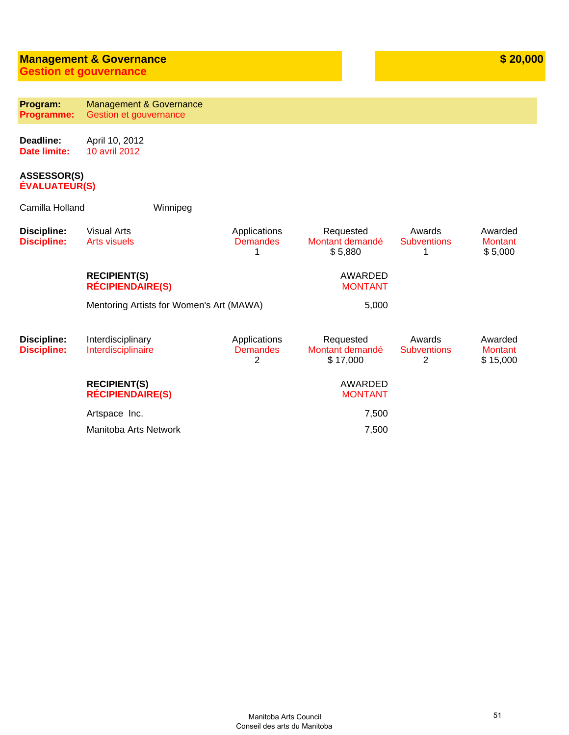## Management & Governance
## Gestion et gouvernance

**$ 20,000**

**Program:** Management & Governance
**Programme:** Gestion et gouvernance

**Deadline:** April 10, 2012
**Date limite:** 10 avril 2012

**ASSESSOR(S)**
**ÉVALUATEUR(S)**

Camilla Holland — Winnipeg

**Discipline:** Visual Arts
**Discipline:** Arts visuels

| Applications / Demandes | Requested / Montant demandé | Awards / Subventions | Awarded / Montant |
|---|---|---|---|
| 1 | $ 5,880 | 1 | $ 5,000 |

| RECIPIENT(S) / RÉCIPIENDAIRE(S) | AWARDED / MONTANT |
|---|---|
| Mentoring Artists for Women's Art (MAWA) | 5,000 |

**Discipline:** Interdisciplinary
**Discipline:** Interdisciplinaire

| Applications / Demandes | Requested / Montant demandé | Awards / Subventions | Awarded / Montant |
|---|---|---|---|
| 2 | $ 17,000 | 2 | $ 15,000 |

| RECIPIENT(S) / RÉCIPIENDAIRE(S) | AWARDED / MONTANT |
|---|---|
| Artspace Inc. | 7,500 |
| Manitoba Arts Network | 7,500 |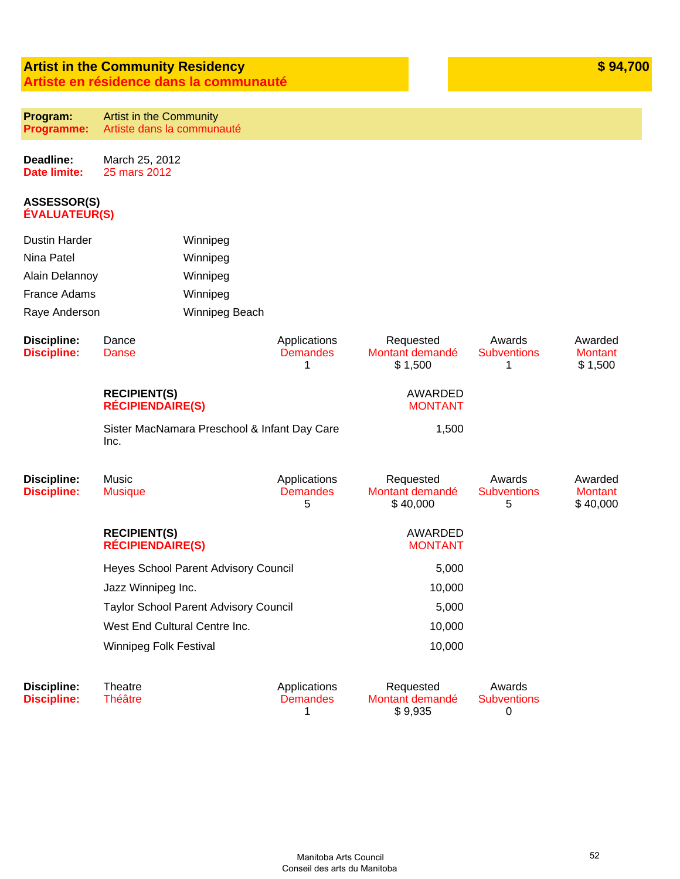## Artist in the Community Residency
## Artiste en résidence dans la communauté

**$ 94,700**

**Program:** Artist in the Community
**Programme:** Artiste dans la communauté

**Deadline:** March 25, 2012
**Date limite:** 25 mars 2012

**ASSESSOR(S)**
**ÉVALUATEUR(S)**

| | |
|---|---|
| Dustin Harder | Winnipeg |
| Nina Patel | Winnipeg |
| Alain Delannoy | Winnipeg |
| France Adams | Winnipeg |
| Raye Anderson | Winnipeg Beach |

**Discipline:** Dance
**Discipline:** Danse

| Applications / Demandes | Requested / Montant demandé | Awards / Subventions | Awarded / Montant |
|---|---|---|---|
| 1 | $ 1,500 | 1 | $ 1,500 |

| RECIPIENT(S) / RÉCIPIENDAIRE(S) | AWARDED / MONTANT |
|---|---|
| Sister MacNamara Preschool & Infant Day Care Inc. | 1,500 |

**Discipline:** Music
**Discipline:** Musique

| Applications / Demandes | Requested / Montant demandé | Awards / Subventions | Awarded / Montant |
|---|---|---|---|
| 5 | $ 40,000 | 5 | $ 40,000 |

| RECIPIENT(S) / RÉCIPIENDAIRE(S) | AWARDED / MONTANT |
|---|---|
| Heyes School Parent Advisory Council | 5,000 |
| Jazz Winnipeg Inc. | 10,000 |
| Taylor School Parent Advisory Council | 5,000 |
| West End Cultural Centre Inc. | 10,000 |
| Winnipeg Folk Festival | 10,000 |

**Discipline:** Theatre
**Discipline:** Théâtre

| Applications / Demandes | Requested / Montant demandé | Awards / Subventions |
|---|---|---|
| 1 | $ 9,935 | 0 |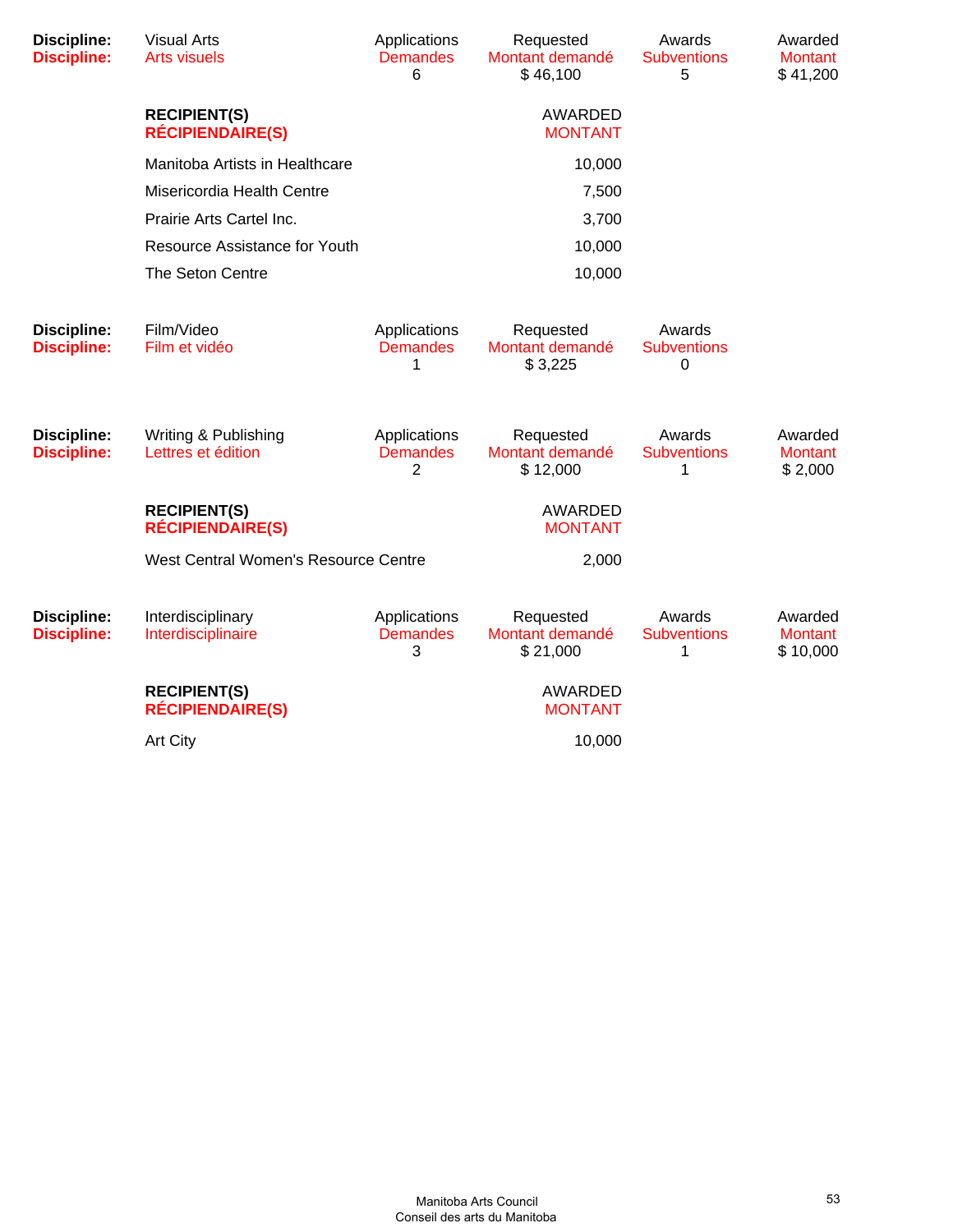| Discipline: | Visual Arts | Applications | Requested | Awards | Awarded |
|---|---|---|---|---|---|
| Discipline: | Arts visuels | Demandes | Montant demandé | Subventions | Montant |
| | | 6 | $ 46,100 | 5 | $ 41,200 |

| RECIPIENT(S) / RÉCIPIENDAIRE(S) | AWARDED / MONTANT |
|---|---|
| Manitoba Artists in Healthcare | 10,000 |
| Misericordia Health Centre | 7,500 |
| Prairie Arts Cartel Inc. | 3,700 |
| Resource Assistance for Youth | 10,000 |
| The Seton Centre | 10,000 |

| Discipline: | Film/Video | Applications | Requested | Awards |
|---|---|---|---|---|
| Discipline: | Film et vidéo | Demandes | Montant demandé | Subventions |
| | | 1 | $ 3,225 | 0 |

| Discipline: | Writing & Publishing | Applications | Requested | Awards | Awarded |
|---|---|---|---|---|---|
| Discipline: | Lettres et édition | Demandes | Montant demandé | Subventions | Montant |
| | | 2 | $ 12,000 | 1 | $ 2,000 |

| RECIPIENT(S) / RÉCIPIENDAIRE(S) | AWARDED / MONTANT |
|---|---|
| West Central Women's Resource Centre | 2,000 |

| Discipline: | Interdisciplinary | Applications | Requested | Awards | Awarded |
|---|---|---|---|---|---|
| Discipline: | Interdisciplinaire | Demandes | Montant demandé | Subventions | Montant |
| | | 3 | $ 21,000 | 1 | $ 10,000 |

| RECIPIENT(S) / RÉCIPIENDAIRE(S) | AWARDED / MONTANT |
|---|---|
| Art City | 10,000 |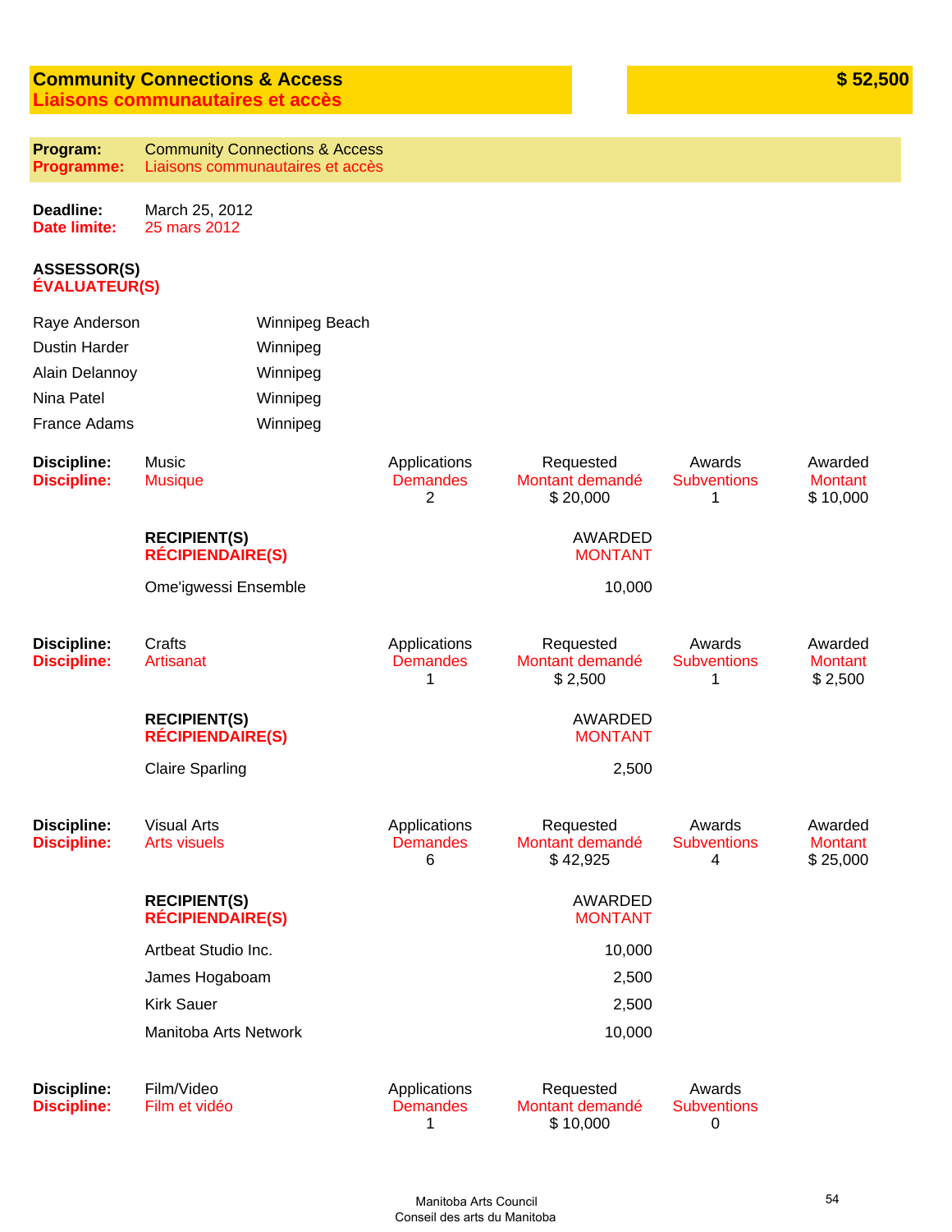## Community Connections & Access
## Liaisons communautaires et accès

**$ 52,500**

**Program:** Community Connections & Access
**Programme:** Liaisons communautaires et accès

**Deadline:** March 25, 2012
**Date limite:** 25 mars 2012

**ASSESSOR(S)**
**ÉVALUATEUR(S)**

| | |
|---|---|
| Raye Anderson | Winnipeg Beach |
| Dustin Harder | Winnipeg |
| Alain Delannoy | Winnipeg |
| Nina Patel | Winnipeg |
| France Adams | Winnipeg |

**Discipline:** Music
**Discipline:** Musique

| Applications / Demandes | Requested / Montant demandé | Awards / Subventions | Awarded / Montant |
|---|---|---|---|
| 2 | $ 20,000 | 1 | $ 10,000 |

| RECIPIENT(S) / RÉCIPIENDAIRE(S) | AWARDED / MONTANT |
|---|---|
| Ome'igwessi Ensemble | 10,000 |

**Discipline:** Crafts
**Discipline:** Artisanat

| Applications / Demandes | Requested / Montant demandé | Awards / Subventions | Awarded / Montant |
|---|---|---|---|
| 1 | $ 2,500 | 1 | $ 2,500 |

| RECIPIENT(S) / RÉCIPIENDAIRE(S) | AWARDED / MONTANT |
|---|---|
| Claire Sparling | 2,500 |

**Discipline:** Visual Arts
**Discipline:** Arts visuels

| Applications / Demandes | Requested / Montant demandé | Awards / Subventions | Awarded / Montant |
|---|---|---|---|
| 6 | $ 42,925 | 4 | $ 25,000 |

| RECIPIENT(S) / RÉCIPIENDAIRE(S) | AWARDED / MONTANT |
|---|---|
| Artbeat Studio Inc. | 10,000 |
| James Hogaboam | 2,500 |
| Kirk Sauer | 2,500 |
| Manitoba Arts Network | 10,000 |

**Discipline:** Film/Video
**Discipline:** Film et vidéo

| Applications / Demandes | Requested / Montant demandé | Awards / Subventions |
|---|---|---|
| 1 | $ 10,000 | 0 |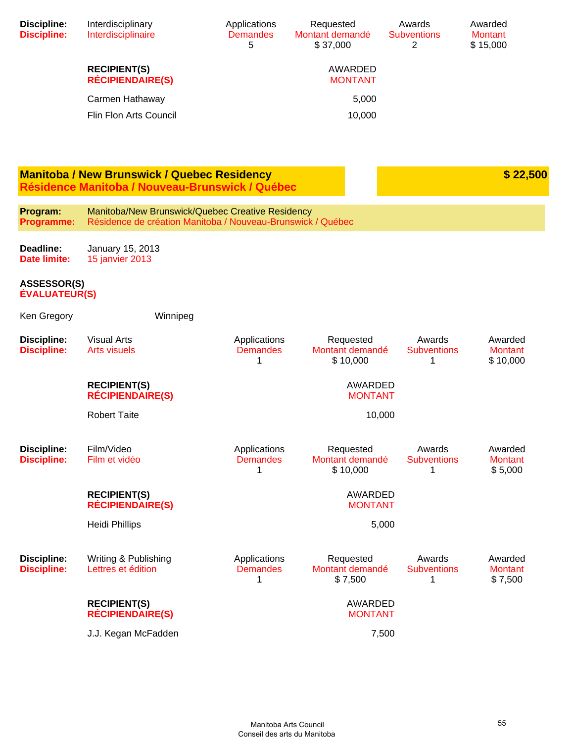| **Discipline:** | Interdisciplinary | Applications | Requested | Awards | Awarded |
|---|---|---|---|---|---|
| **Discipline:** | Interdisciplinaire | Demandes | Montant demandé | Subventions | Montant |
| | | 5 | $ 37,000 | 2 | $ 15,000 |

| **RECIPIENT(S)** / **RÉCIPIENDAIRE(S)** | AWARDED / MONTANT |
|---|---|
| Carmen Hathaway | 5,000 |
| Flin Flon Arts Council | 10,000 |

## Manitoba / New Brunswick / Quebec Residency
## Résidence Manitoba / Nouveau-Brunswick / Québec

**$ 22,500**

**Program:** Manitoba/New Brunswick/Quebec Creative Residency
**Programme:** Résidence de création Manitoba / Nouveau-Brunswick / Québec

**Deadline:** January 15, 2013
**Date limite:** 15 janvier 2013

**ASSESSOR(S)**
**ÉVALUATEUR(S)**

Ken Gregory — Winnipeg

| **Discipline:** | Visual Arts | Applications | Requested | Awards | Awarded |
|---|---|---|---|---|---|
| **Discipline:** | Arts visuels | Demandes | Montant demandé | Subventions | Montant |
| | | 1 | $ 10,000 | 1 | $ 10,000 |

| **RECIPIENT(S)** / **RÉCIPIENDAIRE(S)** | AWARDED / MONTANT |
|---|---|
| Robert Taite | 10,000 |

| **Discipline:** | Film/Video | Applications | Requested | Awards | Awarded |
|---|---|---|---|---|---|
| **Discipline:** | Film et vidéo | Demandes | Montant demandé | Subventions | Montant |
| | | 1 | $ 10,000 | 1 | $ 5,000 |

| **RECIPIENT(S)** / **RÉCIPIENDAIRE(S)** | AWARDED / MONTANT |
|---|---|
| Heidi Phillips | 5,000 |

| **Discipline:** | Writing & Publishing | Applications | Requested | Awards | Awarded |
|---|---|---|---|---|---|
| **Discipline:** | Lettres et édition | Demandes | Montant demandé | Subventions | Montant |
| | | 1 | $ 7,500 | 1 | $ 7,500 |

| **RECIPIENT(S)** / **RÉCIPIENDAIRE(S)** | AWARDED / MONTANT |
|---|---|
| J.J. Kegan McFadden | 7,500 |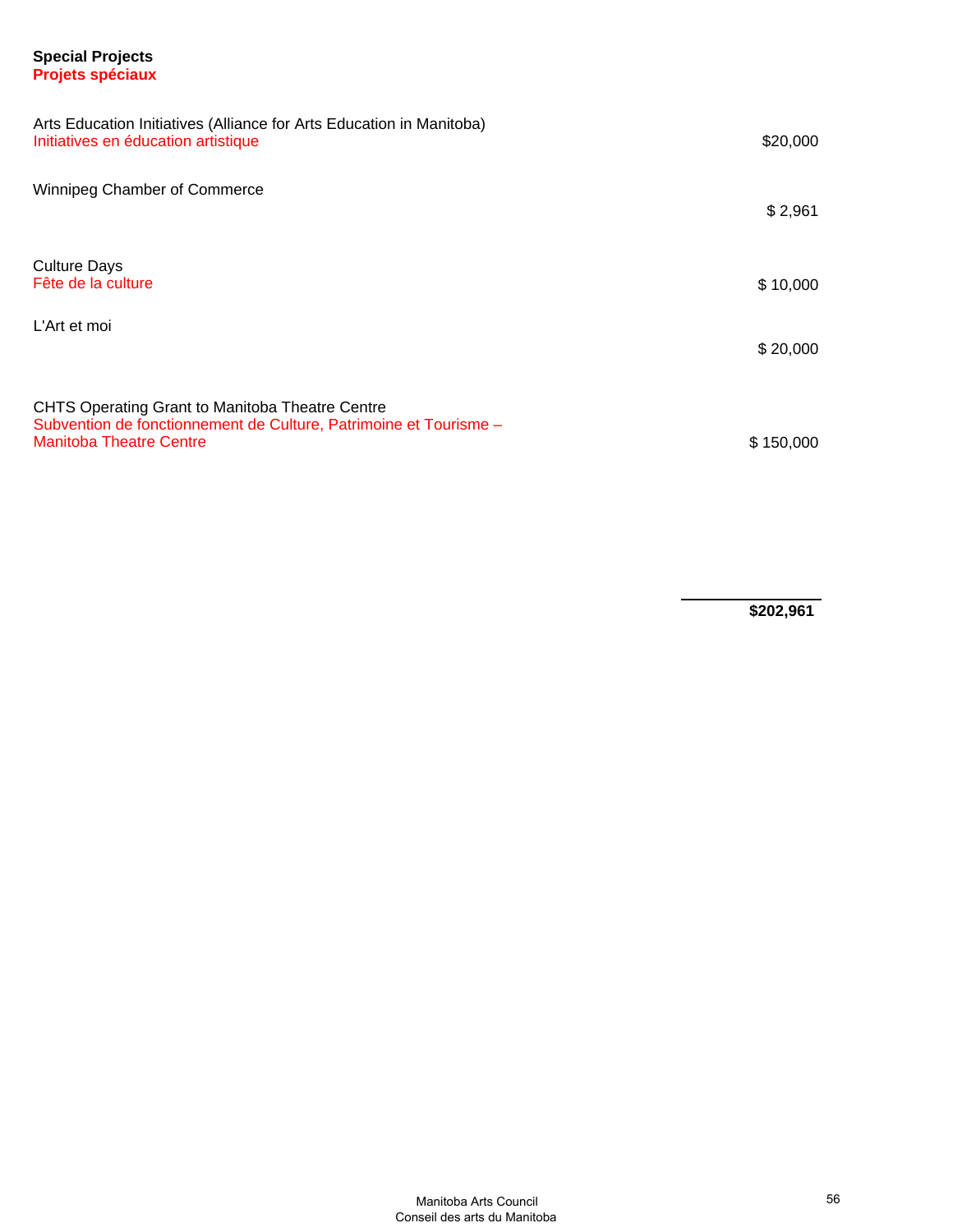**Special Projects**
**Projets spéciaux**

| | |
|---|---|
| Arts Education Initiatives (Alliance for Arts Education in Manitoba)<br>Initiatives en éducation artistique | $20,000 |
| Winnipeg Chamber of Commerce | $ 2,961 |
| Culture Days<br>Fête de la culture | $ 10,000 |
| L'Art et moi | $ 20,000 |
| CHTS Operating Grant to Manitoba Theatre Centre<br>Subvention de fonctionnement de Culture, Patrimoine et Tourisme – Manitoba Theatre Centre | $ 150,000 |
| | **$202,961** |